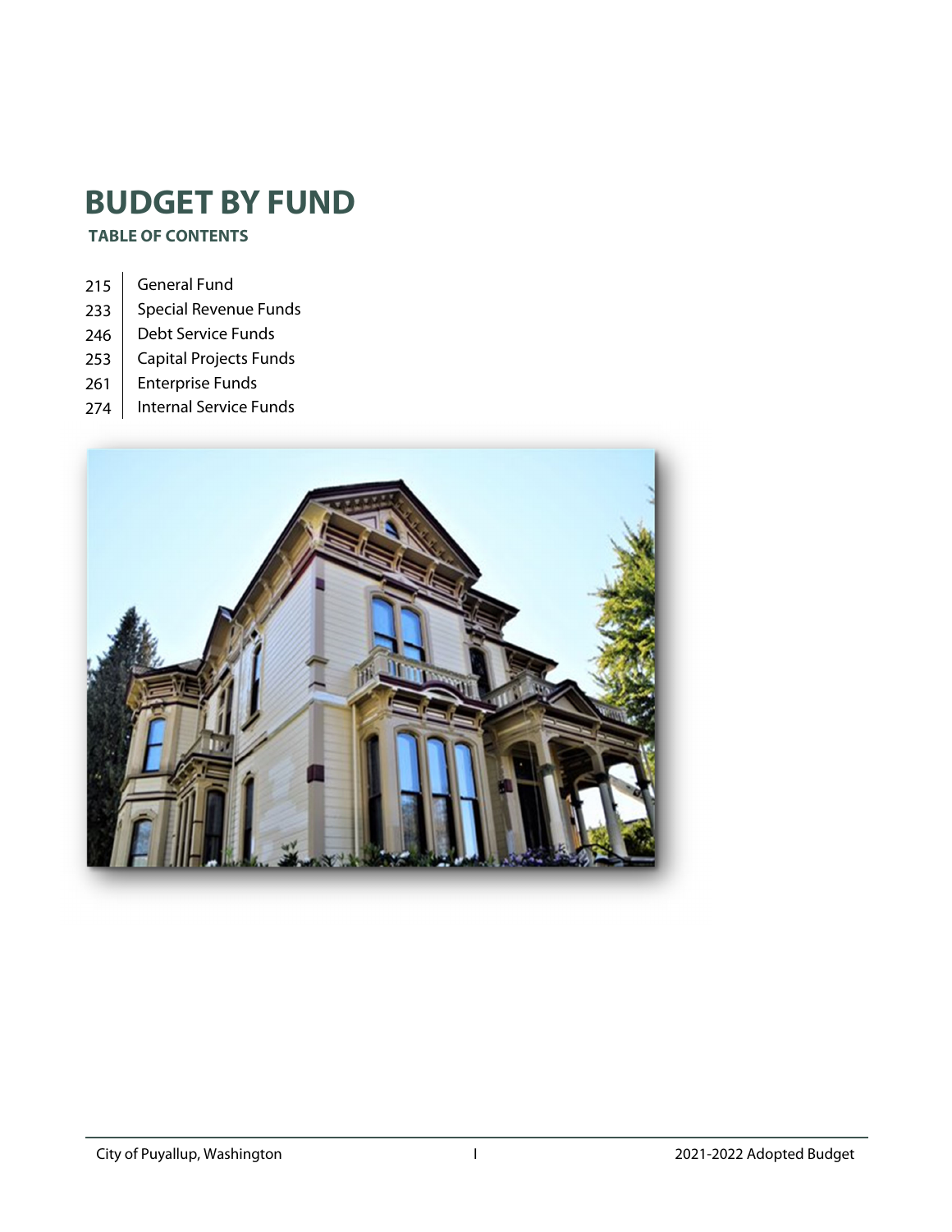# BUDGET BY FUND

## TABLE OF CONTENTS

| Page | Section |
| --- | --- |
| 215 | General Fund |
| 233 | Special Revenue Funds |
| 246 | Debt Service Funds |
| 253 | Capital Projects Funds |
| 261 | Enterprise Funds |
| 274 | Internal Service Funds |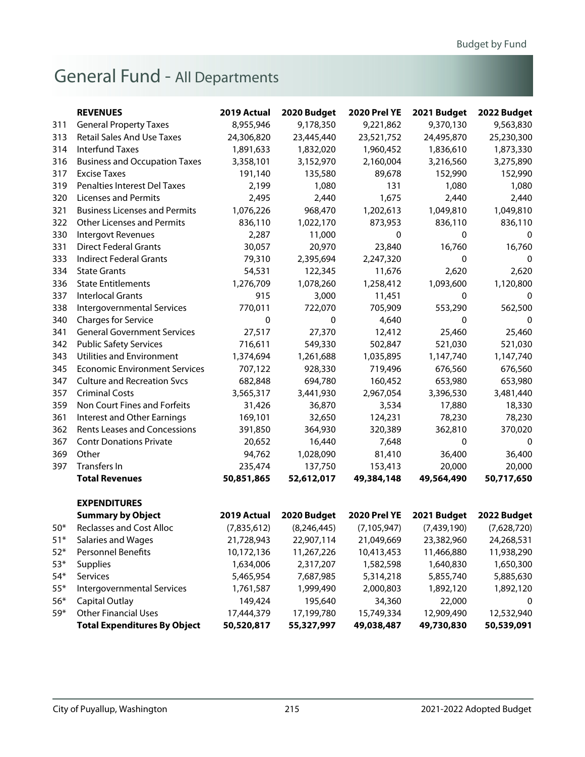# General Fund - All Departments

| | REVENUES | 2019 Actual | 2020 Budget | 2020 Prel YE | 2021 Budget | 2022 Budget |
|---|---|---|---|---|---|---|
| 311 | General Property Taxes | 8,955,946 | 9,178,350 | 9,221,862 | 9,370,130 | 9,563,830 |
| 313 | Retail Sales And Use Taxes | 24,306,820 | 23,445,440 | 23,521,752 | 24,495,870 | 25,230,300 |
| 314 | Interfund Taxes | 1,891,633 | 1,832,020 | 1,960,452 | 1,836,610 | 1,873,330 |
| 316 | Business and Occupation Taxes | 3,358,101 | 3,152,970 | 2,160,004 | 3,216,560 | 3,275,890 |
| 317 | Excise Taxes | 191,140 | 135,580 | 89,678 | 152,990 | 152,990 |
| 319 | Penalties Interest Del Taxes | 2,199 | 1,080 | 131 | 1,080 | 1,080 |
| 320 | Licenses and Permits | 2,495 | 2,440 | 1,675 | 2,440 | 2,440 |
| 321 | Business Licenses and Permits | 1,076,226 | 968,470 | 1,202,613 | 1,049,810 | 1,049,810 |
| 322 | Other Licenses and Permits | 836,110 | 1,022,170 | 873,953 | 836,110 | 836,110 |
| 330 | Intergovt Revenues | 2,287 | 11,000 | 0 | 0 | 0 |
| 331 | Direct Federal Grants | 30,057 | 20,970 | 23,840 | 16,760 | 16,760 |
| 333 | Indirect Federal Grants | 79,310 | 2,395,694 | 2,247,320 | 0 | 0 |
| 334 | State Grants | 54,531 | 122,345 | 11,676 | 2,620 | 2,620 |
| 336 | State Entitlements | 1,276,709 | 1,078,260 | 1,258,412 | 1,093,600 | 1,120,800 |
| 337 | Interlocal Grants | 915 | 3,000 | 11,451 | 0 | 0 |
| 338 | Intergovernmental Services | 770,011 | 722,070 | 705,909 | 553,290 | 562,500 |
| 340 | Charges for Service | 0 | 0 | 4,640 | 0 | 0 |
| 341 | General Government Services | 27,517 | 27,370 | 12,412 | 25,460 | 25,460 |
| 342 | Public Safety Services | 716,611 | 549,330 | 502,847 | 521,030 | 521,030 |
| 343 | Utilities and Environment | 1,374,694 | 1,261,688 | 1,035,895 | 1,147,740 | 1,147,740 |
| 345 | Economic Environment Services | 707,122 | 928,330 | 719,496 | 676,560 | 676,560 |
| 347 | Culture and Recreation Svcs | 682,848 | 694,780 | 160,452 | 653,980 | 653,980 |
| 357 | Criminal Costs | 3,565,317 | 3,441,930 | 2,967,054 | 3,396,530 | 3,481,440 |
| 359 | Non Court Fines and Forfeits | 31,426 | 36,870 | 3,534 | 17,880 | 18,330 |
| 361 | Interest and Other Earnings | 169,101 | 32,650 | 124,231 | 78,230 | 78,230 |
| 362 | Rents Leases and Concessions | 391,850 | 364,930 | 320,389 | 362,810 | 370,020 |
| 367 | Contr Donations Private | 20,652 | 16,440 | 7,648 | 0 | 0 |
| 369 | Other | 94,762 | 1,028,090 | 81,410 | 36,400 | 36,400 |
| 397 | Transfers In | 235,474 | 137,750 | 153,413 | 20,000 | 20,000 |
| | **Total Revenues** | **50,851,865** | **52,612,017** | **49,384,148** | **49,564,490** | **50,717,650** |

**EXPENDITURES**

| | Summary by Object | 2019 Actual | 2020 Budget | 2020 Prel YE | 2021 Budget | 2022 Budget |
|---|---|---|---|---|---|---|
| 50* | Reclasses and Cost Alloc | (7,835,612) | (8,246,445) | (7,105,947) | (7,439,190) | (7,628,720) |
| 51* | Salaries and Wages | 21,728,943 | 22,907,114 | 21,049,669 | 23,382,960 | 24,268,531 |
| 52* | Personnel Benefits | 10,172,136 | 11,267,226 | 10,413,453 | 11,466,880 | 11,938,290 |
| 53* | Supplies | 1,634,006 | 2,317,207 | 1,582,598 | 1,640,830 | 1,650,300 |
| 54* | Services | 5,465,954 | 7,687,985 | 5,314,218 | 5,855,740 | 5,885,630 |
| 55* | Intergovernmental Services | 1,761,587 | 1,999,490 | 2,000,803 | 1,892,120 | 1,892,120 |
| 56* | Capital Outlay | 149,424 | 195,640 | 34,360 | 22,000 | 0 |
| 59* | Other Financial Uses | 17,444,379 | 17,199,780 | 15,749,334 | 12,909,490 | 12,532,940 |
| | **Total Expenditures By Object** | **50,520,817** | **55,327,997** | **49,038,487** | **49,730,830** | **50,539,091** |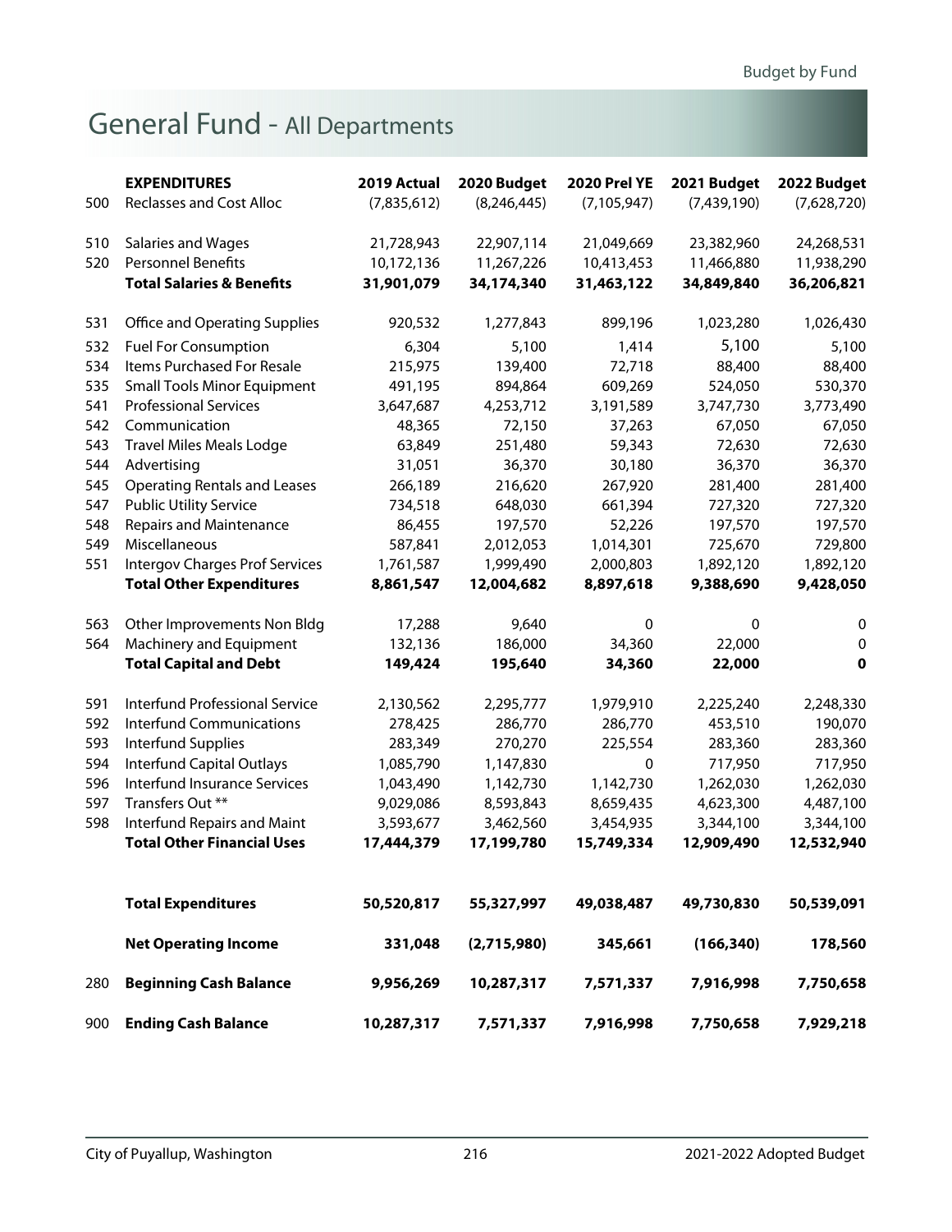# General Fund - All Departments

| | EXPENDITURES | 2019 Actual | 2020 Budget | 2020 Prel YE | 2021 Budget | 2022 Budget |
|---|---|---|---|---|---|---|
| 500 | Reclasses and Cost Alloc | (7,835,612) | (8,246,445) | (7,105,947) | (7,439,190) | (7,628,720) |
| | | | | | | |
| 510 | Salaries and Wages | 21,728,943 | 22,907,114 | 21,049,669 | 23,382,960 | 24,268,531 |
| 520 | Personnel Benefits | 10,172,136 | 11,267,226 | 10,413,453 | 11,466,880 | 11,938,290 |
| | **Total Salaries & Benefits** | **31,901,079** | **34,174,340** | **31,463,122** | **34,849,840** | **36,206,821** |
| | | | | | | |
| 531 | Office and Operating Supplies | 920,532 | 1,277,843 | 899,196 | 1,023,280 | 1,026,430 |
| 532 | Fuel For Consumption | 6,304 | 5,100 | 1,414 | 5,100 | 5,100 |
| 534 | Items Purchased For Resale | 215,975 | 139,400 | 72,718 | 88,400 | 88,400 |
| 535 | Small Tools Minor Equipment | 491,195 | 894,864 | 609,269 | 524,050 | 530,370 |
| 541 | Professional Services | 3,647,687 | 4,253,712 | 3,191,589 | 3,747,730 | 3,773,490 |
| 542 | Communication | 48,365 | 72,150 | 37,263 | 67,050 | 67,050 |
| 543 | Travel Miles Meals Lodge | 63,849 | 251,480 | 59,343 | 72,630 | 72,630 |
| 544 | Advertising | 31,051 | 36,370 | 30,180 | 36,370 | 36,370 |
| 545 | Operating Rentals and Leases | 266,189 | 216,620 | 267,920 | 281,400 | 281,400 |
| 547 | Public Utility Service | 734,518 | 648,030 | 661,394 | 727,320 | 727,320 |
| 548 | Repairs and Maintenance | 86,455 | 197,570 | 52,226 | 197,570 | 197,570 |
| 549 | Miscellaneous | 587,841 | 2,012,053 | 1,014,301 | 725,670 | 729,800 |
| 551 | Intergov Charges Prof Services | 1,761,587 | 1,999,490 | 2,000,803 | 1,892,120 | 1,892,120 |
| | **Total Other Expenditures** | **8,861,547** | **12,004,682** | **8,897,618** | **9,388,690** | **9,428,050** |
| | | | | | | |
| 563 | Other Improvements Non Bldg | 17,288 | 9,640 | 0 | 0 | 0 |
| 564 | Machinery and Equipment | 132,136 | 186,000 | 34,360 | 22,000 | 0 |
| | **Total Capital and Debt** | **149,424** | **195,640** | **34,360** | **22,000** | **0** |
| | | | | | | |
| 591 | Interfund Professional Service | 2,130,562 | 2,295,777 | 1,979,910 | 2,225,240 | 2,248,330 |
| 592 | Interfund Communications | 278,425 | 286,770 | 286,770 | 453,510 | 190,070 |
| 593 | Interfund Supplies | 283,349 | 270,270 | 225,554 | 283,360 | 283,360 |
| 594 | Interfund Capital Outlays | 1,085,790 | 1,147,830 | 0 | 717,950 | 717,950 |
| 596 | Interfund Insurance Services | 1,043,490 | 1,142,730 | 1,142,730 | 1,262,030 | 1,262,030 |
| 597 | Transfers Out ** | 9,029,086 | 8,593,843 | 8,659,435 | 4,623,300 | 4,487,100 |
| 598 | Interfund Repairs and Maint | 3,593,677 | 3,462,560 | 3,454,935 | 3,344,100 | 3,344,100 |
| | **Total Other Financial Uses** | **17,444,379** | **17,199,780** | **15,749,334** | **12,909,490** | **12,532,940** |
| | | | | | | |
| | **Total Expenditures** | **50,520,817** | **55,327,997** | **49,038,487** | **49,730,830** | **50,539,091** |
| | | | | | | |
| | **Net Operating Income** | **331,048** | **(2,715,980)** | **345,661** | **(166,340)** | **178,560** |
| | | | | | | |
| 280 | **Beginning Cash Balance** | **9,956,269** | **10,287,317** | **7,571,337** | **7,916,998** | **7,750,658** |
| | | | | | | |
| 900 | **Ending Cash Balance** | **10,287,317** | **7,571,337** | **7,916,998** | **7,750,658** | **7,929,218** |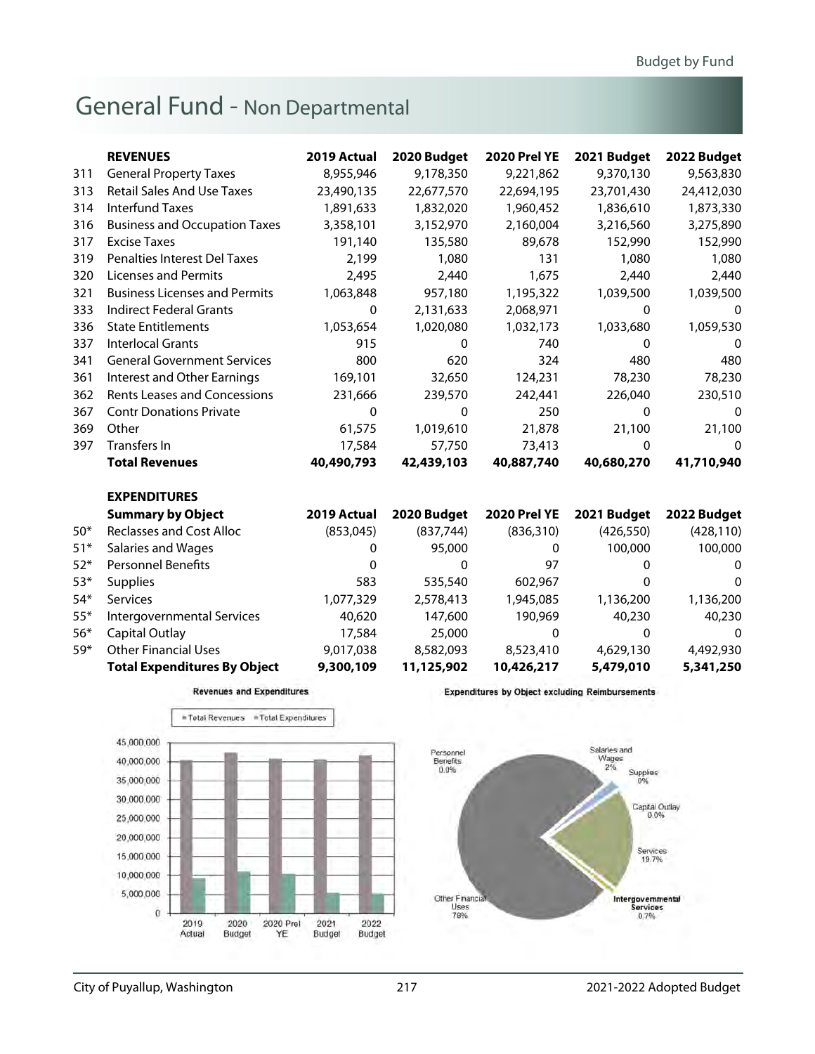# General Fund - Non Departmental

| | REVENUES | 2019 Actual | 2020 Budget | 2020 Prel YE | 2021 Budget | 2022 Budget |
|---|---|---|---|---|---|---|
| 311 | General Property Taxes | 8,955,946 | 9,178,350 | 9,221,862 | 9,370,130 | 9,563,830 |
| 313 | Retail Sales And Use Taxes | 23,490,135 | 22,677,570 | 22,694,195 | 23,701,430 | 24,412,030 |
| 314 | Interfund Taxes | 1,891,633 | 1,832,020 | 1,960,452 | 1,836,610 | 1,873,330 |
| 316 | Business and Occupation Taxes | 3,358,101 | 3,152,970 | 2,160,004 | 3,216,560 | 3,275,890 |
| 317 | Excise Taxes | 191,140 | 135,580 | 89,678 | 152,990 | 152,990 |
| 319 | Penalties Interest Del Taxes | 2,199 | 1,080 | 131 | 1,080 | 1,080 |
| 320 | Licenses and Permits | 2,495 | 2,440 | 1,675 | 2,440 | 2,440 |
| 321 | Business Licenses and Permits | 1,063,848 | 957,180 | 1,195,322 | 1,039,500 | 1,039,500 |
| 333 | Indirect Federal Grants | 0 | 2,131,633 | 2,068,971 | 0 | 0 |
| 336 | State Entitlements | 1,053,654 | 1,020,080 | 1,032,173 | 1,033,680 | 1,059,530 |
| 337 | Interlocal Grants | 915 | 0 | 740 | 0 | 0 |
| 341 | General Government Services | 800 | 620 | 324 | 480 | 480 |
| 361 | Interest and Other Earnings | 169,101 | 32,650 | 124,231 | 78,230 | 78,230 |
| 362 | Rents Leases and Concessions | 231,666 | 239,570 | 242,441 | 226,040 | 230,510 |
| 367 | Contr Donations Private | 0 | 0 | 250 | 0 | 0 |
| 369 | Other | 61,575 | 1,019,610 | 21,878 | 21,100 | 21,100 |
| 397 | Transfers In | 17,584 | 57,750 | 73,413 | 0 | 0 |
| | **Total Revenues** | **40,490,793** | **42,439,103** | **40,887,740** | **40,680,270** | **41,710,940** |

**EXPENDITURES**

| | Summary by Object | 2019 Actual | 2020 Budget | 2020 Prel YE | 2021 Budget | 2022 Budget |
|---|---|---|---|---|---|---|
| 50* | Reclasses and Cost Alloc | (853,045) | (837,744) | (836,310) | (426,550) | (428,110) |
| 51* | Salaries and Wages | 0 | 95,000 | 0 | 100,000 | 100,000 |
| 52* | Personnel Benefits | 0 | 0 | 97 | 0 | 0 |
| 53* | Supplies | 583 | 535,540 | 602,967 | 0 | 0 |
| 54* | Services | 1,077,329 | 2,578,413 | 1,945,085 | 1,136,200 | 1,136,200 |
| 55* | Intergovernmental Services | 40,620 | 147,600 | 190,969 | 40,230 | 40,230 |
| 56* | Capital Outlay | 17,584 | 25,000 | 0 | 0 | 0 |
| 59* | Other Financial Uses | 9,017,038 | 8,582,093 | 8,523,410 | 4,629,130 | 4,492,930 |
| | **Total Expenditures By Object** | **9,300,109** | **11,125,902** | **10,426,217** | **5,479,010** | **5,341,250** |

Revenues and Expenditures

Expenditures by Object excluding Reimbursements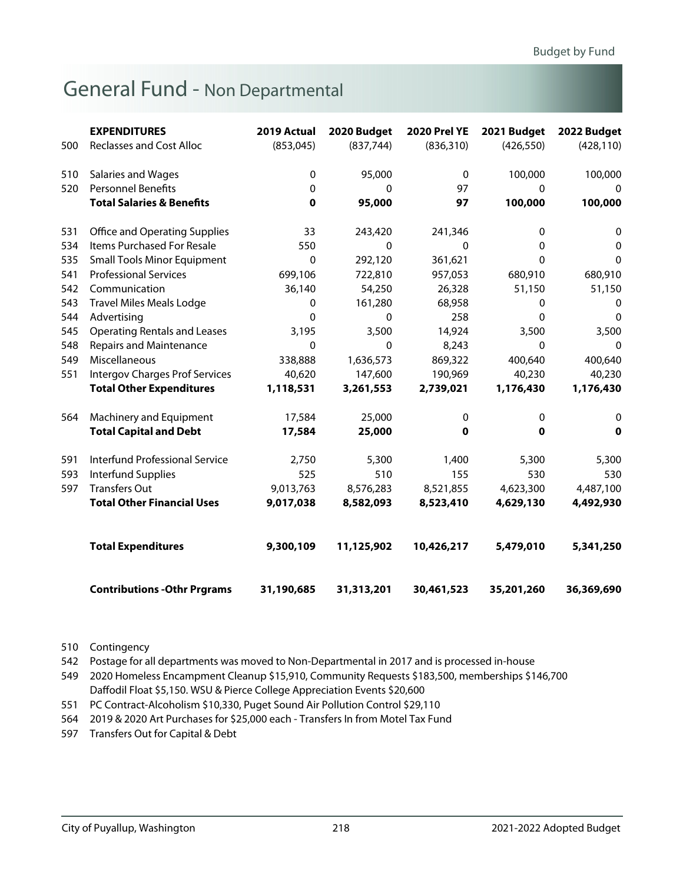# General Fund - Non Departmental

| | EXPENDITURES | 2019 Actual | 2020 Budget | 2020 Prel YE | 2021 Budget | 2022 Budget |
|---|---|---|---|---|---|---|
| 500 | Reclasses and Cost Alloc | (853,045) | (837,744) | (836,310) | (426,550) | (428,110) |
| 510 | Salaries and Wages | 0 | 95,000 | 0 | 100,000 | 100,000 |
| 520 | Personnel Benefits | 0 | 0 | 97 | 0 | 0 |
| | **Total Salaries & Benefits** | **0** | **95,000** | **97** | **100,000** | **100,000** |
| 531 | Office and Operating Supplies | 33 | 243,420 | 241,346 | 0 | 0 |
| 534 | Items Purchased For Resale | 550 | 0 | 0 | 0 | 0 |
| 535 | Small Tools Minor Equipment | 0 | 292,120 | 361,621 | 0 | 0 |
| 541 | Professional Services | 699,106 | 722,810 | 957,053 | 680,910 | 680,910 |
| 542 | Communication | 36,140 | 54,250 | 26,328 | 51,150 | 51,150 |
| 543 | Travel Miles Meals Lodge | 0 | 161,280 | 68,958 | 0 | 0 |
| 544 | Advertising | 0 | 0 | 258 | 0 | 0 |
| 545 | Operating Rentals and Leases | 3,195 | 3,500 | 14,924 | 3,500 | 3,500 |
| 548 | Repairs and Maintenance | 0 | 0 | 8,243 | 0 | 0 |
| 549 | Miscellaneous | 338,888 | 1,636,573 | 869,322 | 400,640 | 400,640 |
| 551 | Intergov Charges Prof Services | 40,620 | 147,600 | 190,969 | 40,230 | 40,230 |
| | **Total Other Expenditures** | **1,118,531** | **3,261,553** | **2,739,021** | **1,176,430** | **1,176,430** |
| 564 | Machinery and Equipment | 17,584 | 25,000 | 0 | 0 | 0 |
| | **Total Capital and Debt** | **17,584** | **25,000** | **0** | **0** | **0** |
| 591 | Interfund Professional Service | 2,750 | 5,300 | 1,400 | 5,300 | 5,300 |
| 593 | Interfund Supplies | 525 | 510 | 155 | 530 | 530 |
| 597 | Transfers Out | 9,013,763 | 8,576,283 | 8,521,855 | 4,623,300 | 4,487,100 |
| | **Total Other Financial Uses** | **9,017,038** | **8,582,093** | **8,523,410** | **4,629,130** | **4,492,930** |
| | **Total Expenditures** | **9,300,109** | **11,125,902** | **10,426,217** | **5,479,010** | **5,341,250** |
| | **Contributions -Othr Prgrams** | **31,190,685** | **31,313,201** | **30,461,523** | **35,201,260** | **36,369,690** |

510 Contingency

542 Postage for all departments was moved to Non-Departmental in 2017 and is processed in-house

549 2020 Homeless Encampment Cleanup $15,910, Community Requests $183,500, memberships $146,700 Daffodil Float $5,150. WSU & Pierce College Appreciation Events $20,600

551 PC Contract-Alcoholism $10,330, Puget Sound Air Pollution Control $29,110

564 2019 & 2020 Art Purchases for $25,000 each - Transfers In from Motel Tax Fund

597 Transfers Out for Capital & Debt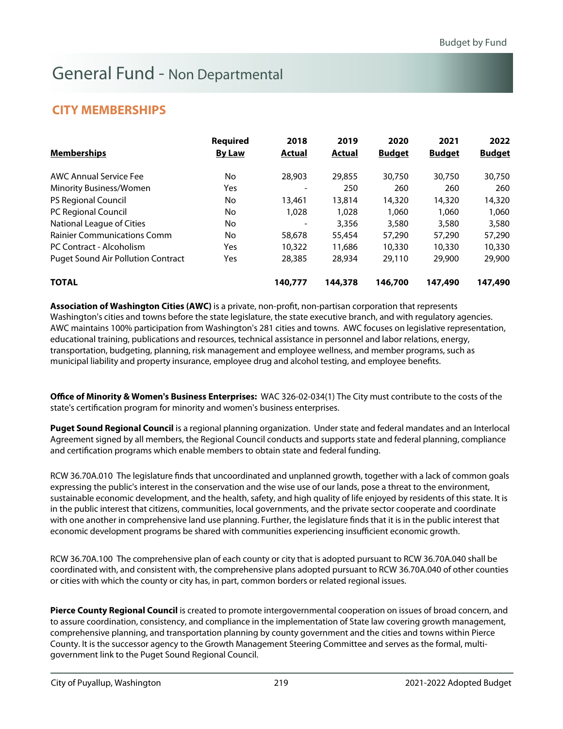# General Fund - Non Departmental

## CITY MEMBERSHIPS

| Memberships | Required By Law | 2018 Actual | 2019 Actual | 2020 Budget | 2021 Budget | 2022 Budget |
|---|---|---|---|---|---|---|
| AWC Annual Service Fee | No | 28,903 | 29,855 | 30,750 | 30,750 | 30,750 |
| Minority Business/Women | Yes | - | 250 | 260 | 260 | 260 |
| PS Regional Council | No | 13,461 | 13,814 | 14,320 | 14,320 | 14,320 |
| PC Regional Council | No | 1,028 | 1,028 | 1,060 | 1,060 | 1,060 |
| National League of Cities | No | - | 3,356 | 3,580 | 3,580 | 3,580 |
| Rainier Communications Comm | No | 58,678 | 55,454 | 57,290 | 57,290 | 57,290 |
| PC Contract - Alcoholism | Yes | 10,322 | 11,686 | 10,330 | 10,330 | 10,330 |
| Puget Sound Air Pollution Contract | Yes | 28,385 | 28,934 | 29,110 | 29,900 | 29,900 |
| **TOTAL** | | **140,777** | **144,378** | **146,700** | **147,490** | **147,490** |

**Association of Washington Cities (AWC)** is a private, non-profit, non-partisan corporation that represents Washington's cities and towns before the state legislature, the state executive branch, and with regulatory agencies. AWC maintains 100% participation from Washington's 281 cities and towns. AWC focuses on legislative representation, educational training, publications and resources, technical assistance in personnel and labor relations, energy, transportation, budgeting, planning, risk management and employee wellness, and member programs, such as municipal liability and property insurance, employee drug and alcohol testing, and employee benefits.

**Office of Minority & Women's Business Enterprises:** WAC 326-02-034(1) The City must contribute to the costs of the state's certification program for minority and women's business enterprises.

**Puget Sound Regional Council** is a regional planning organization. Under state and federal mandates and an Interlocal Agreement signed by all members, the Regional Council conducts and supports state and federal planning, compliance and certification programs which enable members to obtain state and federal funding.

RCW 36.70A.010 The legislature finds that uncoordinated and unplanned growth, together with a lack of common goals expressing the public's interest in the conservation and the wise use of our lands, pose a threat to the environment, sustainable economic development, and the health, safety, and high quality of life enjoyed by residents of this state. It is in the public interest that citizens, communities, local governments, and the private sector cooperate and coordinate with one another in comprehensive land use planning. Further, the legislature finds that it is in the public interest that economic development programs be shared with communities experiencing insufficient economic growth.

RCW 36.70A.100 The comprehensive plan of each county or city that is adopted pursuant to RCW 36.70A.040 shall be coordinated with, and consistent with, the comprehensive plans adopted pursuant to RCW 36.70A.040 of other counties or cities with which the county or city has, in part, common borders or related regional issues.

**Pierce County Regional Council** is created to promote intergovernmental cooperation on issues of broad concern, and to assure coordination, consistency, and compliance in the implementation of State law covering growth management, comprehensive planning, and transportation planning by county government and the cities and towns within Pierce County. It is the successor agency to the Growth Management Steering Committee and serves as the formal, multi-government link to the Puget Sound Regional Council.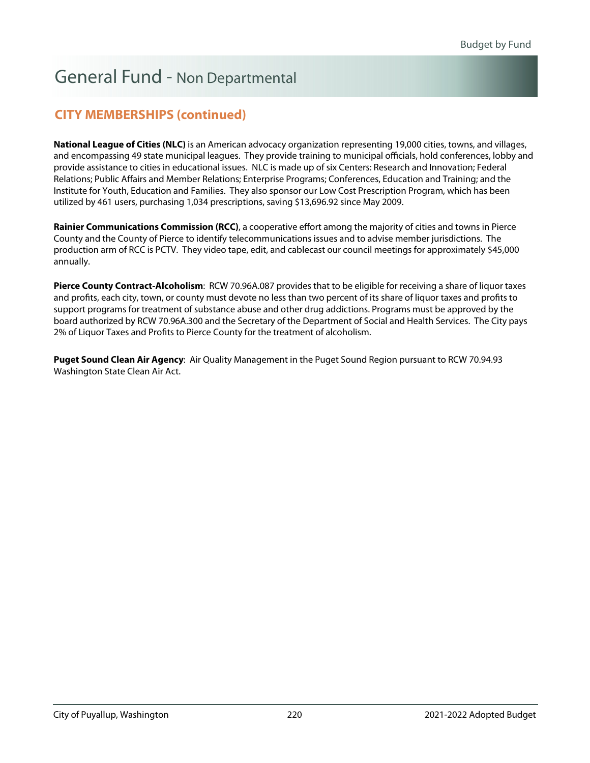# General Fund - Non Departmental

## CITY MEMBERSHIPS (continued)

**National League of Cities (NLC)** is an American advocacy organization representing 19,000 cities, towns, and villages, and encompassing 49 state municipal leagues. They provide training to municipal officials, hold conferences, lobby and provide assistance to cities in educational issues. NLC is made up of six Centers: Research and Innovation; Federal Relations; Public Affairs and Member Relations; Enterprise Programs; Conferences, Education and Training; and the Institute for Youth, Education and Families. They also sponsor our Low Cost Prescription Program, which has been utilized by 461 users, purchasing 1,034 prescriptions, saving $13,696.92 since May 2009.

**Rainier Communications Commission (RCC)**, a cooperative effort among the majority of cities and towns in Pierce County and the County of Pierce to identify telecommunications issues and to advise member jurisdictions. The production arm of RCC is PCTV. They video tape, edit, and cablecast our council meetings for approximately $45,000 annually.

**Pierce County Contract-Alcoholism**: RCW 70.96A.087 provides that to be eligible for receiving a share of liquor taxes and profits, each city, town, or county must devote no less than two percent of its share of liquor taxes and profits to support programs for treatment of substance abuse and other drug addictions. Programs must be approved by the board authorized by RCW 70.96A.300 and the Secretary of the Department of Social and Health Services. The City pays 2% of Liquor Taxes and Profits to Pierce County for the treatment of alcoholism.

**Puget Sound Clean Air Agency**: Air Quality Management in the Puget Sound Region pursuant to RCW 70.94.93 Washington State Clean Air Act.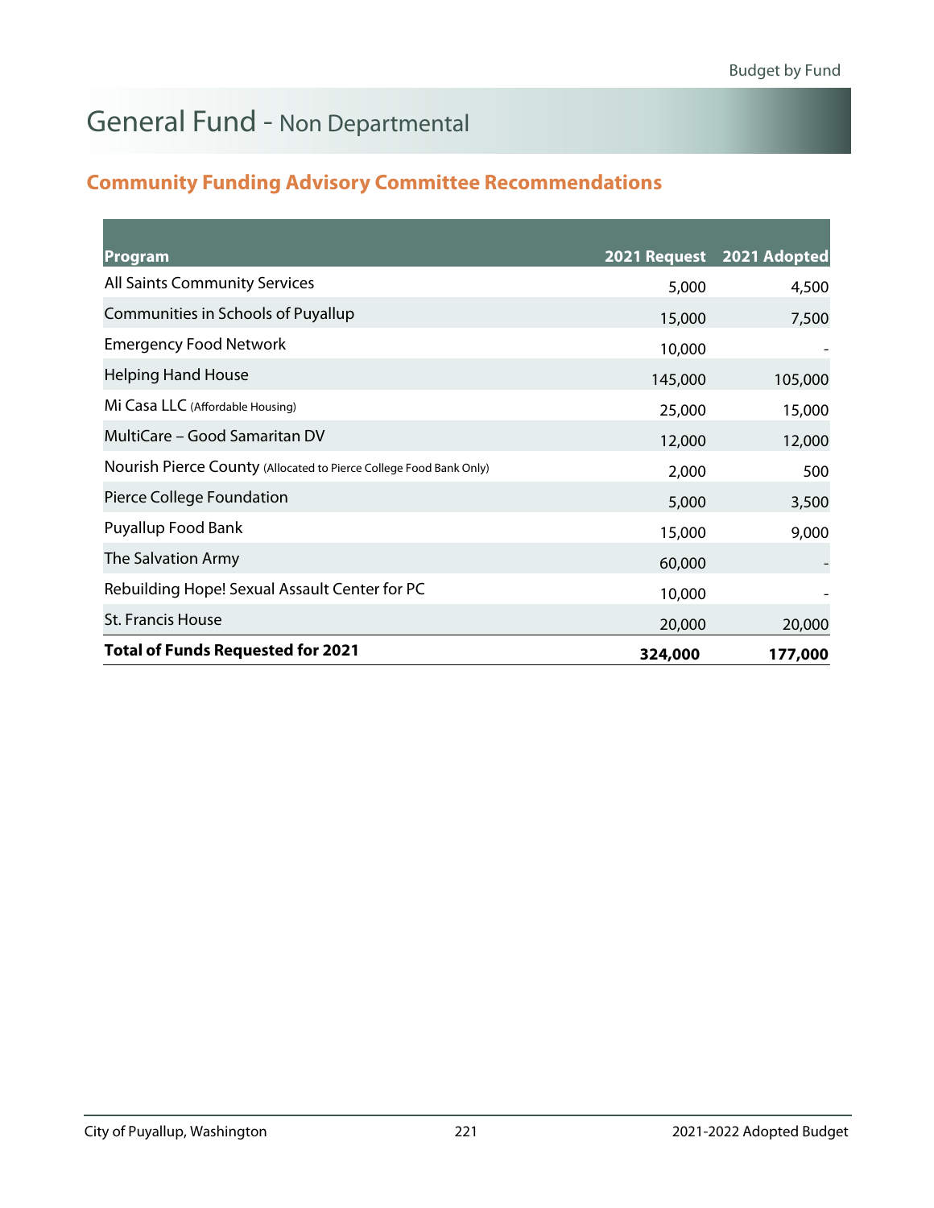# General Fund - Non Departmental

## Community Funding Advisory Committee Recommendations

| Program | 2021 Request | 2021 Adopted |
|---|---|---|
| All Saints Community Services | 5,000 | 4,500 |
| Communities in Schools of Puyallup | 15,000 | 7,500 |
| Emergency Food Network | 10,000 | - |
| Helping Hand House | 145,000 | 105,000 |
| Mi Casa LLC (Affordable Housing) | 25,000 | 15,000 |
| MultiCare – Good Samaritan DV | 12,000 | 12,000 |
| Nourish Pierce County (Allocated to Pierce College Food Bank Only) | 2,000 | 500 |
| Pierce College Foundation | 5,000 | 3,500 |
| Puyallup Food Bank | 15,000 | 9,000 |
| The Salvation Army | 60,000 | - |
| Rebuilding Hope! Sexual Assault Center for PC | 10,000 | - |
| St. Francis House | 20,000 | 20,000 |
| **Total of Funds Requested for 2021** | **324,000** | **177,000** |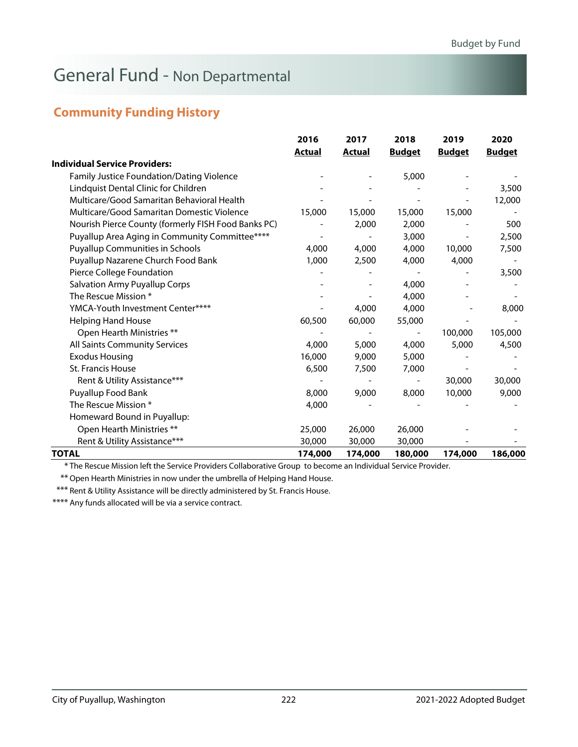# General Fund - Non Departmental

## Community Funding History

| | 2016 Actual | 2017 Actual | 2018 Budget | 2019 Budget | 2020 Budget |
|---|---|---|---|---|---|
| **Individual Service Providers:** | | | | | |
| Family Justice Foundation/Dating Violence | - | - | 5,000 | - | - |
| Lindquist Dental Clinic for Children | - | - | - | - | 3,500 |
| Multicare/Good Samaritan Behavioral Health | - | - | - | - | 12,000 |
| Multicare/Good Samaritan Domestic Violence | 15,000 | 15,000 | 15,000 | 15,000 | - |
| Nourish Pierce County (formerly FISH Food Banks PC) | - | 2,000 | 2,000 | - | 500 |
| Puyallup Area Aging in Community Committee**** | - | - | 3,000 | - | 2,500 |
| Puyallup Communities in Schools | 4,000 | 4,000 | 4,000 | 10,000 | 7,500 |
| Puyallup Nazarene Church Food Bank | 1,000 | 2,500 | 4,000 | 4,000 | - |
| Pierce College Foundation | - | - | - | - | 3,500 |
| Salvation Army Puyallup Corps | - | - | 4,000 | - | - |
| The Rescue Mission * | - | - | 4,000 | - | - |
| YMCA-Youth Investment Center**** | - | 4,000 | 4,000 | - | 8,000 |
| Helping Hand House | 60,500 | 60,000 | 55,000 | - | - |
| Open Hearth Ministries ** | - | - | - | 100,000 | 105,000 |
| All Saints Community Services | 4,000 | 5,000 | 4,000 | 5,000 | 4,500 |
| Exodus Housing | 16,000 | 9,000 | 5,000 | - | - |
| St. Francis House | 6,500 | 7,500 | 7,000 | - | - |
| Rent & Utility Assistance*** | - | - | - | 30,000 | 30,000 |
| Puyallup Food Bank | 8,000 | 9,000 | 8,000 | 10,000 | 9,000 |
| The Rescue Mission * | 4,000 | - | - | - | - |
| Homeward Bound in Puyallup: | | | | | |
| Open Hearth Ministries ** | 25,000 | 26,000 | 26,000 | - | - |
| Rent & Utility Assistance*** | 30,000 | 30,000 | 30,000 | - | - |
| **TOTAL** | **174,000** | **174,000** | **180,000** | **174,000** | **186,000** |

* The Rescue Mission left the Service Providers Collaborative Group to become an Individual Service Provider.

** Open Hearth Ministries in now under the umbrella of Helping Hand House.

*** Rent & Utility Assistance will be directly administered by St. Francis House.

**** Any funds allocated will be via a service contract.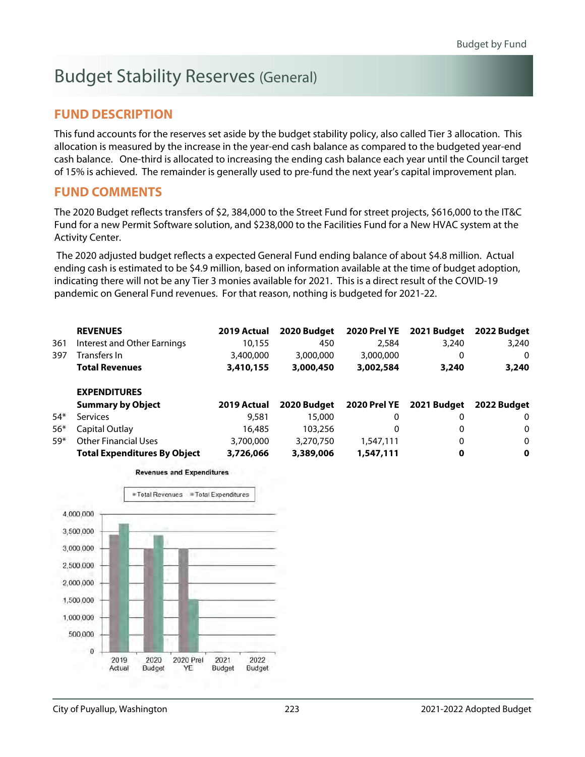# Budget Stability Reserves (General)

## FUND DESCRIPTION

This fund accounts for the reserves set aside by the budget stability policy, also called Tier 3 allocation. This allocation is measured by the increase in the year-end cash balance as compared to the budgeted year-end cash balance. One-third is allocated to increasing the ending cash balance each year until the Council target of 15% is achieved. The remainder is generally used to pre-fund the next year's capital improvement plan.

## FUND COMMENTS

The 2020 Budget reflects transfers of $2, 384,000 to the Street Fund for street projects, $616,000 to the IT&C Fund for a new Permit Software solution, and $238,000 to the Facilities Fund for a New HVAC system at the Activity Center.

The 2020 adjusted budget reflects a expected General Fund ending balance of about $4.8 million. Actual ending cash is estimated to be $4.9 million, based on information available at the time of budget adoption, indicating there will not be any Tier 3 monies available for 2021. This is a direct result of the COVID-19 pandemic on General Fund revenues. For that reason, nothing is budgeted for 2021-22.

| | **REVENUES** | **2019 Actual** | **2020 Budget** | **2020 Prel YE** | **2021 Budget** | **2022 Budget** |
|---|---|---|---|---|---|---|
| 361 | Interest and Other Earnings | 10,155 | 450 | 2,584 | 3,240 | 3,240 |
| 397 | Transfers In | 3,400,000 | 3,000,000 | 3,000,000 | 0 | 0 |
| | **Total Revenues** | **3,410,155** | **3,000,450** | **3,002,584** | **3,240** | **3,240** |

| | **EXPENDITURES**<br>**Summary by Object** | **2019 Actual** | **2020 Budget** | **2020 Prel YE** | **2021 Budget** | **2022 Budget** |
|---|---|---|---|---|---|---|
| 54* | Services | 9,581 | 15,000 | 0 | 0 | 0 |
| 56* | Capital Outlay | 16,485 | 103,256 | 0 | 0 | 0 |
| 59* | Other Financial Uses | 3,700,000 | 3,270,750 | 1,547,111 | 0 | 0 |
| | **Total Expenditures By Object** | **3,726,066** | **3,389,006** | **1,547,111** | **0** | **0** |

Revenues and Expenditures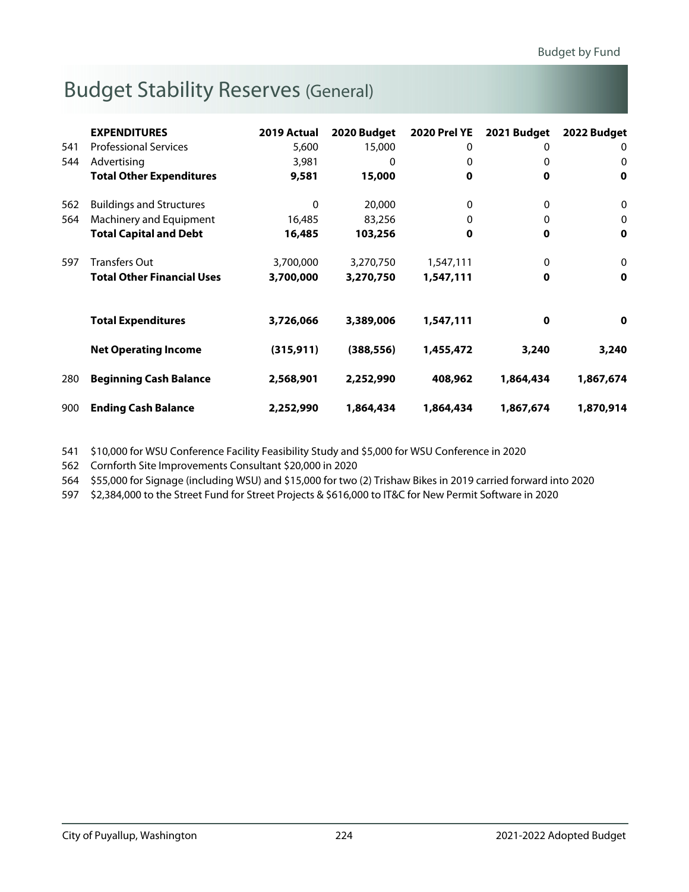# Budget Stability Reserves (General)

| | EXPENDITURES | 2019 Actual | 2020 Budget | 2020 Prel YE | 2021 Budget | 2022 Budget |
|---|---|---|---|---|---|---|
| 541 | Professional Services | 5,600 | 15,000 | 0 | 0 | 0 |
| 544 | Advertising | 3,981 | 0 | 0 | 0 | 0 |
| | **Total Other Expenditures** | **9,581** | **15,000** | **0** | **0** | **0** |
| 562 | Buildings and Structures | 0 | 20,000 | 0 | 0 | 0 |
| 564 | Machinery and Equipment | 16,485 | 83,256 | 0 | 0 | 0 |
| | **Total Capital and Debt** | **16,485** | **103,256** | **0** | **0** | **0** |
| 597 | Transfers Out | 3,700,000 | 3,270,750 | 1,547,111 | 0 | 0 |
| | **Total Other Financial Uses** | **3,700,000** | **3,270,750** | **1,547,111** | **0** | **0** |
| | **Total Expenditures** | **3,726,066** | **3,389,006** | **1,547,111** | **0** | **0** |
| | **Net Operating Income** | **(315,911)** | **(388,556)** | **1,455,472** | **3,240** | **3,240** |
| 280 | **Beginning Cash Balance** | **2,568,901** | **2,252,990** | **408,962** | **1,864,434** | **1,867,674** |
| 900 | **Ending Cash Balance** | **2,252,990** | **1,864,434** | **1,864,434** | **1,867,674** | **1,870,914** |

541 $10,000 for WSU Conference Facility Feasibility Study and $5,000 for WSU Conference in 2020

562 Cornforth Site Improvements Consultant $20,000 in 2020

564 $55,000 for Signage (including WSU) and $15,000 for two (2) Trishaw Bikes in 2019 carried forward into 2020

597 $2,384,000 to the Street Fund for Street Projects & $616,000 to IT&C for New Permit Software in 2020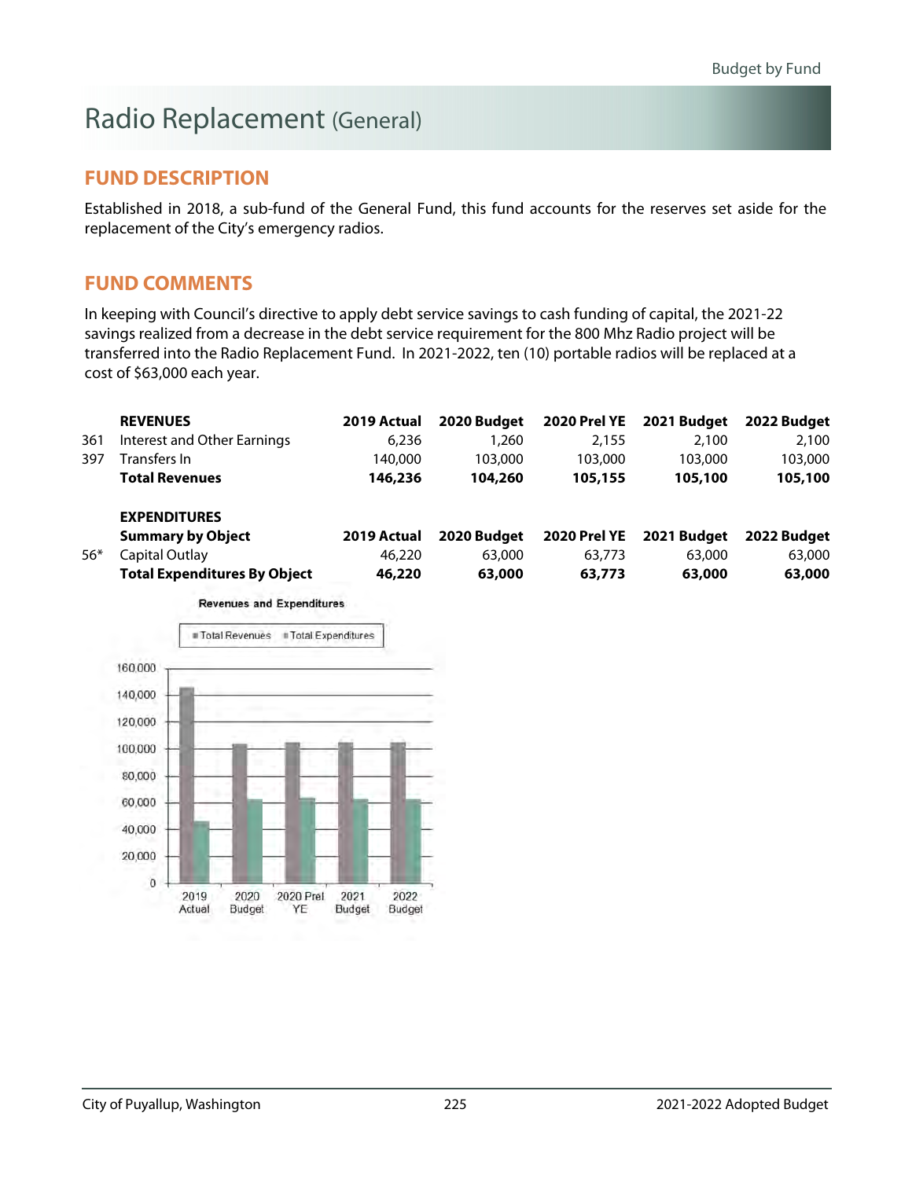# Radio Replacement (General)

## FUND DESCRIPTION

Established in 2018, a sub-fund of the General Fund, this fund accounts for the reserves set aside for the replacement of the City's emergency radios.

## FUND COMMENTS

In keeping with Council's directive to apply debt service savings to cash funding of capital, the 2021-22 savings realized from a decrease in the debt service requirement for the 800 Mhz Radio project will be transferred into the Radio Replacement Fund. In 2021-2022, ten (10) portable radios will be replaced at a cost of $63,000 each year.

| | **REVENUES** | **2019 Actual** | **2020 Budget** | **2020 Prel YE** | **2021 Budget** | **2022 Budget** |
|---|---|---|---|---|---|---|
| 361 | Interest and Other Earnings | 6,236 | 1,260 | 2,155 | 2,100 | 2,100 |
| 397 | Transfers In | 140,000 | 103,000 | 103,000 | 103,000 | 103,000 |
| | **Total Revenues** | **146,236** | **104,260** | **105,155** | **105,100** | **105,100** |

| | **EXPENDITURES**<br>**Summary by Object** | **2019 Actual** | **2020 Budget** | **2020 Prel YE** | **2021 Budget** | **2022 Budget** |
|---|---|---|---|---|---|---|
| 56* | Capital Outlay | 46,220 | 63,000 | 63,773 | 63,000 | 63,000 |
| | **Total Expenditures By Object** | **46,220** | **63,000** | **63,773** | **63,000** | **63,000** |

Revenues and Expenditures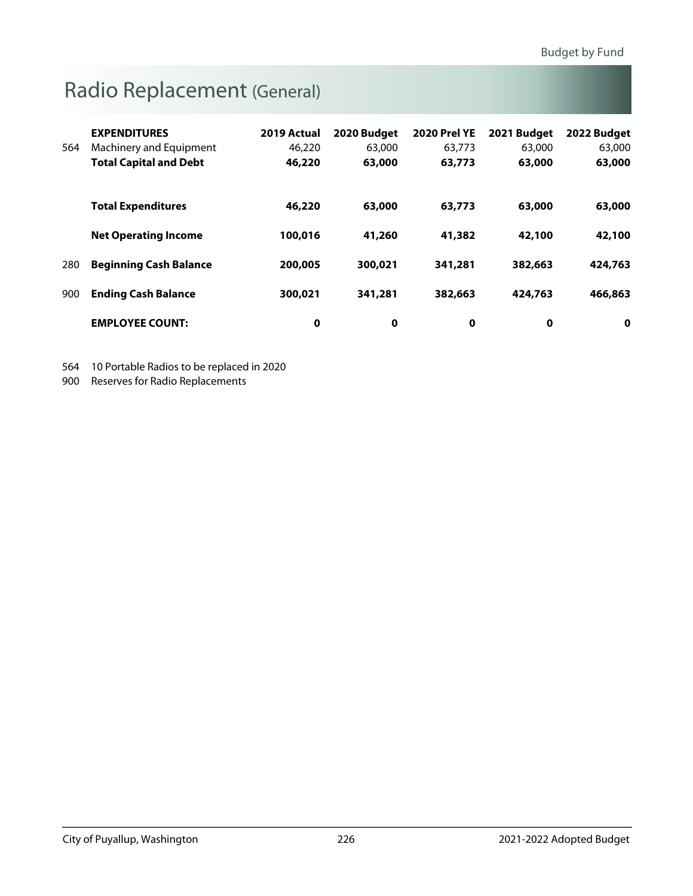# Radio Replacement (General)

| | EXPENDITURES | 2019 Actual | 2020 Budget | 2020 Prel YE | 2021 Budget | 2022 Budget |
|---|---|---|---|---|---|---|
| 564 | Machinery and Equipment | 46,220 | 63,000 | 63,773 | 63,000 | 63,000 |
| | **Total Capital and Debt** | **46,220** | **63,000** | **63,773** | **63,000** | **63,000** |
| | **Total Expenditures** | **46,220** | **63,000** | **63,773** | **63,000** | **63,000** |
| | **Net Operating Income** | **100,016** | **41,260** | **41,382** | **42,100** | **42,100** |
| 280 | **Beginning Cash Balance** | **200,005** | **300,021** | **341,281** | **382,663** | **424,763** |
| 900 | **Ending Cash Balance** | **300,021** | **341,281** | **382,663** | **424,763** | **466,863** |
| | **EMPLOYEE COUNT:** | **0** | **0** | **0** | **0** | **0** |

564 10 Portable Radios to be replaced in 2020

900 Reserves for Radio Replacements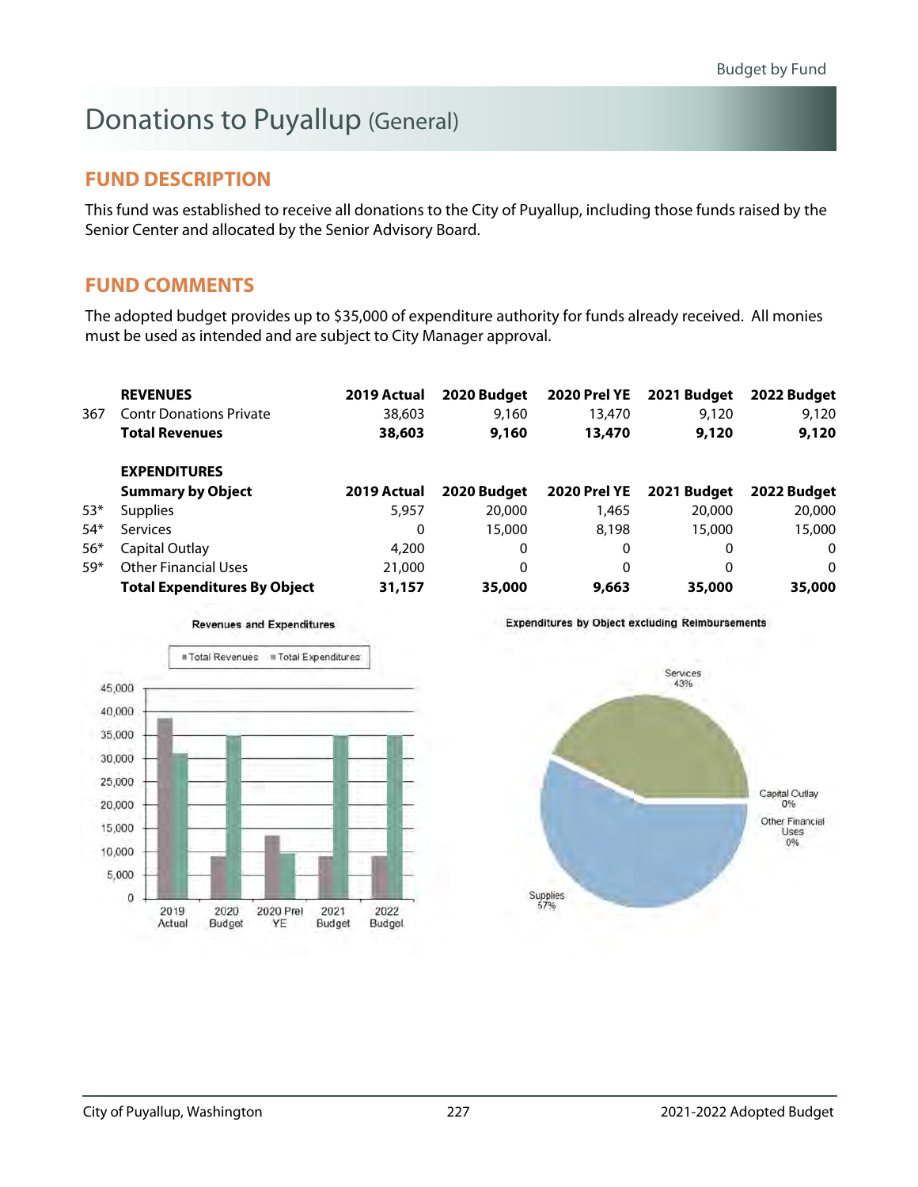# Donations to Puyallup (General)

## FUND DESCRIPTION

This fund was established to receive all donations to the City of Puyallup, including those funds raised by the Senior Center and allocated by the Senior Advisory Board.

## FUND COMMENTS

The adopted budget provides up to $35,000 of expenditure authority for funds already received. All monies must be used as intended and are subject to City Manager approval.

| | **REVENUES** | **2019 Actual** | **2020 Budget** | **2020 Prel YE** | **2021 Budget** | **2022 Budget** |
|---|---|---|---|---|---|---|
| 367 | Contr Donations Private | 38,603 | 9,160 | 13,470 | 9,120 | 9,120 |
| | **Total Revenues** | **38,603** | **9,160** | **13,470** | **9,120** | **9,120** |
| | | | | | | |
| | **EXPENDITURES** | | | | | |
| | **Summary by Object** | **2019 Actual** | **2020 Budget** | **2020 Prel YE** | **2021 Budget** | **2022 Budget** |
| 53* | Supplies | 5,957 | 20,000 | 1,465 | 20,000 | 20,000 |
| 54* | Services | 0 | 15,000 | 8,198 | 15,000 | 15,000 |
| 56* | Capital Outlay | 4,200 | 0 | 0 | 0 | 0 |
| 59* | Other Financial Uses | 21,000 | 0 | 0 | 0 | 0 |
| | **Total Expenditures By Object** | **31,157** | **35,000** | **9,663** | **35,000** | **35,000** |

Revenues and Expenditures

Expenditures by Object excluding Reimbursements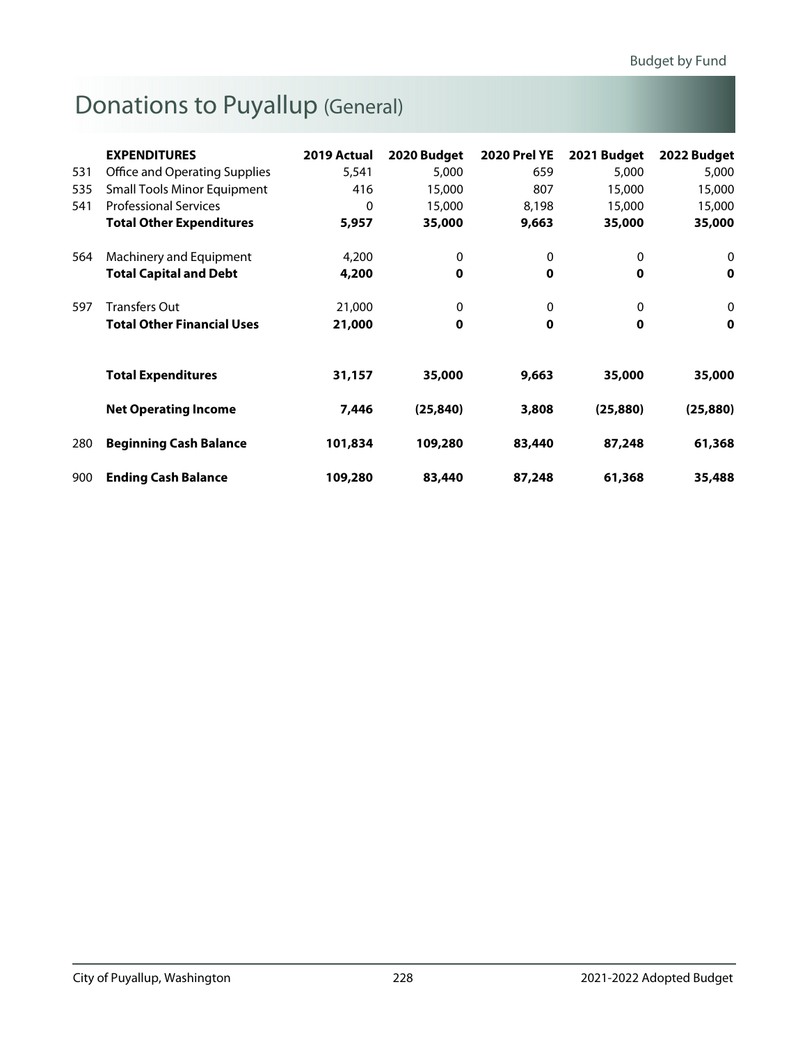# Donations to Puyallup (General)

| | EXPENDITURES | 2019 Actual | 2020 Budget | 2020 Prel YE | 2021 Budget | 2022 Budget |
|---|---|---|---|---|---|---|
| 531 | Office and Operating Supplies | 5,541 | 5,000 | 659 | 5,000 | 5,000 |
| 535 | Small Tools Minor Equipment | 416 | 15,000 | 807 | 15,000 | 15,000 |
| 541 | Professional Services | 0 | 15,000 | 8,198 | 15,000 | 15,000 |
| | **Total Other Expenditures** | **5,957** | **35,000** | **9,663** | **35,000** | **35,000** |
| 564 | Machinery and Equipment | 4,200 | 0 | 0 | 0 | 0 |
| | **Total Capital and Debt** | **4,200** | **0** | **0** | **0** | **0** |
| 597 | Transfers Out | 21,000 | 0 | 0 | 0 | 0 |
| | **Total Other Financial Uses** | **21,000** | **0** | **0** | **0** | **0** |
| | **Total Expenditures** | **31,157** | **35,000** | **9,663** | **35,000** | **35,000** |
| | **Net Operating Income** | **7,446** | **(25,840)** | **3,808** | **(25,880)** | **(25,880)** |
| 280 | **Beginning Cash Balance** | **101,834** | **109,280** | **83,440** | **87,248** | **61,368** |
| 900 | **Ending Cash Balance** | **109,280** | **83,440** | **87,248** | **61,368** | **35,488** |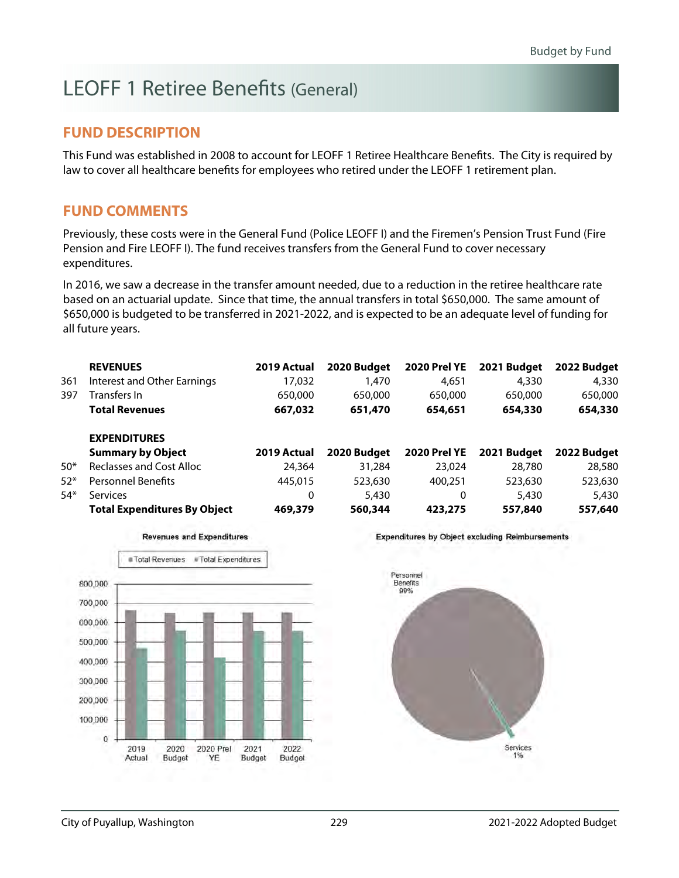# LEOFF 1 Retiree Benefits (General)

## FUND DESCRIPTION

This Fund was established in 2008 to account for LEOFF 1 Retiree Healthcare Benefits. The City is required by law to cover all healthcare benefits for employees who retired under the LEOFF 1 retirement plan.

## FUND COMMENTS

Previously, these costs were in the General Fund (Police LEOFF I) and the Firemen's Pension Trust Fund (Fire Pension and Fire LEOFF I). The fund receives transfers from the General Fund to cover necessary expenditures.

In 2016, we saw a decrease in the transfer amount needed, due to a reduction in the retiree healthcare rate based on an actuarial update. Since that time, the annual transfers in total $650,000. The same amount of $650,000 is budgeted to be transferred in 2021-2022, and is expected to be an adequate level of funding for all future years.

| | **REVENUES** | **2019 Actual** | **2020 Budget** | **2020 Prel YE** | **2021 Budget** | **2022 Budget** |
|---|---|---|---|---|---|---|
| 361 | Interest and Other Earnings | 17,032 | 1,470 | 4,651 | 4,330 | 4,330 |
| 397 | Transfers In | 650,000 | 650,000 | 650,000 | 650,000 | 650,000 |
| | **Total Revenues** | **667,032** | **651,470** | **654,651** | **654,330** | **654,330** |

| | **EXPENDITURES Summary by Object** | **2019 Actual** | **2020 Budget** | **2020 Prel YE** | **2021 Budget** | **2022 Budget** |
|---|---|---|---|---|---|---|
| 50* | Reclasses and Cost Alloc | 24,364 | 31,284 | 23,024 | 28,780 | 28,580 |
| 52* | Personnel Benefits | 445,015 | 523,630 | 400,251 | 523,630 | 523,630 |
| 54* | Services | 0 | 5,430 | 0 | 5,430 | 5,430 |
| | **Total Expenditures By Object** | **469,379** | **560,344** | **423,275** | **557,840** | **557,640** |

Revenues and Expenditures

Expenditures by Object excluding Reimbursements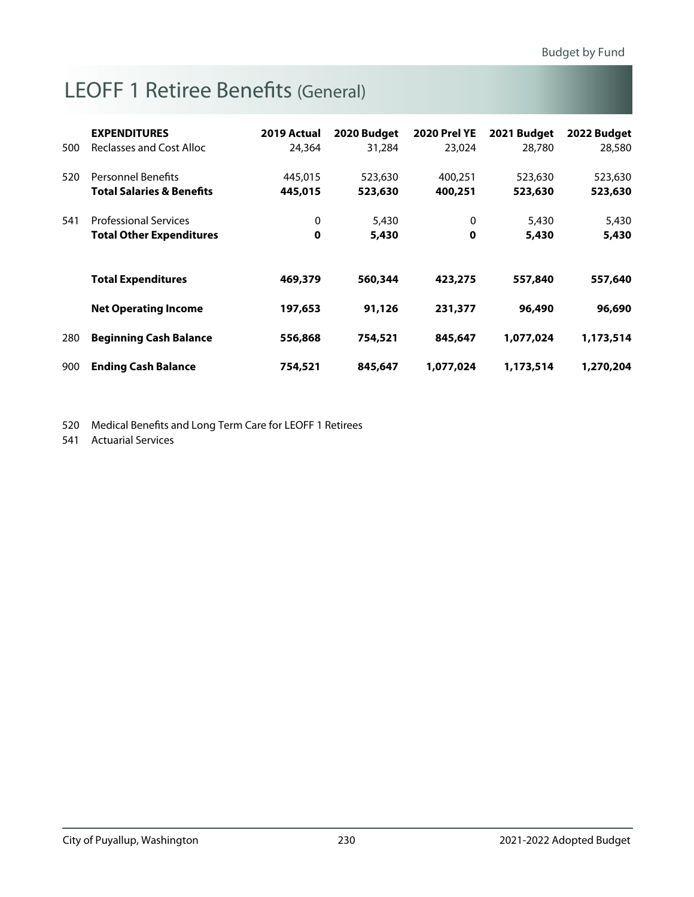# LEOFF 1 Retiree Benefits (General)

| | EXPENDITURES | 2019 Actual | 2020 Budget | 2020 Prel YE | 2021 Budget | 2022 Budget |
|---|---|---|---|---|---|---|
| 500 | Reclasses and Cost Alloc | 24,364 | 31,284 | 23,024 | 28,780 | 28,580 |
| 520 | Personnel Benefits | 445,015 | 523,630 | 400,251 | 523,630 | 523,630 |
| | **Total Salaries & Benefits** | **445,015** | **523,630** | **400,251** | **523,630** | **523,630** |
| 541 | Professional Services | 0 | 5,430 | 0 | 5,430 | 5,430 |
| | **Total Other Expenditures** | **0** | **5,430** | **0** | **5,430** | **5,430** |
| | **Total Expenditures** | **469,379** | **560,344** | **423,275** | **557,840** | **557,640** |
| | **Net Operating Income** | **197,653** | **91,126** | **231,377** | **96,490** | **96,690** |
| 280 | **Beginning Cash Balance** | **556,868** | **754,521** | **845,647** | **1,077,024** | **1,173,514** |
| 900 | **Ending Cash Balance** | **754,521** | **845,647** | **1,077,024** | **1,173,514** | **1,270,204** |

520 Medical Benefits and Long Term Care for LEOFF 1 Retirees

541 Actuarial Services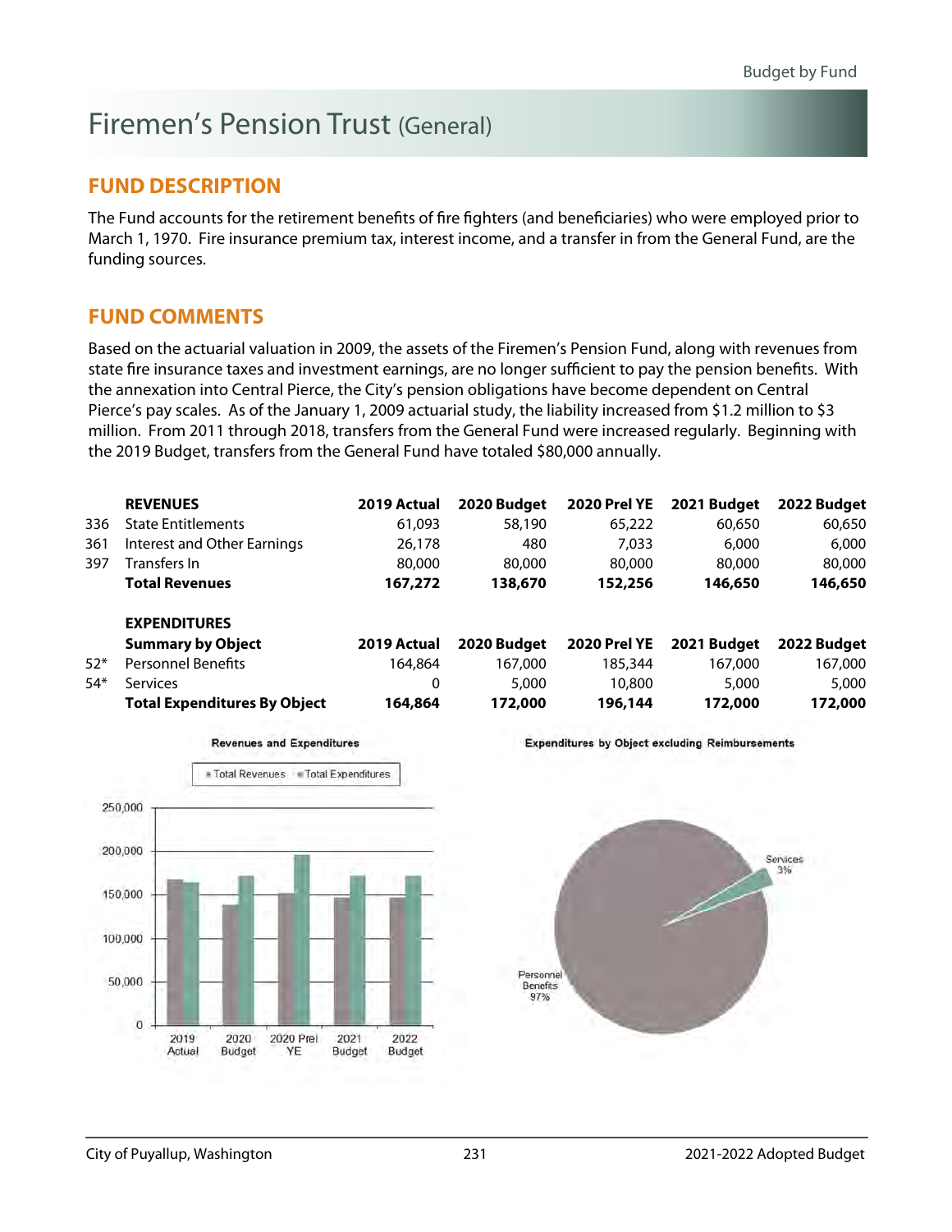# Firemen's Pension Trust (General)

## FUND DESCRIPTION

The Fund accounts for the retirement benefits of fire fighters (and beneficiaries) who were employed prior to March 1, 1970. Fire insurance premium tax, interest income, and a transfer in from the General Fund, are the funding sources.

## FUND COMMENTS

Based on the actuarial valuation in 2009, the assets of the Firemen's Pension Fund, along with revenues from state fire insurance taxes and investment earnings, are no longer sufficient to pay the pension benefits. With the annexation into Central Pierce, the City's pension obligations have become dependent on Central Pierce's pay scales. As of the January 1, 2009 actuarial study, the liability increased from $1.2 million to $3 million. From 2011 through 2018, transfers from the General Fund were increased regularly. Beginning with the 2019 Budget, transfers from the General Fund have totaled $80,000 annually.

| | **REVENUES** | **2019 Actual** | **2020 Budget** | **2020 Prel YE** | **2021 Budget** | **2022 Budget** |
|---|---|---|---|---|---|---|
| 336 | State Entitlements | 61,093 | 58,190 | 65,222 | 60,650 | 60,650 |
| 361 | Interest and Other Earnings | 26,178 | 480 | 7,033 | 6,000 | 6,000 |
| 397 | Transfers In | 80,000 | 80,000 | 80,000 | 80,000 | 80,000 |
| | **Total Revenues** | **167,272** | **138,670** | **152,256** | **146,650** | **146,650** |

| | **EXPENDITURES** | | | | | |
|---|---|---|---|---|---|---|
| | **Summary by Object** | **2019 Actual** | **2020 Budget** | **2020 Prel YE** | **2021 Budget** | **2022 Budget** |
| 52* | Personnel Benefits | 164,864 | 167,000 | 185,344 | 167,000 | 167,000 |
| 54* | Services | 0 | 5,000 | 10,800 | 5,000 | 5,000 |
| | **Total Expenditures By Object** | **164,864** | **172,000** | **196,144** | **172,000** | **172,000** |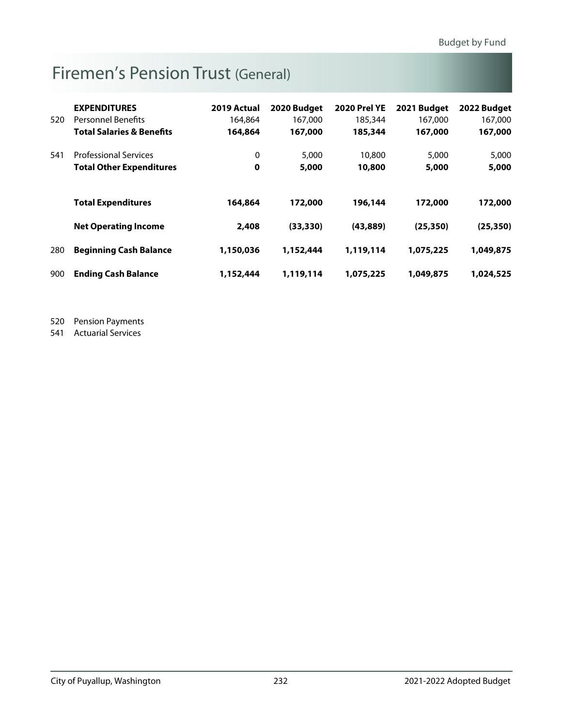# Firemen's Pension Trust (General)

| | EXPENDITURES | 2019 Actual | 2020 Budget | 2020 Prel YE | 2021 Budget | 2022 Budget |
|---|---|---|---|---|---|---|
| 520 | Personnel Benefits | 164,864 | 167,000 | 185,344 | 167,000 | 167,000 |
| | **Total Salaries & Benefits** | **164,864** | **167,000** | **185,344** | **167,000** | **167,000** |
| 541 | Professional Services | 0 | 5,000 | 10,800 | 5,000 | 5,000 |
| | **Total Other Expenditures** | **0** | **5,000** | **10,800** | **5,000** | **5,000** |
| | **Total Expenditures** | **164,864** | **172,000** | **196,144** | **172,000** | **172,000** |
| | **Net Operating Income** | **2,408** | **(33,330)** | **(43,889)** | **(25,350)** | **(25,350)** |
| 280 | **Beginning Cash Balance** | **1,150,036** | **1,152,444** | **1,119,114** | **1,075,225** | **1,049,875** |
| 900 | **Ending Cash Balance** | **1,152,444** | **1,119,114** | **1,075,225** | **1,049,875** | **1,024,525** |

520 Pension Payments
541 Actuarial Services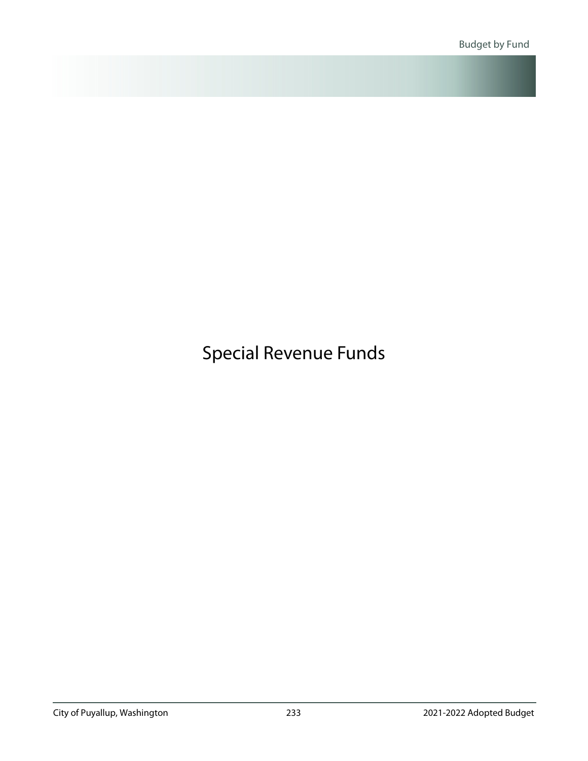# Special Revenue Funds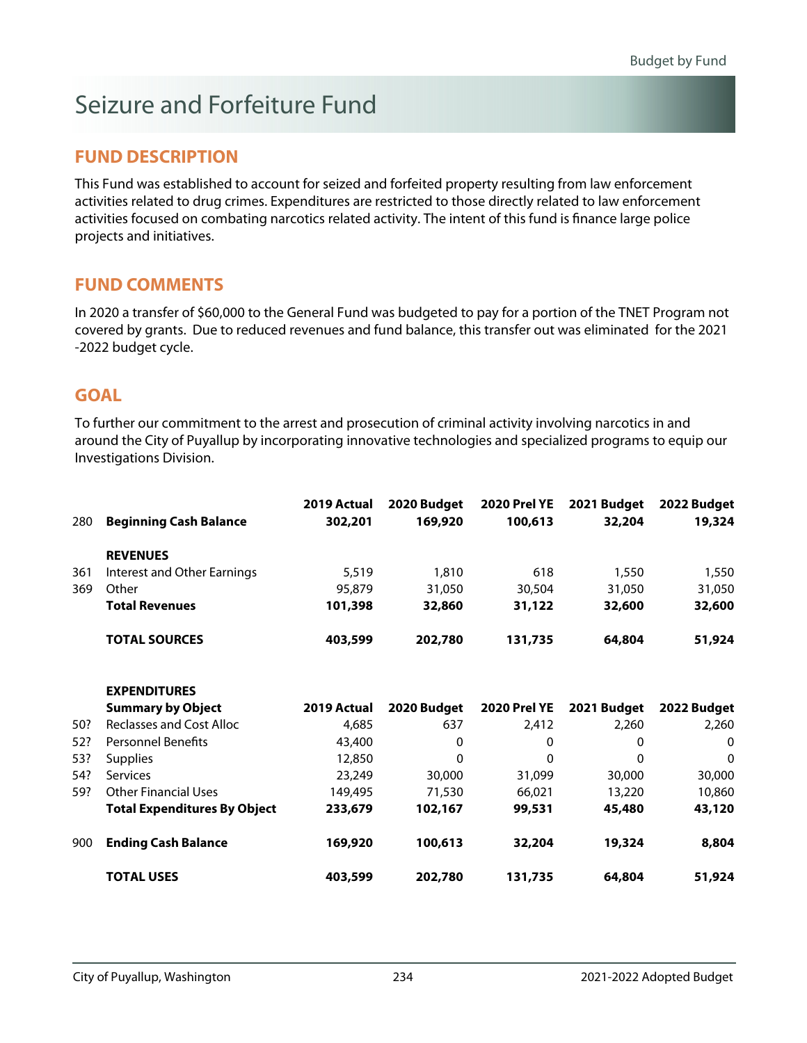# Seizure and Forfeiture Fund

## FUND DESCRIPTION

This Fund was established to account for seized and forfeited property resulting from law enforcement activities related to drug crimes. Expenditures are restricted to those directly related to law enforcement activities focused on combating narcotics related activity. The intent of this fund is finance large police projects and initiatives.

## FUND COMMENTS

In 2020 a transfer of $60,000 to the General Fund was budgeted to pay for a portion of the TNET Program not covered by grants. Due to reduced revenues and fund balance, this transfer out was eliminated for the 2021 -2022 budget cycle.

## GOAL

To further our commitment to the arrest and prosecution of criminal activity involving narcotics in and around the City of Puyallup by incorporating innovative technologies and specialized programs to equip our Investigations Division.

| | | 2019 Actual | 2020 Budget | 2020 Prel YE | 2021 Budget | 2022 Budget |
|---|---|---|---|---|---|---|
| 280 | **Beginning Cash Balance** | **302,201** | **169,920** | **100,613** | **32,204** | **19,324** |
| | **REVENUES** | | | | | |
| 361 | Interest and Other Earnings | 5,519 | 1,810 | 618 | 1,550 | 1,550 |
| 369 | Other | 95,879 | 31,050 | 30,504 | 31,050 | 31,050 |
| | **Total Revenues** | **101,398** | **32,860** | **31,122** | **32,600** | **32,600** |
| | **TOTAL SOURCES** | **403,599** | **202,780** | **131,735** | **64,804** | **51,924** |
| | **EXPENDITURES** | | | | | |
| | **Summary by Object** | **2019 Actual** | **2020 Budget** | **2020 Prel YE** | **2021 Budget** | **2022 Budget** |
| 50? | Reclasses and Cost Alloc | 4,685 | 637 | 2,412 | 2,260 | 2,260 |
| 52? | Personnel Benefits | 43,400 | 0 | 0 | 0 | 0 |
| 53? | Supplies | 12,850 | 0 | 0 | 0 | 0 |
| 54? | Services | 23,249 | 30,000 | 31,099 | 30,000 | 30,000 |
| 59? | Other Financial Uses | 149,495 | 71,530 | 66,021 | 13,220 | 10,860 |
| | **Total Expenditures By Object** | **233,679** | **102,167** | **99,531** | **45,480** | **43,120** |
| 900 | **Ending Cash Balance** | **169,920** | **100,613** | **32,204** | **19,324** | **8,804** |
| | **TOTAL USES** | **403,599** | **202,780** | **131,735** | **64,804** | **51,924** |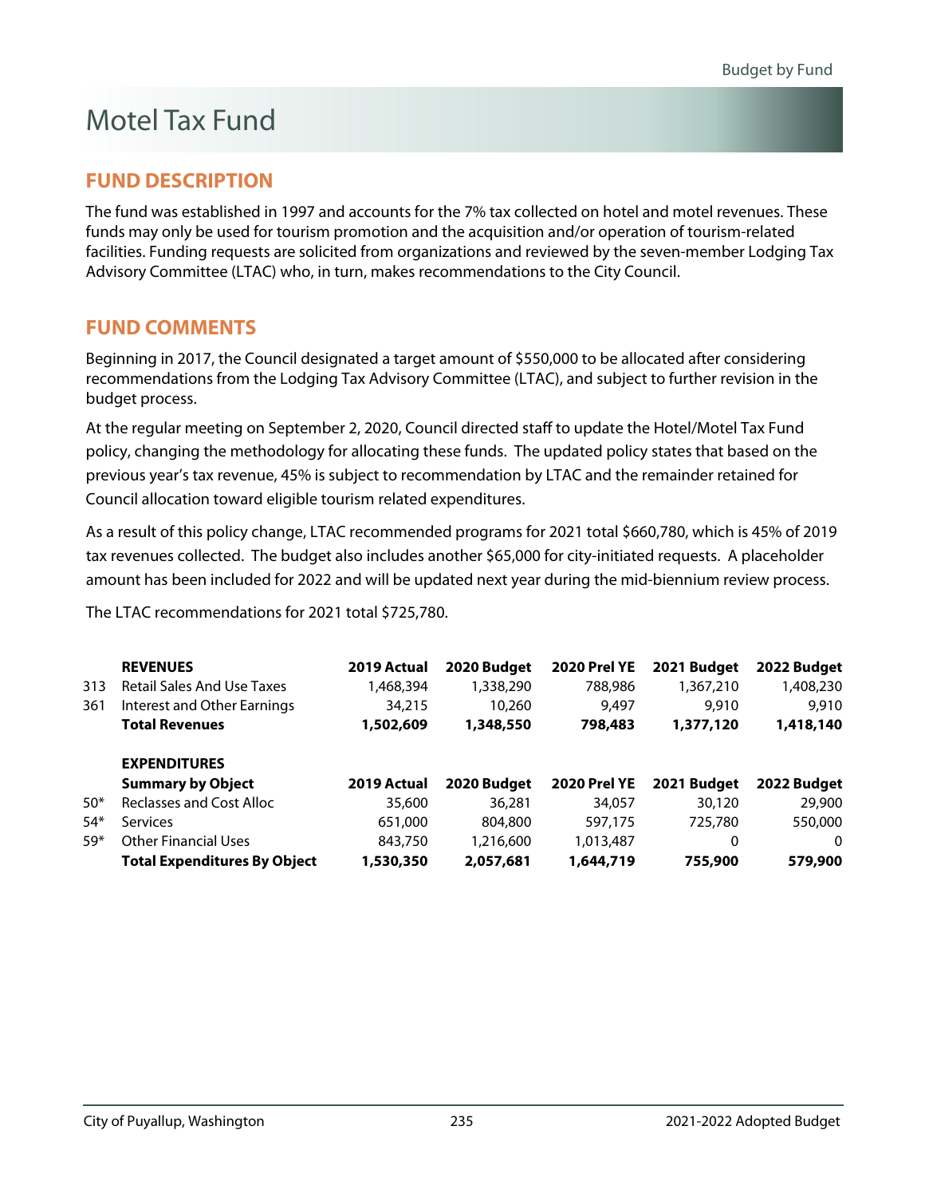# Motel Tax Fund

## FUND DESCRIPTION

The fund was established in 1997 and accounts for the 7% tax collected on hotel and motel revenues. These funds may only be used for tourism promotion and the acquisition and/or operation of tourism-related facilities. Funding requests are solicited from organizations and reviewed by the seven-member Lodging Tax Advisory Committee (LTAC) who, in turn, makes recommendations to the City Council.

## FUND COMMENTS

Beginning in 2017, the Council designated a target amount of $550,000 to be allocated after considering recommendations from the Lodging Tax Advisory Committee (LTAC), and subject to further revision in the budget process.

At the regular meeting on September 2, 2020, Council directed staff to update the Hotel/Motel Tax Fund policy, changing the methodology for allocating these funds. The updated policy states that based on the previous year's tax revenue, 45% is subject to recommendation by LTAC and the remainder retained for Council allocation toward eligible tourism related expenditures.

As a result of this policy change, LTAC recommended programs for 2021 total $660,780, which is 45% of 2019 tax revenues collected. The budget also includes another $65,000 for city-initiated requests. A placeholder amount has been included for 2022 and will be updated next year during the mid-biennium review process.

The LTAC recommendations for 2021 total $725,780.

| | **REVENUES** | **2019 Actual** | **2020 Budget** | **2020 Prel YE** | **2021 Budget** | **2022 Budget** |
|---|---|---|---|---|---|---|
| 313 | Retail Sales And Use Taxes | 1,468,394 | 1,338,290 | 788,986 | 1,367,210 | 1,408,230 |
| 361 | Interest and Other Earnings | 34,215 | 10,260 | 9,497 | 9,910 | 9,910 |
| | **Total Revenues** | **1,502,609** | **1,348,550** | **798,483** | **1,377,120** | **1,418,140** |

| | **EXPENDITURES** | | | | | |
|---|---|---|---|---|---|---|
| | **Summary by Object** | **2019 Actual** | **2020 Budget** | **2020 Prel YE** | **2021 Budget** | **2022 Budget** |
| 50* | Reclasses and Cost Alloc | 35,600 | 36,281 | 34,057 | 30,120 | 29,900 |
| 54* | Services | 651,000 | 804,800 | 597,175 | 725,780 | 550,000 |
| 59* | Other Financial Uses | 843,750 | 1,216,600 | 1,013,487 | 0 | 0 |
| | **Total Expenditures By Object** | **1,530,350** | **2,057,681** | **1,644,719** | **755,900** | **579,900** |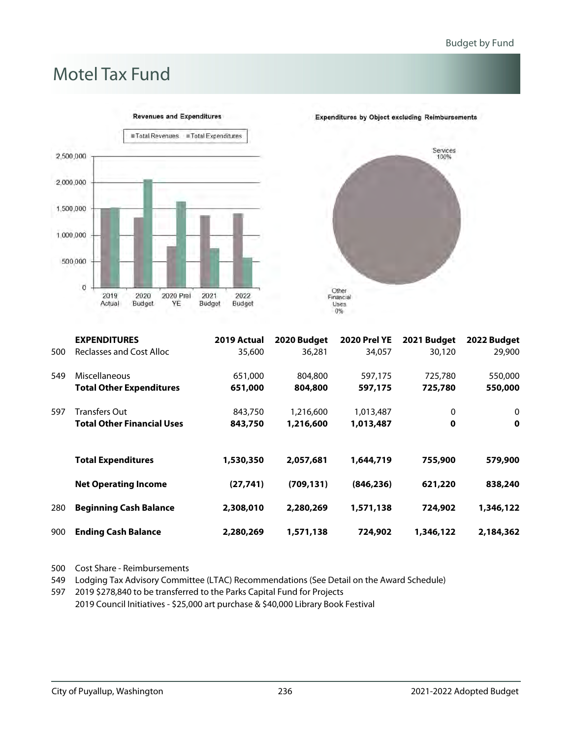# Motel Tax Fund

|  | EXPENDITURES | 2019 Actual | 2020 Budget | 2020 Prel YE | 2021 Budget | 2022 Budget |
|---|---|---|---|---|---|---|
| 500 | Reclasses and Cost Alloc | 35,600 | 36,281 | 34,057 | 30,120 | 29,900 |
| 549 | Miscellaneous | 651,000 | 804,800 | 597,175 | 725,780 | 550,000 |
|  | **Total Other Expenditures** | **651,000** | **804,800** | **597,175** | **725,780** | **550,000** |
| 597 | Transfers Out | 843,750 | 1,216,600 | 1,013,487 | 0 | 0 |
|  | **Total Other Financial Uses** | **843,750** | **1,216,600** | **1,013,487** | **0** | **0** |
|  | **Total Expenditures** | **1,530,350** | **2,057,681** | **1,644,719** | **755,900** | **579,900** |
|  | **Net Operating Income** | **(27,741)** | **(709,131)** | **(846,236)** | **621,220** | **838,240** |
| 280 | **Beginning Cash Balance** | **2,308,010** | **2,280,269** | **1,571,138** | **724,902** | **1,346,122** |
| 900 | **Ending Cash Balance** | **2,280,269** | **1,571,138** | **724,902** | **1,346,122** | **2,184,362** |

500 Cost Share - Reimbursements

549 Lodging Tax Advisory Committee (LTAC) Recommendations (See Detail on the Award Schedule)

597 2019 $278,840 to be transferred to the Parks Capital Fund for Projects
2019 Council Initiatives - $25,000 art purchase & $40,000 Library Book Festival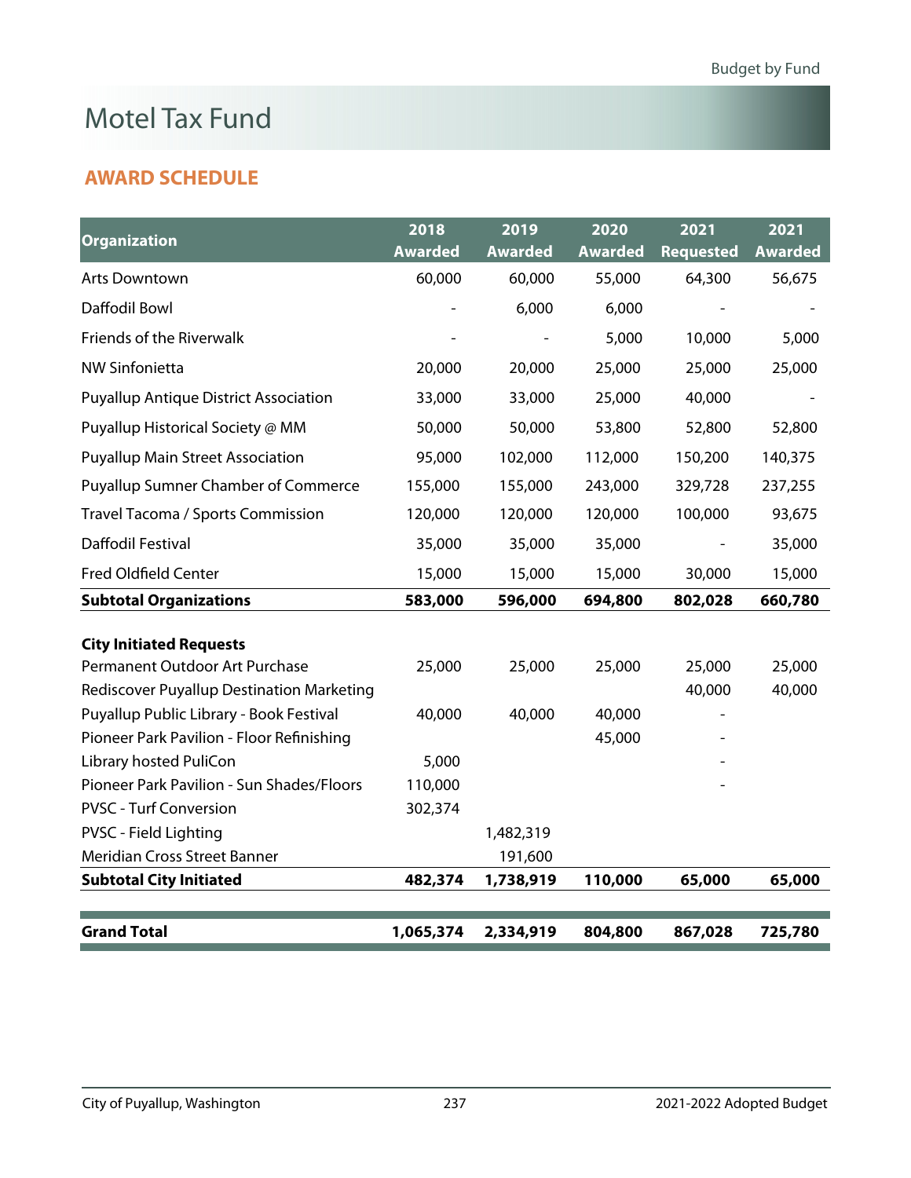# Motel Tax Fund

## AWARD SCHEDULE

| Organization | 2018 Awarded | 2019 Awarded | 2020 Awarded | 2021 Requested | 2021 Awarded |
|---|---|---|---|---|---|
| Arts Downtown | 60,000 | 60,000 | 55,000 | 64,300 | 56,675 |
| Daffodil Bowl | - | 6,000 | 6,000 | - | - |
| Friends of the Riverwalk | - | - | 5,000 | 10,000 | 5,000 |
| NW Sinfonietta | 20,000 | 20,000 | 25,000 | 25,000 | 25,000 |
| Puyallup Antique District Association | 33,000 | 33,000 | 25,000 | 40,000 | - |
| Puyallup Historical Society @ MM | 50,000 | 50,000 | 53,800 | 52,800 | 52,800 |
| Puyallup Main Street Association | 95,000 | 102,000 | 112,000 | 150,200 | 140,375 |
| Puyallup Sumner Chamber of Commerce | 155,000 | 155,000 | 243,000 | 329,728 | 237,255 |
| Travel Tacoma / Sports Commission | 120,000 | 120,000 | 120,000 | 100,000 | 93,675 |
| Daffodil Festival | 35,000 | 35,000 | 35,000 | - | 35,000 |
| Fred Oldfield Center | 15,000 | 15,000 | 15,000 | 30,000 | 15,000 |
| **Subtotal Organizations** | **583,000** | **596,000** | **694,800** | **802,028** | **660,780** |
| | | | | | |
| **City Initiated Requests** | | | | | |
| Permanent Outdoor Art Purchase | 25,000 | 25,000 | 25,000 | 25,000 | 25,000 |
| Rediscover Puyallup Destination Marketing | | | | 40,000 | 40,000 |
| Puyallup Public Library - Book Festival | 40,000 | 40,000 | 40,000 | - | |
| Pioneer Park Pavilion - Floor Refinishing | | | 45,000 | - | |
| Library hosted PuliCon | 5,000 | | | - | |
| Pioneer Park Pavilion - Sun Shades/Floors | 110,000 | | | - | |
| PVSC - Turf Conversion | 302,374 | | | | |
| PVSC - Field Lighting | | 1,482,319 | | | |
| Meridian Cross Street Banner | | 191,600 | | | |
| **Subtotal City Initiated** | **482,374** | **1,738,919** | **110,000** | **65,000** | **65,000** |
| | | | | | |
| **Grand Total** | **1,065,374** | **2,334,919** | **804,800** | **867,028** | **725,780** |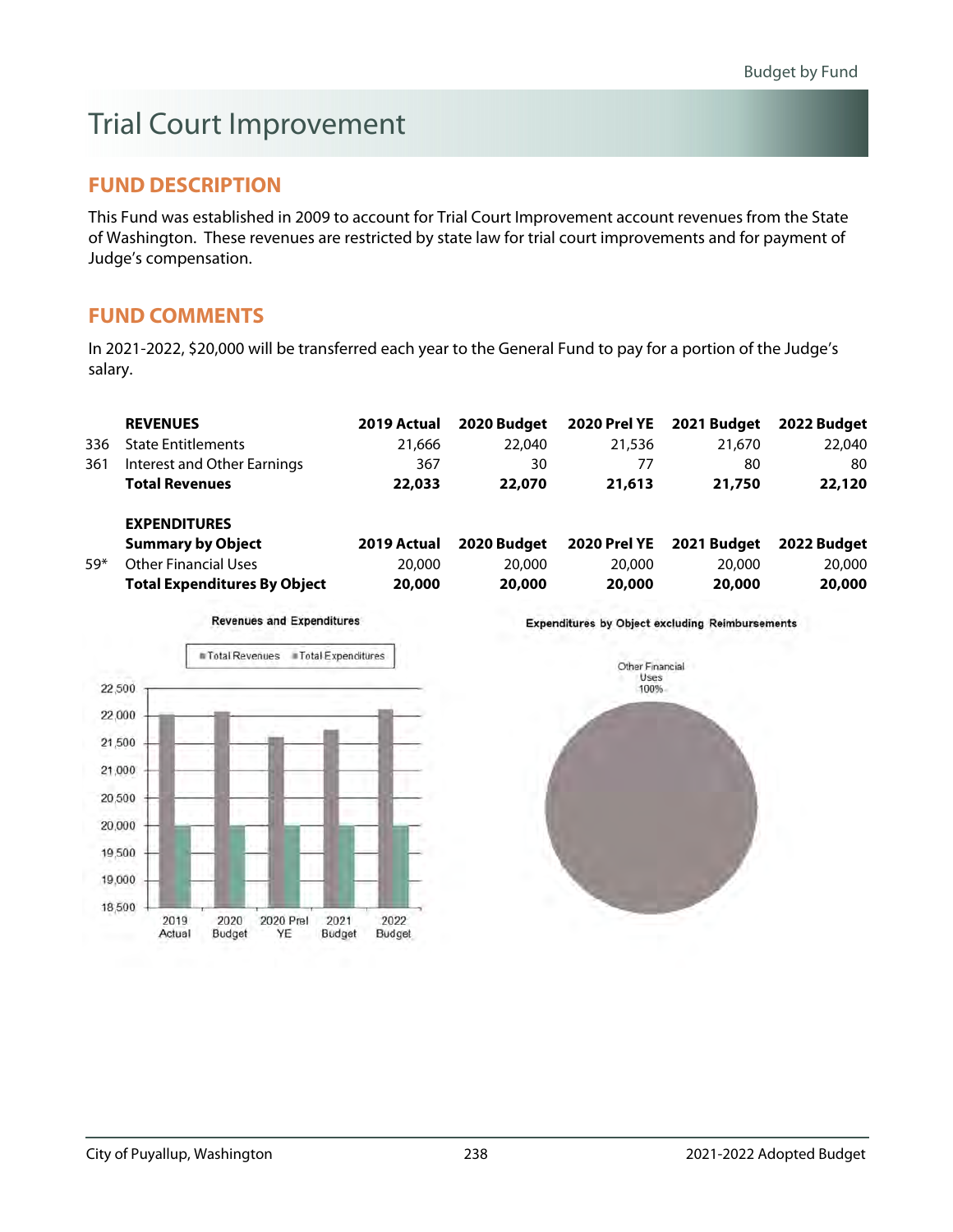# Trial Court Improvement

## FUND DESCRIPTION

This Fund was established in 2009 to account for Trial Court Improvement account revenues from the State of Washington. These revenues are restricted by state law for trial court improvements and for payment of Judge's compensation.

## FUND COMMENTS

In 2021-2022, $20,000 will be transferred each year to the General Fund to pay for a portion of the Judge's salary.

| | **REVENUES** | **2019 Actual** | **2020 Budget** | **2020 Prel YE** | **2021 Budget** | **2022 Budget** |
|---|---|---|---|---|---|---|
| 336 | State Entitlements | 21,666 | 22,040 | 21,536 | 21,670 | 22,040 |
| 361 | Interest and Other Earnings | 367 | 30 | 77 | 80 | 80 |
| | **Total Revenues** | **22,033** | **22,070** | **21,613** | **21,750** | **22,120** |

| | **EXPENDITURES** **Summary by Object** | **2019 Actual** | **2020 Budget** | **2020 Prel YE** | **2021 Budget** | **2022 Budget** |
|---|---|---|---|---|---|---|
| 59* | Other Financial Uses | 20,000 | 20,000 | 20,000 | 20,000 | 20,000 |
| | **Total Expenditures By Object** | **20,000** | **20,000** | **20,000** | **20,000** | **20,000** |

Revenues and Expenditures

Expenditures by Object excluding Reimbursements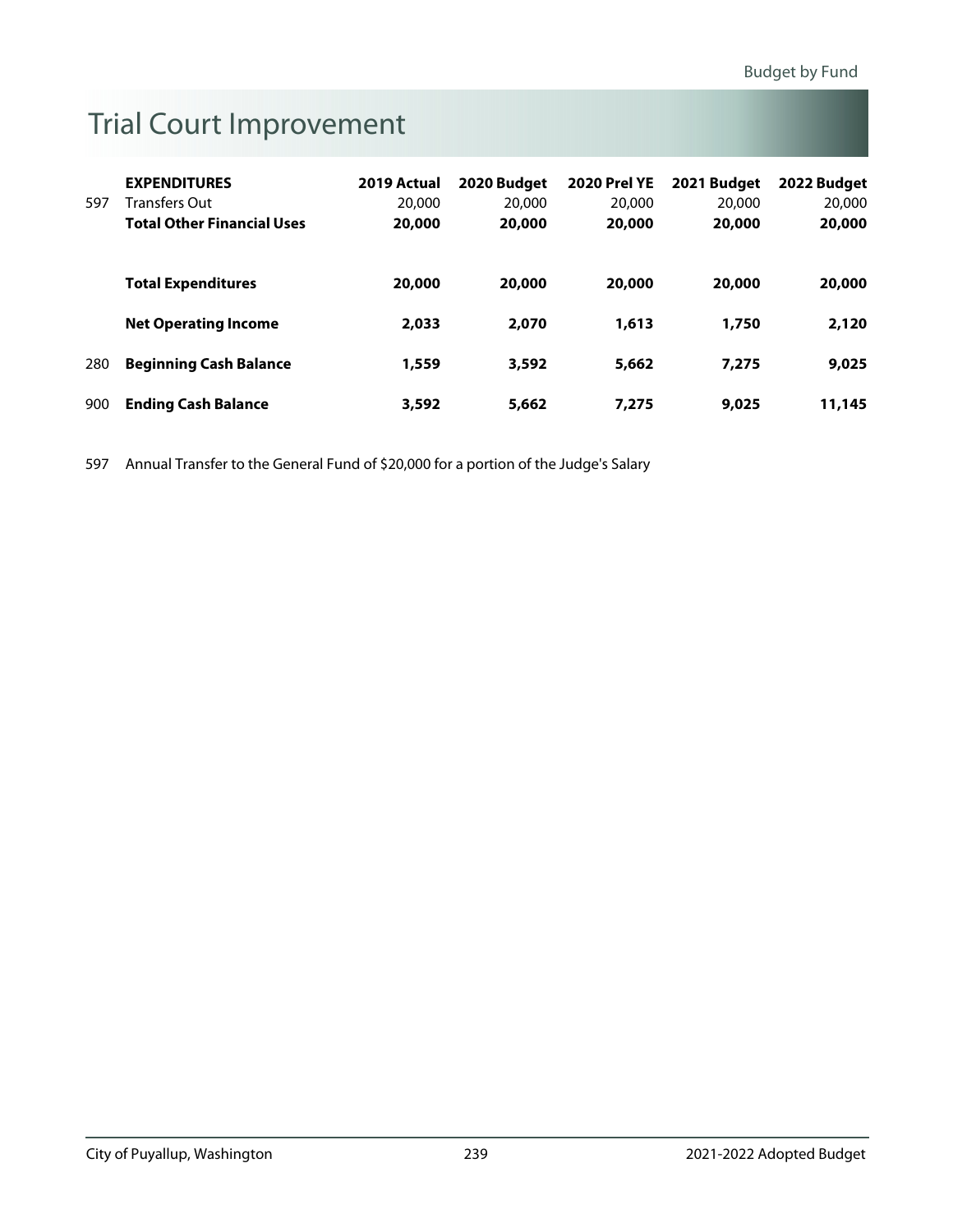# Trial Court Improvement

| | EXPENDITURES | 2019 Actual | 2020 Budget | 2020 Prel YE | 2021 Budget | 2022 Budget |
|---|---|---|---|---|---|---|
| 597 | Transfers Out | 20,000 | 20,000 | 20,000 | 20,000 | 20,000 |
| | **Total Other Financial Uses** | **20,000** | **20,000** | **20,000** | **20,000** | **20,000** |
| | **Total Expenditures** | **20,000** | **20,000** | **20,000** | **20,000** | **20,000** |
| | **Net Operating Income** | **2,033** | **2,070** | **1,613** | **1,750** | **2,120** |
| 280 | **Beginning Cash Balance** | **1,559** | **3,592** | **5,662** | **7,275** | **9,025** |
| 900 | **Ending Cash Balance** | **3,592** | **5,662** | **7,275** | **9,025** | **11,145** |

597 Annual Transfer to the General Fund of $20,000 for a portion of the Judge's Salary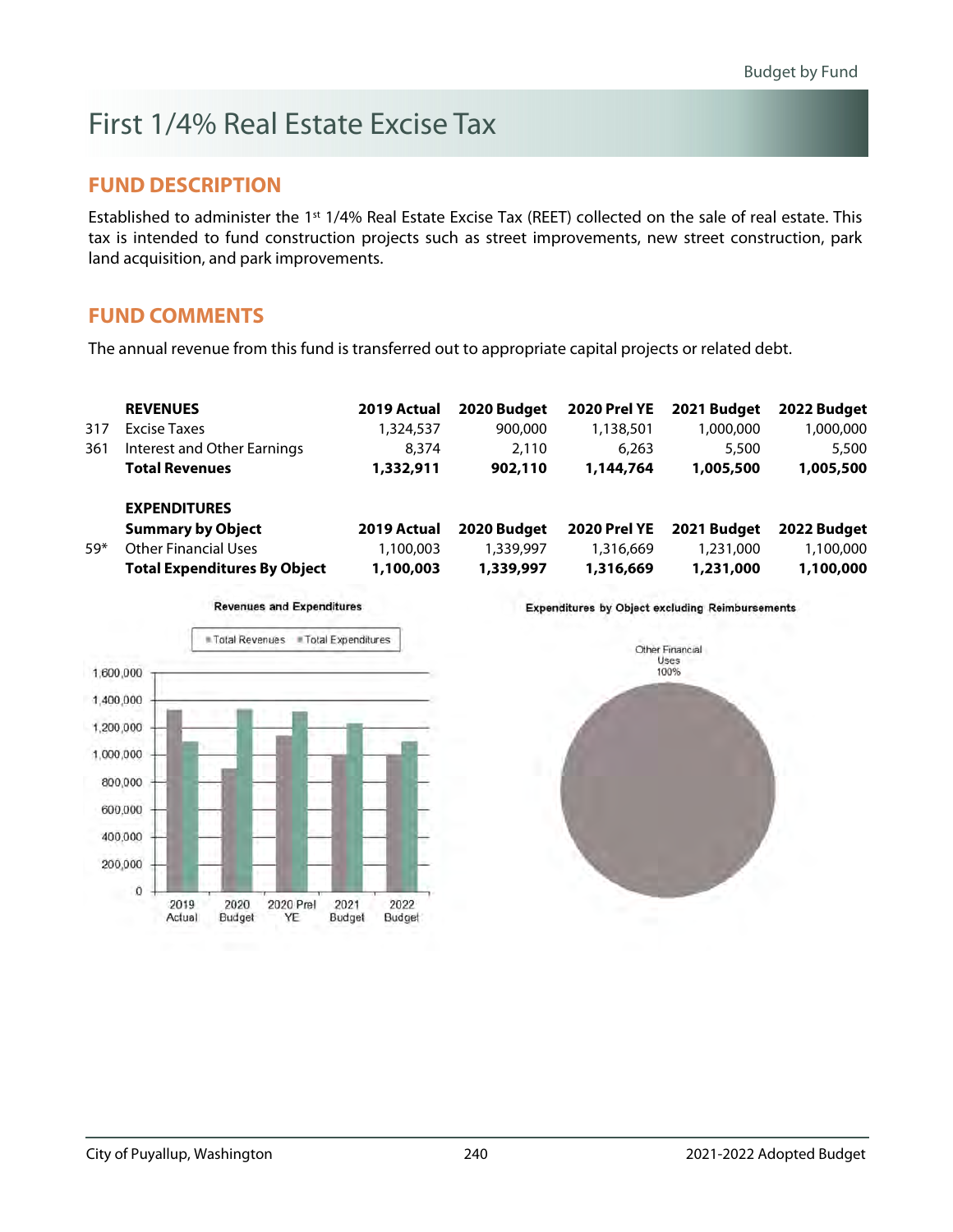# First 1/4% Real Estate Excise Tax

## FUND DESCRIPTION

Established to administer the 1st 1/4% Real Estate Excise Tax (REET) collected on the sale of real estate. This tax is intended to fund construction projects such as street improvements, new street construction, park land acquisition, and park improvements.

## FUND COMMENTS

The annual revenue from this fund is transferred out to appropriate capital projects or related debt.

| | **REVENUES** | **2019 Actual** | **2020 Budget** | **2020 Prel YE** | **2021 Budget** | **2022 Budget** |
|---|---|---|---|---|---|---|
| 317 | Excise Taxes | 1,324,537 | 900,000 | 1,138,501 | 1,000,000 | 1,000,000 |
| 361 | Interest and Other Earnings | 8,374 | 2,110 | 6,263 | 5,500 | 5,500 |
| | **Total Revenues** | **1,332,911** | **902,110** | **1,144,764** | **1,005,500** | **1,005,500** |

| | **EXPENDITURES** | | | | | |
|---|---|---|---|---|---|---|
| | **Summary by Object** | **2019 Actual** | **2020 Budget** | **2020 Prel YE** | **2021 Budget** | **2022 Budget** |
| 59* | Other Financial Uses | 1,100,003 | 1,339,997 | 1,316,669 | 1,231,000 | 1,100,000 |
| | **Total Expenditures By Object** | **1,100,003** | **1,339,997** | **1,316,669** | **1,231,000** | **1,100,000** |

**Revenues and Expenditures**

**Expenditures by Object excluding Reimbursements**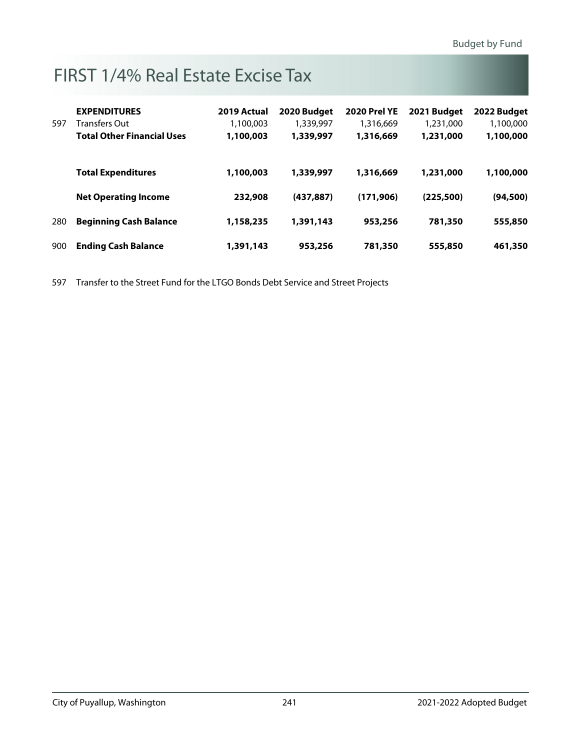# FIRST 1/4% Real Estate Excise Tax

| | EXPENDITURES | 2019 Actual | 2020 Budget | 2020 Prel YE | 2021 Budget | 2022 Budget |
|---|---|---|---|---|---|---|
| 597 | Transfers Out | 1,100,003 | 1,339,997 | 1,316,669 | 1,231,000 | 1,100,000 |
| | **Total Other Financial Uses** | **1,100,003** | **1,339,997** | **1,316,669** | **1,231,000** | **1,100,000** |
| | **Total Expenditures** | **1,100,003** | **1,339,997** | **1,316,669** | **1,231,000** | **1,100,000** |
| | **Net Operating Income** | **232,908** | **(437,887)** | **(171,906)** | **(225,500)** | **(94,500)** |
| 280 | **Beginning Cash Balance** | **1,158,235** | **1,391,143** | **953,256** | **781,350** | **555,850** |
| 900 | **Ending Cash Balance** | **1,391,143** | **953,256** | **781,350** | **555,850** | **461,350** |

597 Transfer to the Street Fund for the LTGO Bonds Debt Service and Street Projects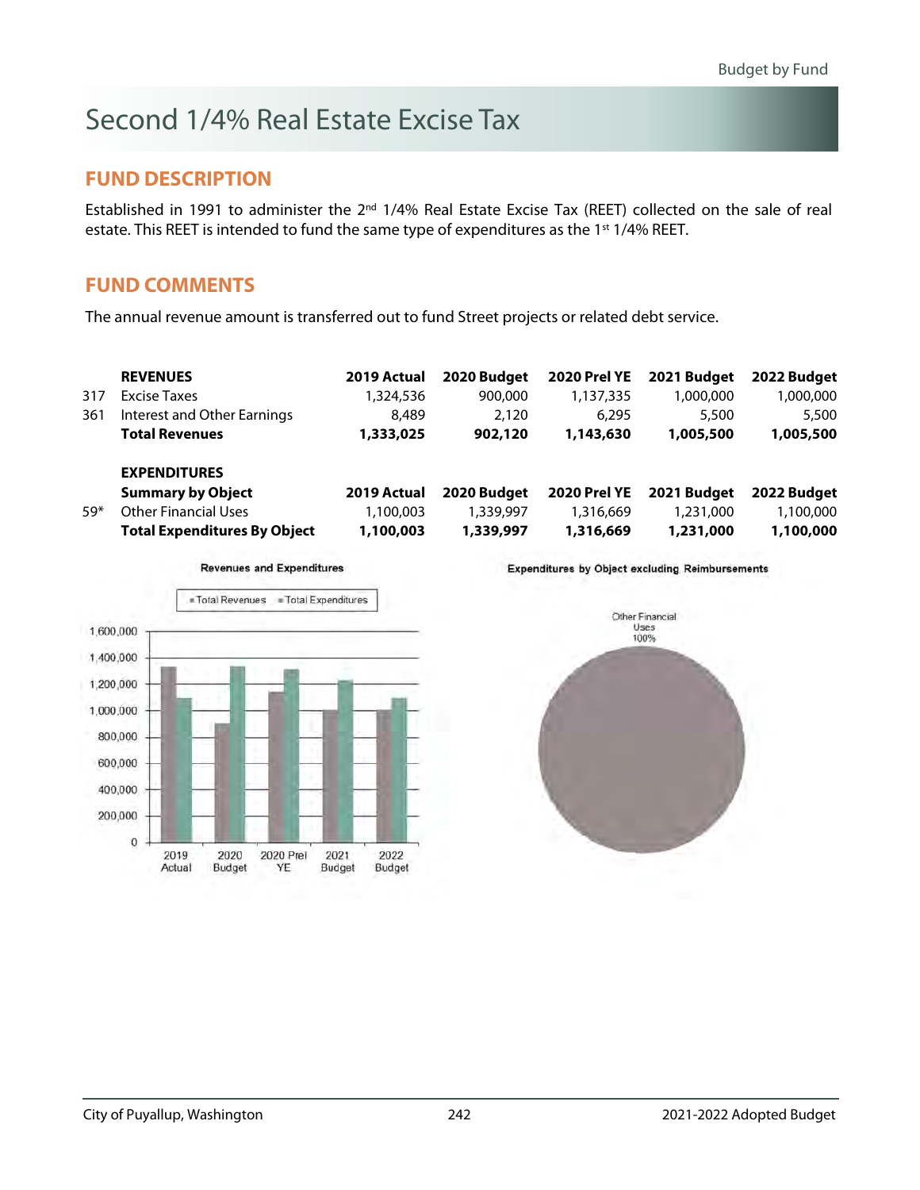# Second 1/4% Real Estate Excise Tax

## FUND DESCRIPTION

Established in 1991 to administer the 2nd 1/4% Real Estate Excise Tax (REET) collected on the sale of real estate. This REET is intended to fund the same type of expenditures as the 1st 1/4% REET.

## FUND COMMENTS

The annual revenue amount is transferred out to fund Street projects or related debt service.

| | **REVENUES** | **2019 Actual** | **2020 Budget** | **2020 Prel YE** | **2021 Budget** | **2022 Budget** |
|---|---|---|---|---|---|---|
| 317 | Excise Taxes | 1,324,536 | 900,000 | 1,137,335 | 1,000,000 | 1,000,000 |
| 361 | Interest and Other Earnings | 8,489 | 2,120 | 6,295 | 5,500 | 5,500 |
| | **Total Revenues** | **1,333,025** | **902,120** | **1,143,630** | **1,005,500** | **1,005,500** |

| | **EXPENDITURES**<br>**Summary by Object** | **2019 Actual** | **2020 Budget** | **2020 Prel YE** | **2021 Budget** | **2022 Budget** |
|---|---|---|---|---|---|---|
| 59* | Other Financial Uses | 1,100,003 | 1,339,997 | 1,316,669 | 1,231,000 | 1,100,000 |
| | **Total Expenditures By Object** | **1,100,003** | **1,339,997** | **1,316,669** | **1,231,000** | **1,100,000** |

Revenues and Expenditures

Expenditures by Object excluding Reimbursements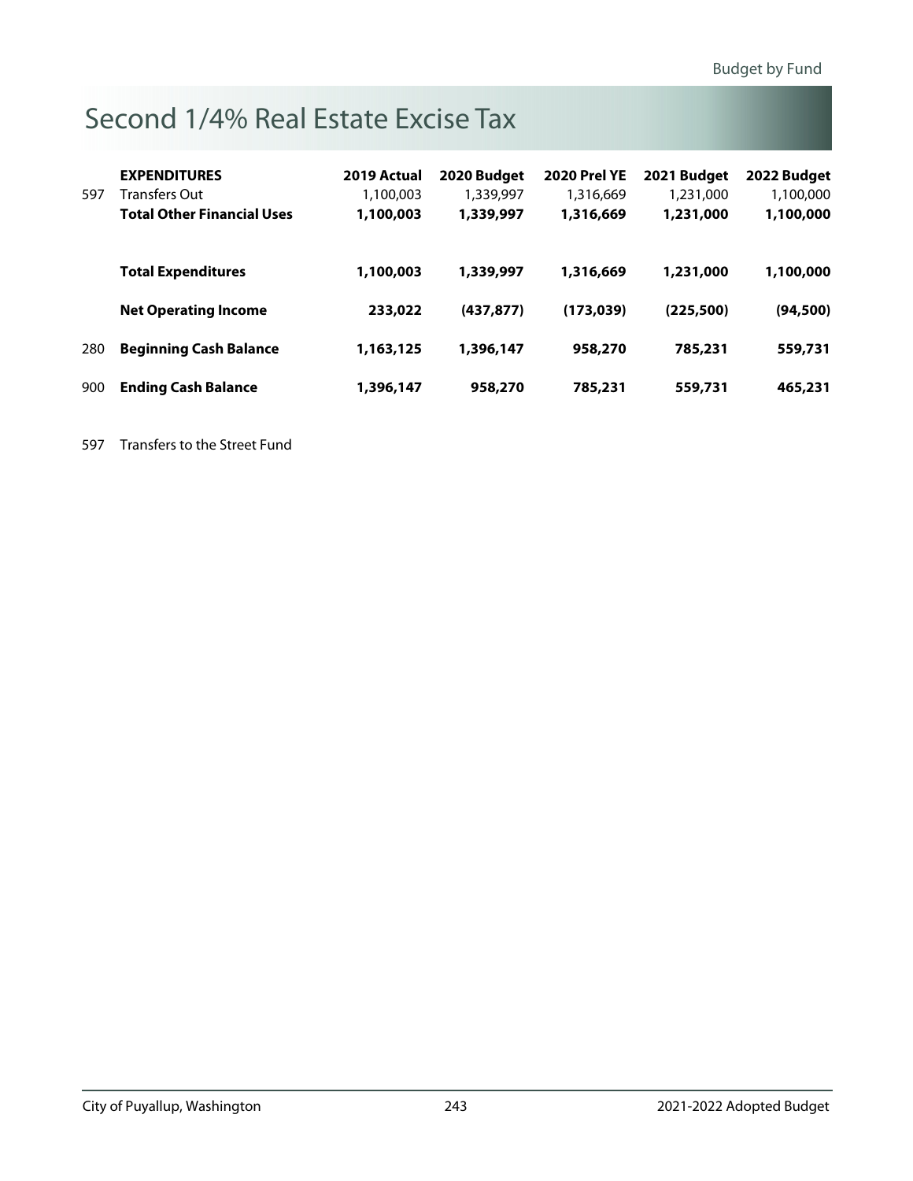# Second 1/4% Real Estate Excise Tax

| | EXPENDITURES | 2019 Actual | 2020 Budget | 2020 Prel YE | 2021 Budget | 2022 Budget |
|---|---|---|---|---|---|---|
| 597 | Transfers Out | 1,100,003 | 1,339,997 | 1,316,669 | 1,231,000 | 1,100,000 |
| | **Total Other Financial Uses** | **1,100,003** | **1,339,997** | **1,316,669** | **1,231,000** | **1,100,000** |
| | **Total Expenditures** | **1,100,003** | **1,339,997** | **1,316,669** | **1,231,000** | **1,100,000** |
| | **Net Operating Income** | **233,022** | **(437,877)** | **(173,039)** | **(225,500)** | **(94,500)** |
| 280 | **Beginning Cash Balance** | **1,163,125** | **1,396,147** | **958,270** | **785,231** | **559,731** |
| 900 | **Ending Cash Balance** | **1,396,147** | **958,270** | **785,231** | **559,731** | **465,231** |

597 Transfers to the Street Fund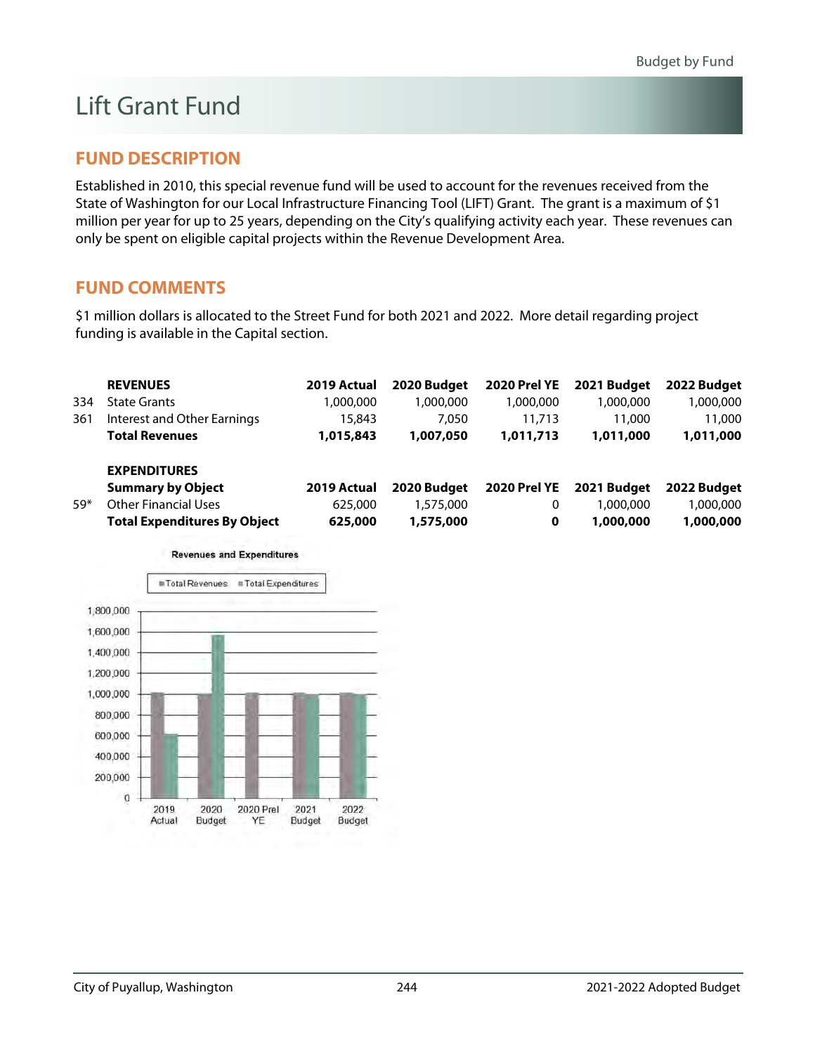# Lift Grant Fund

## FUND DESCRIPTION

Established in 2010, this special revenue fund will be used to account for the revenues received from the State of Washington for our Local Infrastructure Financing Tool (LIFT) Grant. The grant is a maximum of $1 million per year for up to 25 years, depending on the City's qualifying activity each year. These revenues can only be spent on eligible capital projects within the Revenue Development Area.

## FUND COMMENTS

$1 million dollars is allocated to the Street Fund for both 2021 and 2022. More detail regarding project funding is available in the Capital section.

| | **REVENUES** | **2019 Actual** | **2020 Budget** | **2020 Prel YE** | **2021 Budget** | **2022 Budget** |
|---|---|---|---|---|---|---|
| 334 | State Grants | 1,000,000 | 1,000,000 | 1,000,000 | 1,000,000 | 1,000,000 |
| 361 | Interest and Other Earnings | 15,843 | 7,050 | 11,713 | 11,000 | 11,000 |
| | **Total Revenues** | **1,015,843** | **1,007,050** | **1,011,713** | **1,011,000** | **1,011,000** |

| | **EXPENDITURES**<br>**Summary by Object** | **2019 Actual** | **2020 Budget** | **2020 Prel YE** | **2021 Budget** | **2022 Budget** |
|---|---|---|---|---|---|---|
| 59* | Other Financial Uses | 625,000 | 1,575,000 | 0 | 1,000,000 | 1,000,000 |
| | **Total Expenditures By Object** | **625,000** | **1,575,000** | **0** | **1,000,000** | **1,000,000** |

**Revenues and Expenditures**

Total Revenues / Total Expenditures

| | Total Revenues | Total Expenditures |
|---|---|---|
| 2019 Actual | 1,015,843 | 625,000 |
| 2020 Budget | 1,007,050 | 1,575,000 |
| 2020 Prel YE | 1,011,713 | 0 |
| 2021 Budget | 1,011,000 | 1,000,000 |
| 2022 Budget | 1,011,000 | 1,000,000 |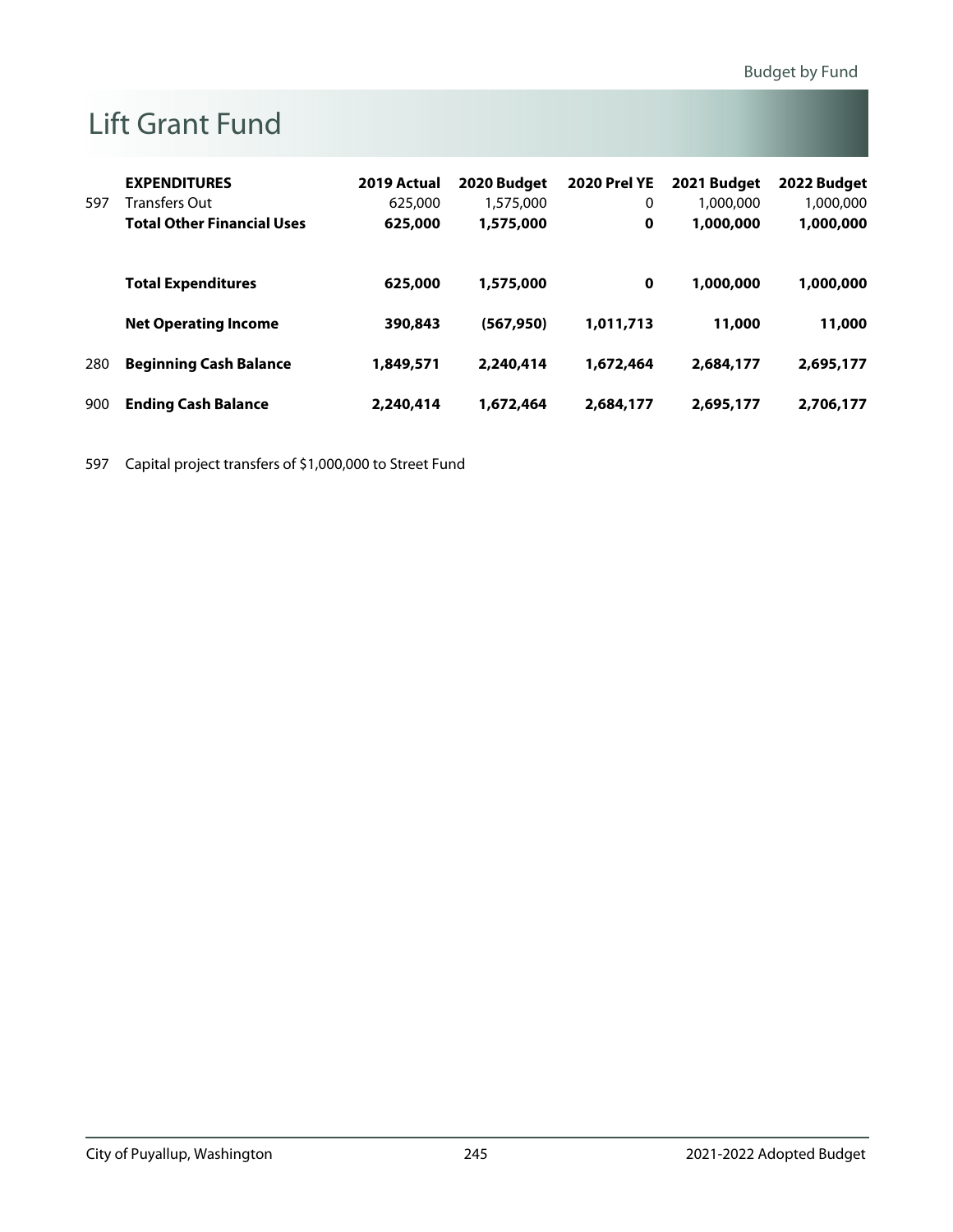# Lift Grant Fund

| | EXPENDITURES | 2019 Actual | 2020 Budget | 2020 Prel YE | 2021 Budget | 2022 Budget |
|---|---|---|---|---|---|---|
| 597 | Transfers Out | 625,000 | 1,575,000 | 0 | 1,000,000 | 1,000,000 |
| | **Total Other Financial Uses** | **625,000** | **1,575,000** | **0** | **1,000,000** | **1,000,000** |
| | **Total Expenditures** | **625,000** | **1,575,000** | **0** | **1,000,000** | **1,000,000** |
| | **Net Operating Income** | **390,843** | **(567,950)** | **1,011,713** | **11,000** | **11,000** |
| 280 | **Beginning Cash Balance** | **1,849,571** | **2,240,414** | **1,672,464** | **2,684,177** | **2,695,177** |
| 900 | **Ending Cash Balance** | **2,240,414** | **1,672,464** | **2,684,177** | **2,695,177** | **2,706,177** |

597 Capital project transfers of $1,000,000 to Street Fund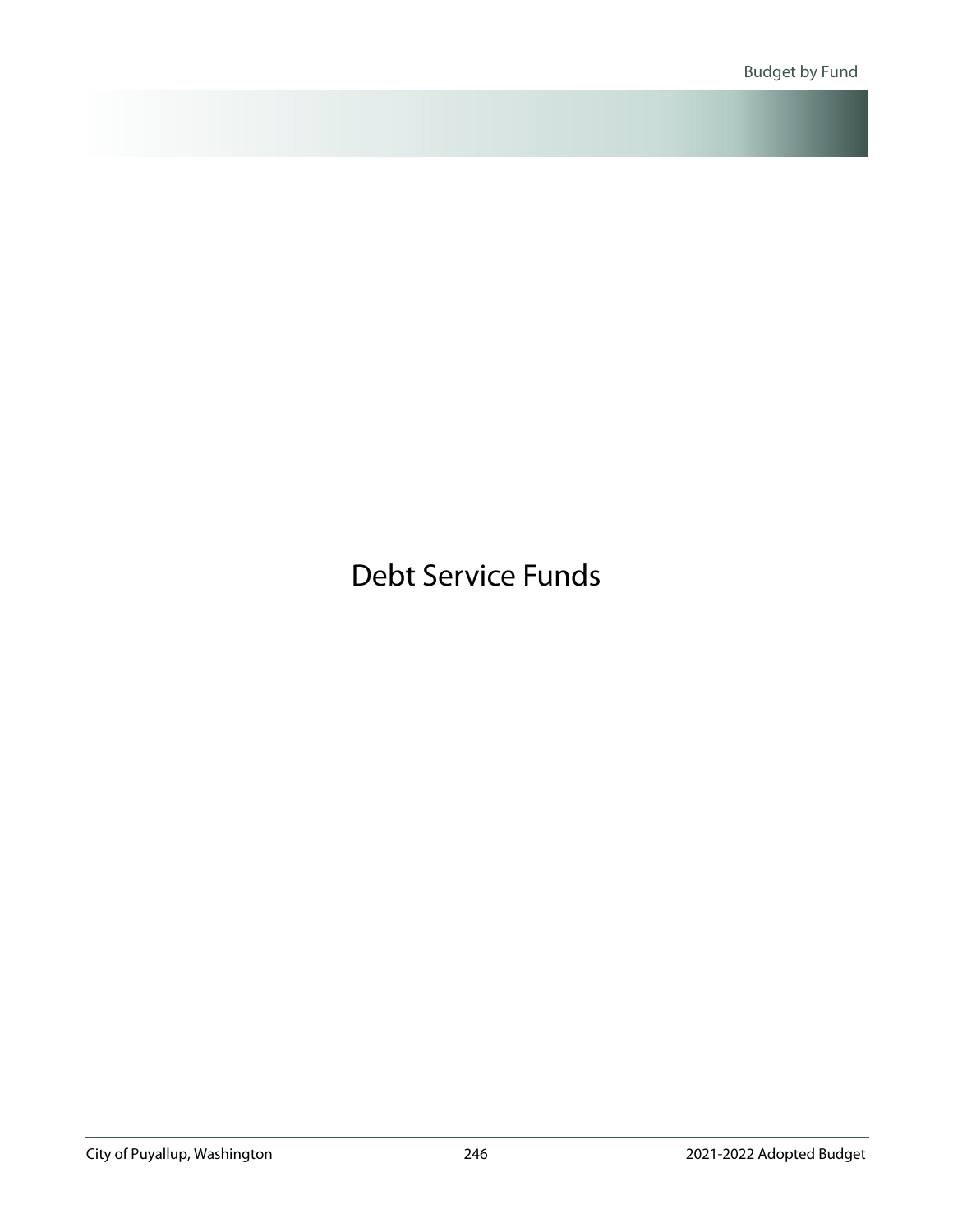# Debt Service Funds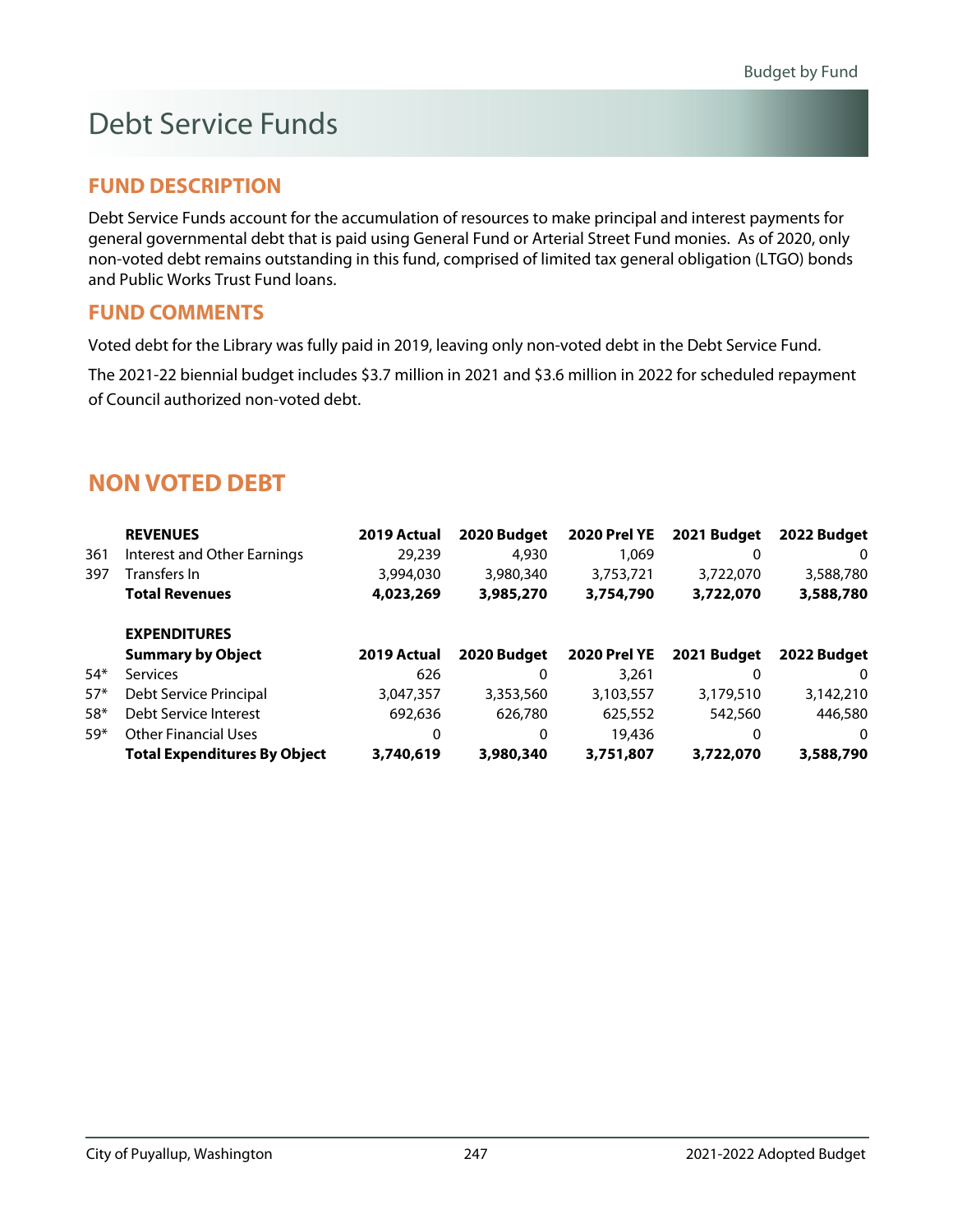# Debt Service Funds

## FUND DESCRIPTION

Debt Service Funds account for the accumulation of resources to make principal and interest payments for general governmental debt that is paid using General Fund or Arterial Street Fund monies. As of 2020, only non-voted debt remains outstanding in this fund, comprised of limited tax general obligation (LTGO) bonds and Public Works Trust Fund loans.

## FUND COMMENTS

Voted debt for the Library was fully paid in 2019, leaving only non-voted debt in the Debt Service Fund.

The 2021-22 biennial budget includes $3.7 million in 2021 and $3.6 million in 2022 for scheduled repayment of Council authorized non-voted debt.

## NON VOTED DEBT

| | **REVENUES** | **2019 Actual** | **2020 Budget** | **2020 Prel YE** | **2021 Budget** | **2022 Budget** |
|---|---|---|---|---|---|---|
| 361 | Interest and Other Earnings | 29,239 | 4,930 | 1,069 | 0 | 0 |
| 397 | Transfers In | 3,994,030 | 3,980,340 | 3,753,721 | 3,722,070 | 3,588,780 |
| | **Total Revenues** | **4,023,269** | **3,985,270** | **3,754,790** | **3,722,070** | **3,588,780** |
| | | | | | | |
| | **EXPENDITURES** | | | | | |
| | **Summary by Object** | **2019 Actual** | **2020 Budget** | **2020 Prel YE** | **2021 Budget** | **2022 Budget** |
| 54* | Services | 626 | 0 | 3,261 | 0 | 0 |
| 57* | Debt Service Principal | 3,047,357 | 3,353,560 | 3,103,557 | 3,179,510 | 3,142,210 |
| 58* | Debt Service Interest | 692,636 | 626,780 | 625,552 | 542,560 | 446,580 |
| 59* | Other Financial Uses | 0 | 0 | 19,436 | 0 | 0 |
| | **Total Expenditures By Object** | **3,740,619** | **3,980,340** | **3,751,807** | **3,722,070** | **3,588,790** |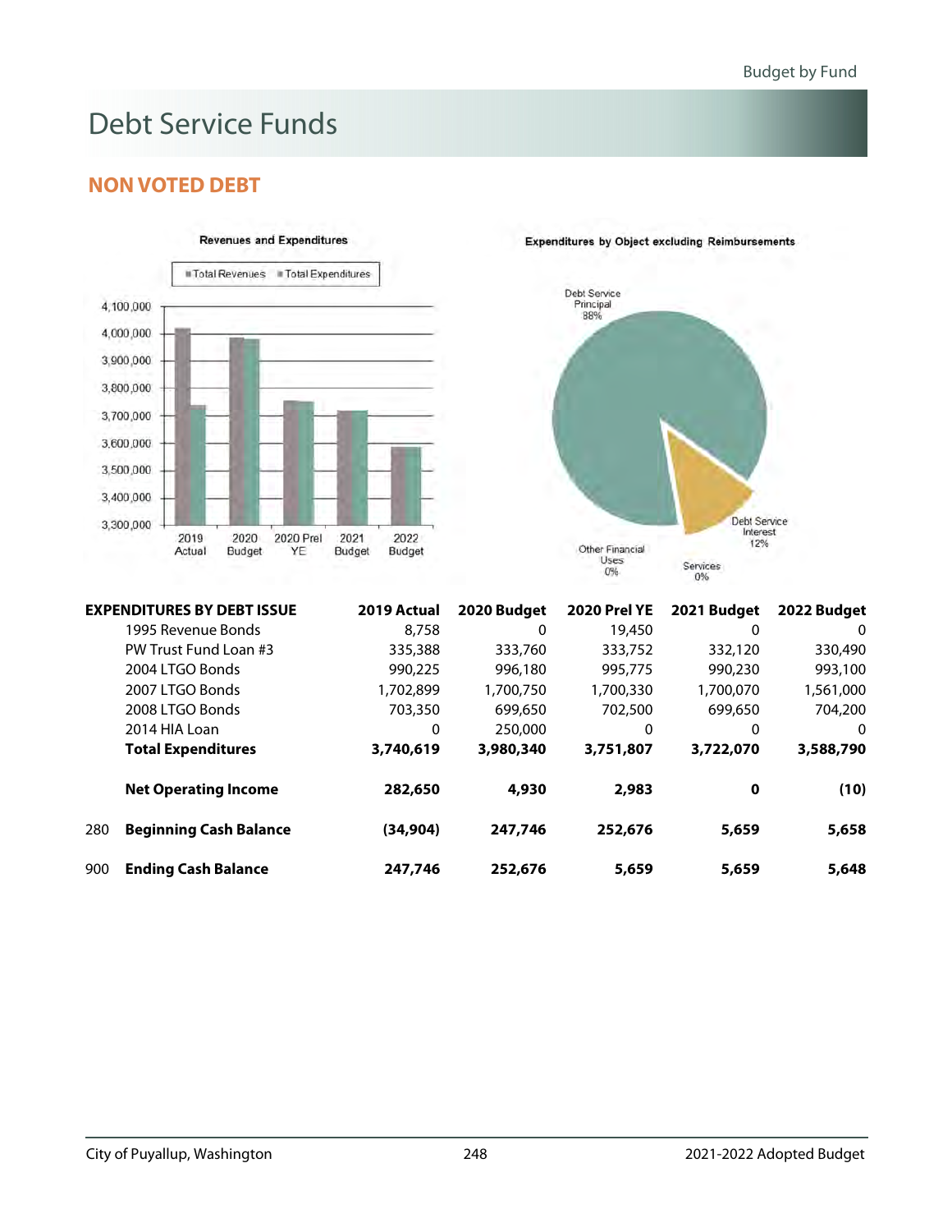# Debt Service Funds

## NON VOTED DEBT

Revenues and Expenditures

Expenditures by Object excluding Reimbursements

| EXPENDITURES BY DEBT ISSUE | | 2019 Actual | 2020 Budget | 2020 Prel YE | 2021 Budget | 2022 Budget |
|---|---|---|---|---|---|---|
| | 1995 Revenue Bonds | 8,758 | 0 | 19,450 | 0 | 0 |
| | PW Trust Fund Loan #3 | 335,388 | 333,760 | 333,752 | 332,120 | 330,490 |
| | 2004 LTGO Bonds | 990,225 | 996,180 | 995,775 | 990,230 | 993,100 |
| | 2007 LTGO Bonds | 1,702,899 | 1,700,750 | 1,700,330 | 1,700,070 | 1,561,000 |
| | 2008 LTGO Bonds | 703,350 | 699,650 | 702,500 | 699,650 | 704,200 |
| | 2014 HIA Loan | 0 | 250,000 | 0 | 0 | 0 |
| | **Total Expenditures** | **3,740,619** | **3,980,340** | **3,751,807** | **3,722,070** | **3,588,790** |
| | **Net Operating Income** | **282,650** | **4,930** | **2,983** | **0** | **(10)** |
| 280 | **Beginning Cash Balance** | **(34,904)** | **247,746** | **252,676** | **5,659** | **5,658** |
| 900 | **Ending Cash Balance** | **247,746** | **252,676** | **5,659** | **5,659** | **5,648** |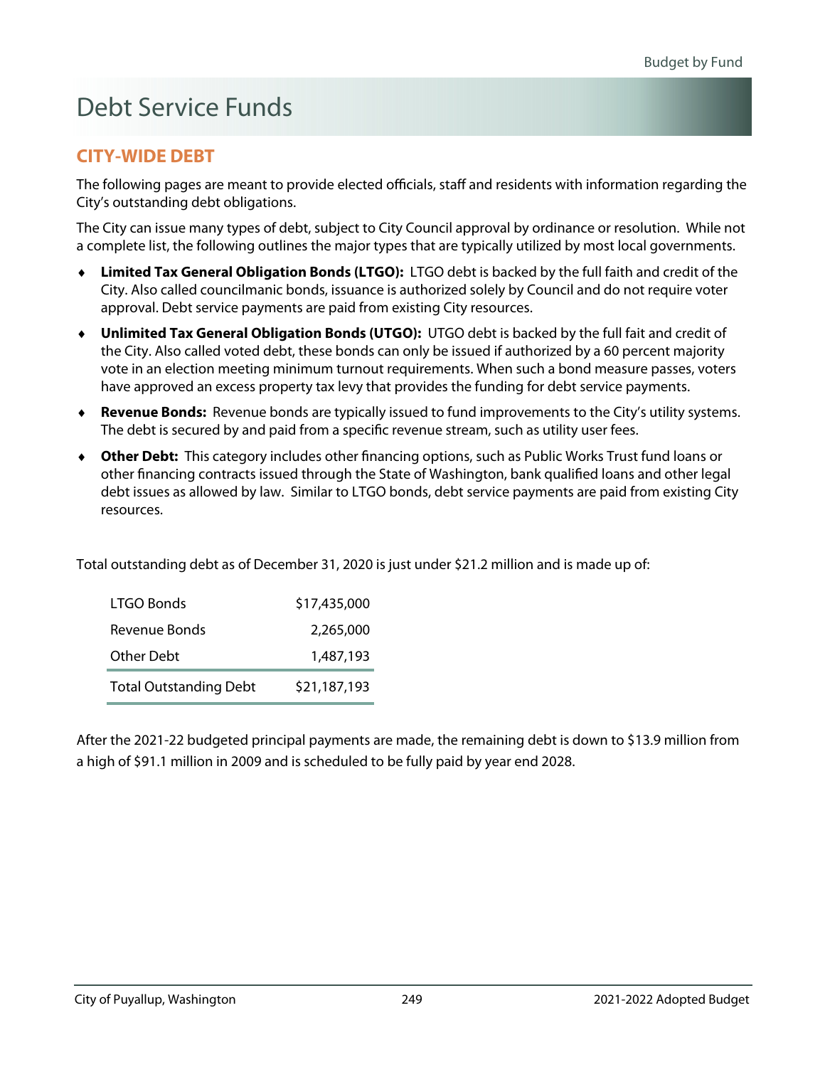# Debt Service Funds

## CITY-WIDE DEBT

The following pages are meant to provide elected officials, staff and residents with information regarding the City's outstanding debt obligations.

The City can issue many types of debt, subject to City Council approval by ordinance or resolution. While not a complete list, the following outlines the major types that are typically utilized by most local governments.

- **Limited Tax General Obligation Bonds (LTGO):** LTGO debt is backed by the full faith and credit of the City. Also called councilmanic bonds, issuance is authorized solely by Council and do not require voter approval. Debt service payments are paid from existing City resources.
- **Unlimited Tax General Obligation Bonds (UTGO):** UTGO debt is backed by the full fait and credit of the City. Also called voted debt, these bonds can only be issued if authorized by a 60 percent majority vote in an election meeting minimum turnout requirements. When such a bond measure passes, voters have approved an excess property tax levy that provides the funding for debt service payments.
- **Revenue Bonds:** Revenue bonds are typically issued to fund improvements to the City's utility systems. The debt is secured by and paid from a specific revenue stream, such as utility user fees.
- **Other Debt:** This category includes other financing options, such as Public Works Trust fund loans or other financing contracts issued through the State of Washington, bank qualified loans and other legal debt issues as allowed by law. Similar to LTGO bonds, debt service payments are paid from existing City resources.

Total outstanding debt as of December 31, 2020 is just under $21.2 million and is made up of:

| | |
|---|---:|
| LTGO Bonds | $17,435,000 |
| Revenue Bonds | 2,265,000 |
| Other Debt | 1,487,193 |
| Total Outstanding Debt | $21,187,193 |

After the 2021-22 budgeted principal payments are made, the remaining debt is down to $13.9 million from a high of $91.1 million in 2009 and is scheduled to be fully paid by year end 2028.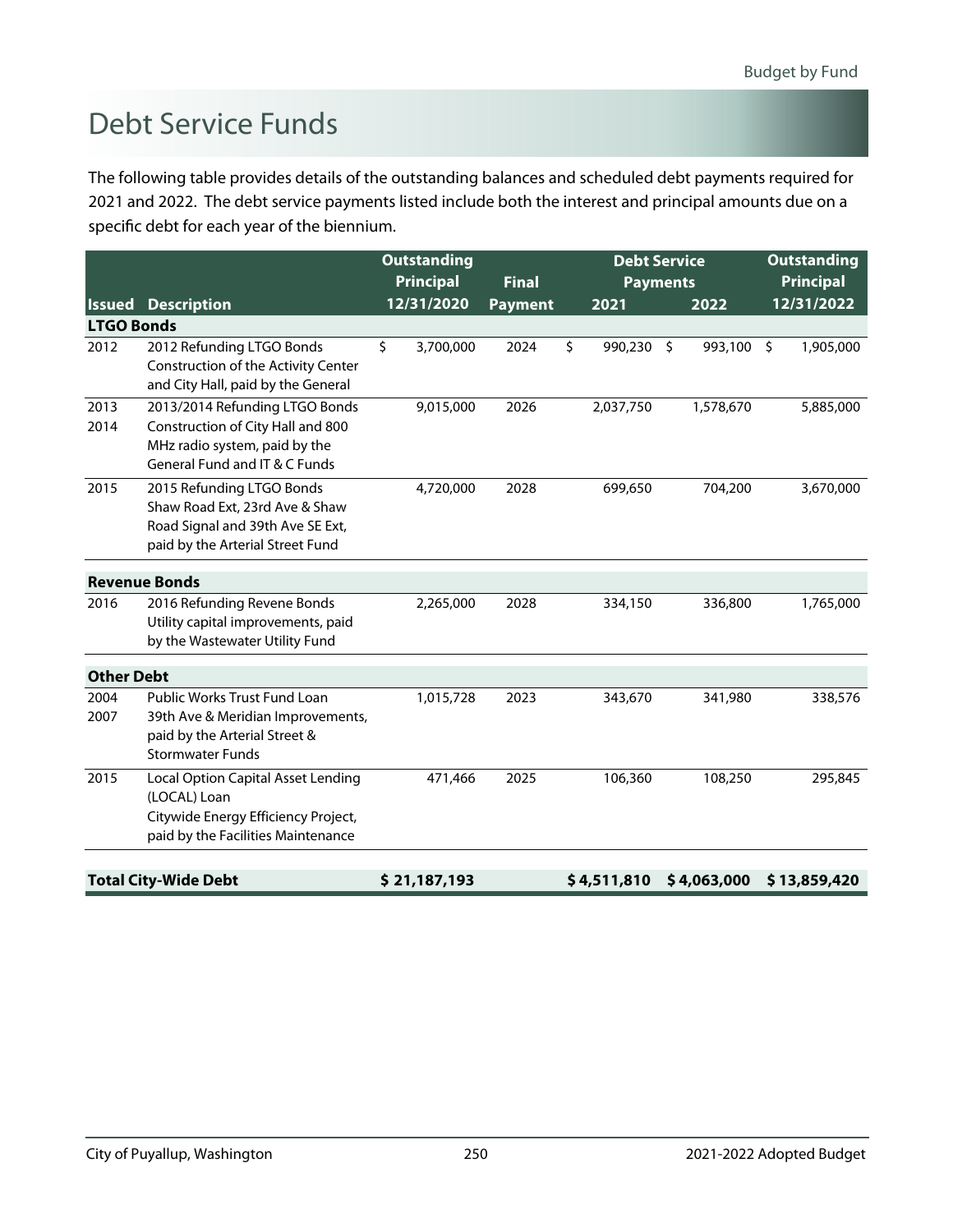# Debt Service Funds

The following table provides details of the outstanding balances and scheduled debt payments required for 2021 and 2022. The debt service payments listed include both the interest and principal amounts due on a specific debt for each year of the biennium.

| Issued | Description | Outstanding Principal 12/31/2020 | Final Payment | Debt Service Payments 2021 | 2022 | Outstanding Principal 12/31/2022 |
|---|---|---|---|---|---|---|
| **LTGO Bonds** | | | | | | |
| 2012 | 2012 Refunding LTGO Bonds Construction of the Activity Center and City Hall, paid by the General | $ 3,700,000 | 2024 | $ 990,230 | $ 993,100 | $ 1,905,000 |
| 2013 2014 | 2013/2014 Refunding LTGO Bonds Construction of City Hall and 800 MHz radio system, paid by the General Fund and IT & C Funds | 9,015,000 | 2026 | 2,037,750 | 1,578,670 | 5,885,000 |
| 2015 | 2015 Refunding LTGO Bonds Shaw Road Ext, 23rd Ave & Shaw Road Signal and 39th Ave SE Ext, paid by the Arterial Street Fund | 4,720,000 | 2028 | 699,650 | 704,200 | 3,670,000 |
| **Revenue Bonds** | | | | | | |
| 2016 | 2016 Refunding Revene Bonds Utility capital improvements, paid by the Wastewater Utility Fund | 2,265,000 | 2028 | 334,150 | 336,800 | 1,765,000 |
| **Other Debt** | | | | | | |
| 2004 2007 | Public Works Trust Fund Loan 39th Ave & Meridian Improvements, paid by the Arterial Street & Stormwater Funds | 1,015,728 | 2023 | 343,670 | 341,980 | 338,576 |
| 2015 | Local Option Capital Asset Lending (LOCAL) Loan Citywide Energy Efficiency Project, paid by the Facilities Maintenance | 471,466 | 2025 | 106,360 | 108,250 | 295,845 |
| **Total City-Wide Debt** | | **$ 21,187,193** | | **$ 4,511,810** | **$ 4,063,000** | **$ 13,859,420** |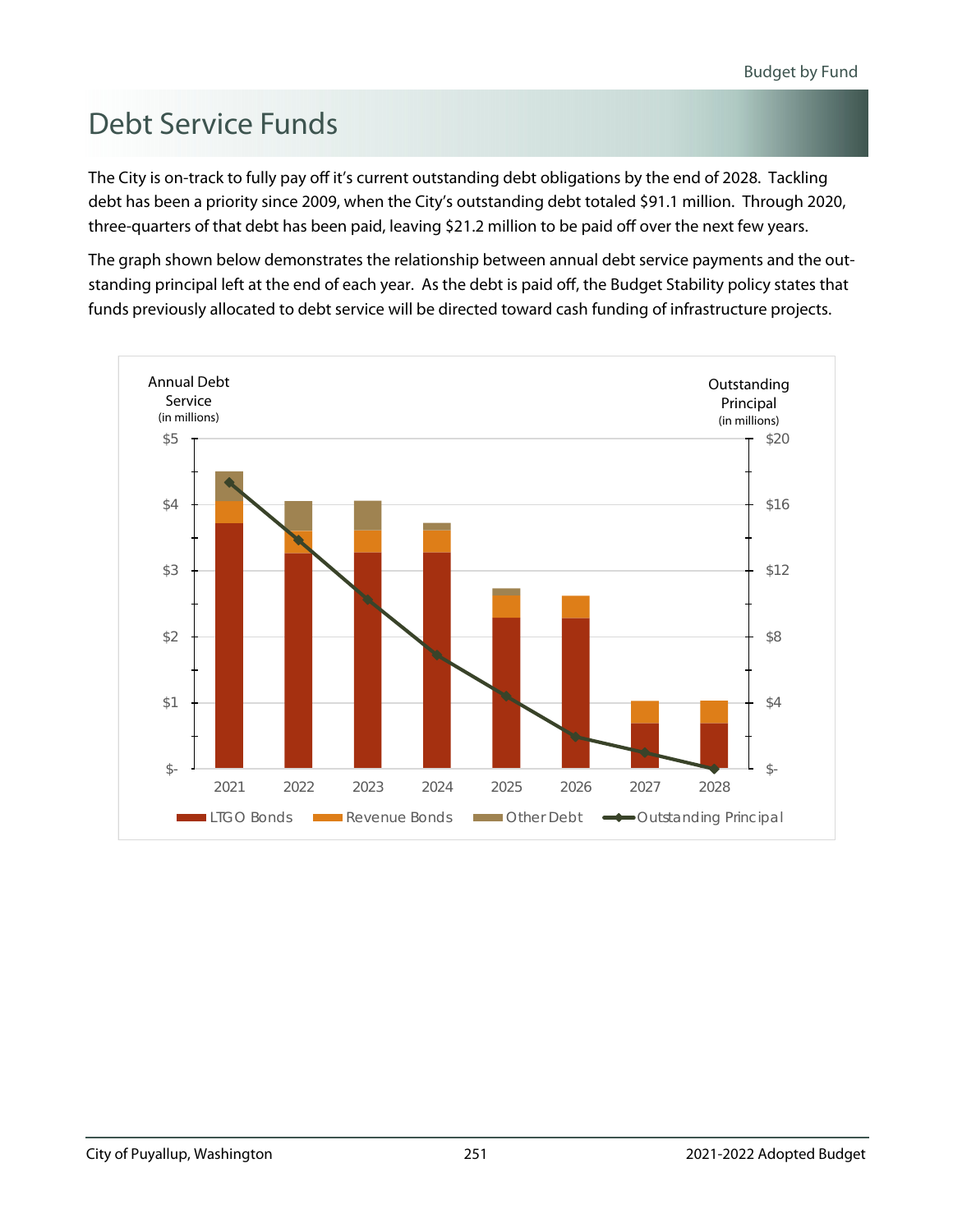# Debt Service Funds

The City is on-track to fully pay off it's current outstanding debt obligations by the end of 2028. Tackling debt has been a priority since 2009, when the City's outstanding debt totaled $91.1 million. Through 2020, three-quarters of that debt has been paid, leaving $21.2 million to be paid off over the next few years.

The graph shown below demonstrates the relationship between annual debt service payments and the outstanding principal left at the end of each year. As the debt is paid off, the Budget Stability policy states that funds previously allocated to debt service will be directed toward cash funding of infrastructure projects.

Annual Debt Service (in millions)

Outstanding Principal (in millions)

$5 $4 $3 $2 $1 $-

$20 $16 $12 $8 $4 $-

2021 2022 2023 2024 2025 2026 2027 2028

LTGO Bonds Revenue Bonds Other Debt Outstanding Principal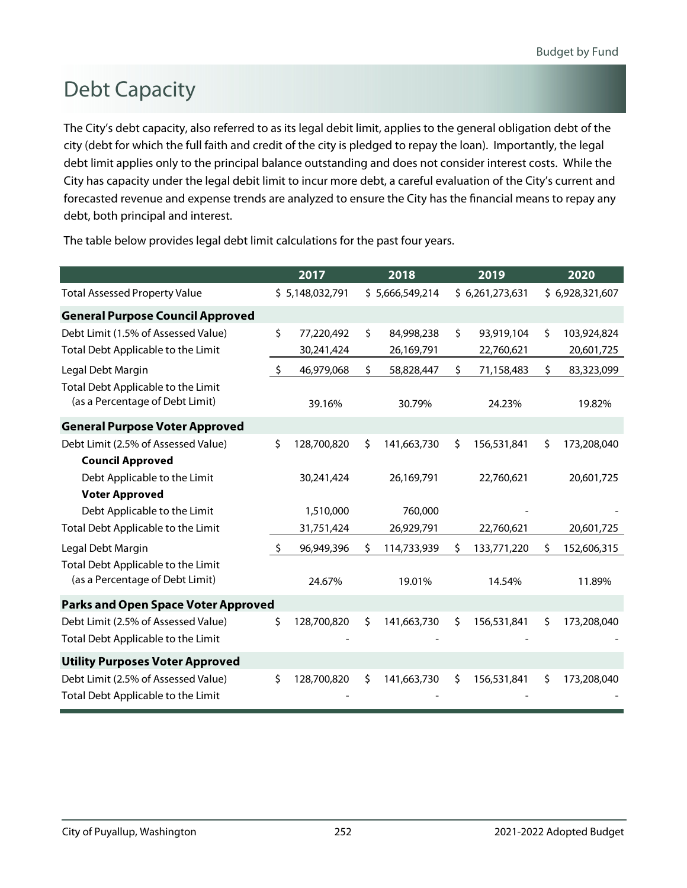# Debt Capacity

The City's debt capacity, also referred to as its legal debit limit, applies to the general obligation debt of the city (debt for which the full faith and credit of the city is pledged to repay the loan). Importantly, the legal debt limit applies only to the principal balance outstanding and does not consider interest costs. While the City has capacity under the legal debit limit to incur more debt, a careful evaluation of the City's current and forecasted revenue and expense trends are analyzed to ensure the City has the financial means to repay any debt, both principal and interest.

The table below provides legal debt limit calculations for the past four years.

| | 2017 | 2018 | 2019 | 2020 |
|---|---|---|---|---|
| Total Assessed Property Value | $ 5,148,032,791 | $ 5,666,549,214 | $ 6,261,273,631 | $ 6,928,321,607 |
| **General Purpose Council Approved** | | | | |
| Debt Limit (1.5% of Assessed Value) | $ 77,220,492 | $ 84,998,238 | $ 93,919,104 | $ 103,924,824 |
| Total Debt Applicable to the Limit | 30,241,424 | 26,169,791 | 22,760,621 | 20,601,725 |
| Legal Debt Margin | $ 46,979,068 | $ 58,828,447 | $ 71,158,483 | $ 83,323,099 |
| Total Debt Applicable to the Limit (as a Percentage of Debt Limit) | 39.16% | 30.79% | 24.23% | 19.82% |
| **General Purpose Voter Approved** | | | | |
| Debt Limit (2.5% of Assessed Value) | $ 128,700,820 | $ 141,663,730 | $ 156,531,841 | $ 173,208,040 |
| **Council Approved** | | | | |
| Debt Applicable to the Limit | 30,241,424 | 26,169,791 | 22,760,621 | 20,601,725 |
| **Voter Approved** | | | | |
| Debt Applicable to the Limit | 1,510,000 | 760,000 | - | - |
| Total Debt Applicable to the Limit | 31,751,424 | 26,929,791 | 22,760,621 | 20,601,725 |
| Legal Debt Margin | $ 96,949,396 | $ 114,733,939 | $ 133,771,220 | $ 152,606,315 |
| Total Debt Applicable to the Limit (as a Percentage of Debt Limit) | 24.67% | 19.01% | 14.54% | 11.89% |
| **Parks and Open Space Voter Approved** | | | | |
| Debt Limit (2.5% of Assessed Value) | $ 128,700,820 | $ 141,663,730 | $ 156,531,841 | $ 173,208,040 |
| Total Debt Applicable to the Limit | - | - | - | - |
| **Utility Purposes Voter Approved** | | | | |
| Debt Limit (2.5% of Assessed Value) | $ 128,700,820 | $ 141,663,730 | $ 156,531,841 | $ 173,208,040 |
| Total Debt Applicable to the Limit | - | - | - | - |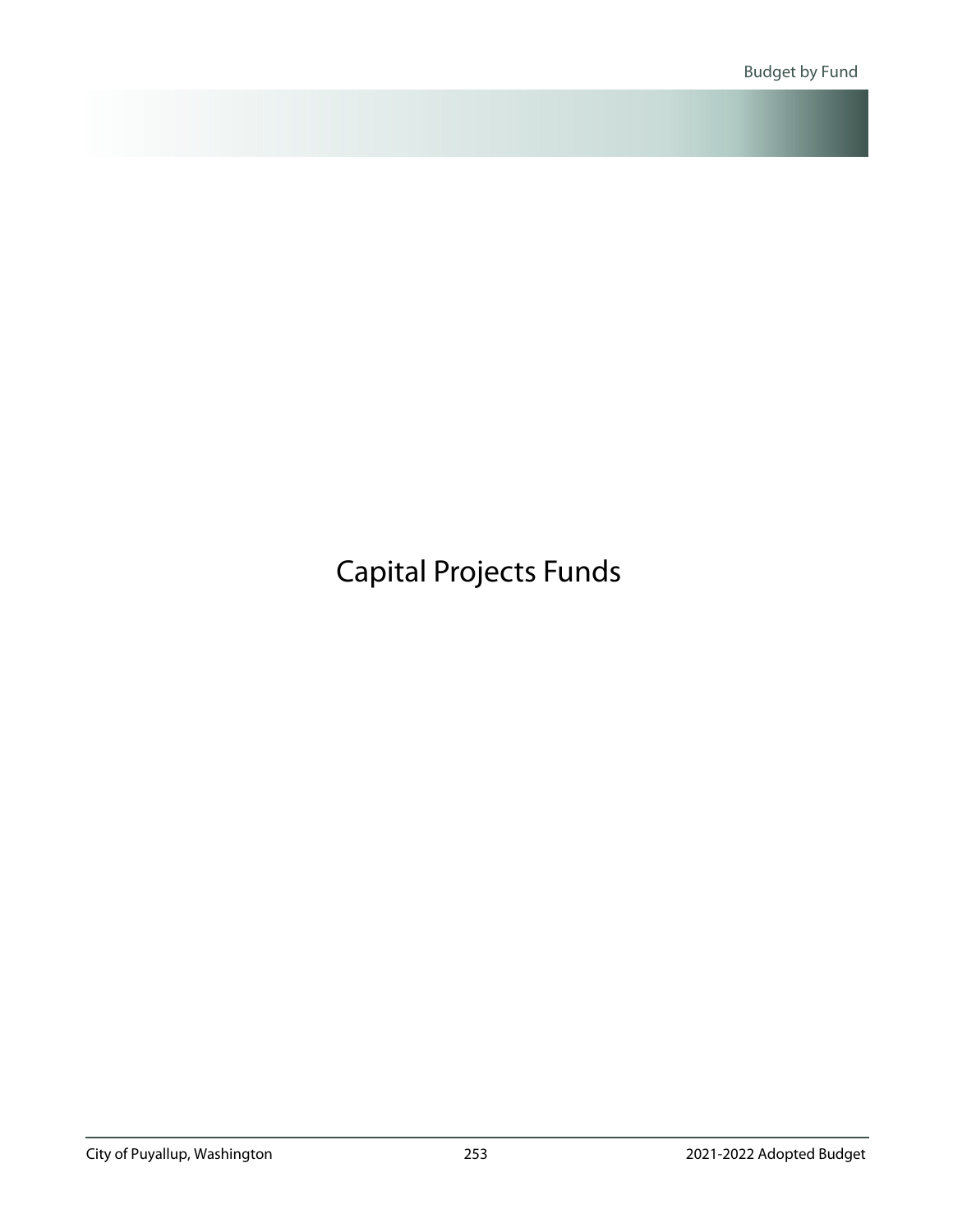# Capital Projects Funds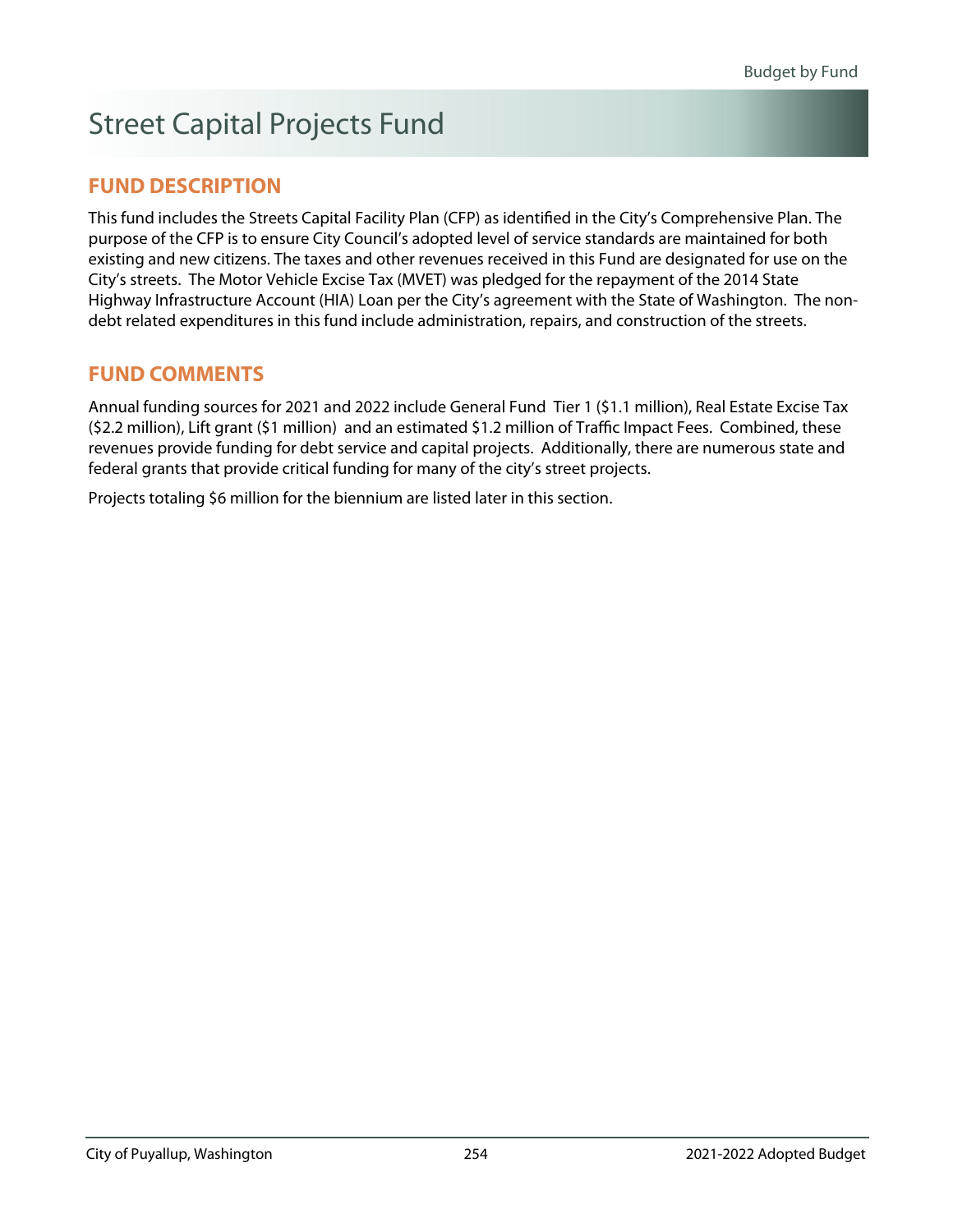# Street Capital Projects Fund

## FUND DESCRIPTION

This fund includes the Streets Capital Facility Plan (CFP) as identified in the City's Comprehensive Plan. The purpose of the CFP is to ensure City Council's adopted level of service standards are maintained for both existing and new citizens. The taxes and other revenues received in this Fund are designated for use on the City's streets. The Motor Vehicle Excise Tax (MVET) was pledged for the repayment of the 2014 State Highway Infrastructure Account (HIA) Loan per the City's agreement with the State of Washington. The non-debt related expenditures in this fund include administration, repairs, and construction of the streets.

## FUND COMMENTS

Annual funding sources for 2021 and 2022 include General Fund Tier 1 ($1.1 million), Real Estate Excise Tax ($2.2 million), Lift grant ($1 million) and an estimated $1.2 million of Traffic Impact Fees. Combined, these revenues provide funding for debt service and capital projects. Additionally, there are numerous state and federal grants that provide critical funding for many of the city's street projects.

Projects totaling $6 million for the biennium are listed later in this section.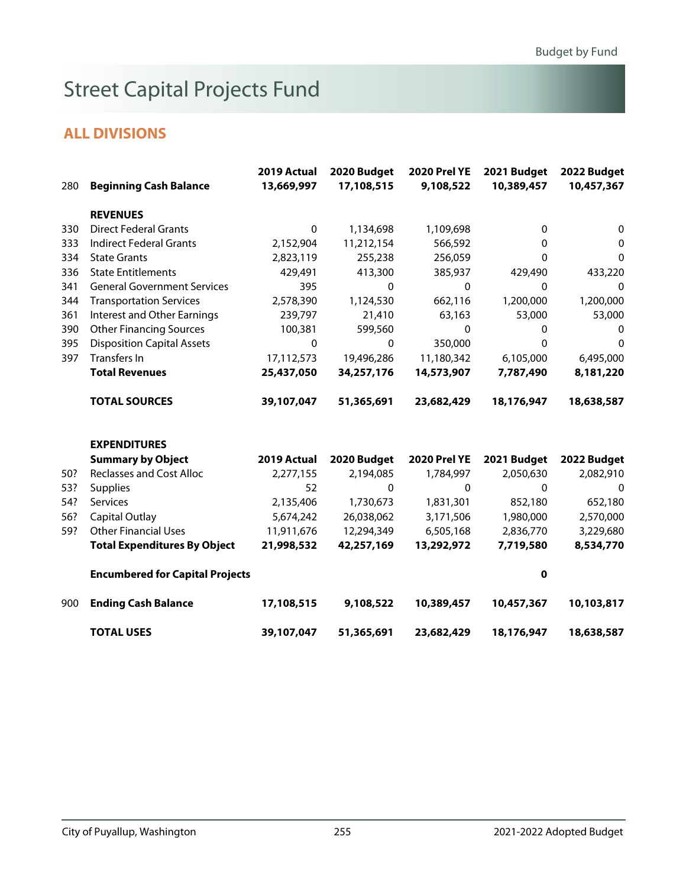# Street Capital Projects Fund

## ALL DIVISIONS

| | | 2019 Actual | 2020 Budget | 2020 Prel YE | 2021 Budget | 2022 Budget |
|---|---|---|---|---|---|---|
| 280 | **Beginning Cash Balance** | **13,669,997** | **17,108,515** | **9,108,522** | **10,389,457** | **10,457,367** |
| | | | | | | |
| | **REVENUES** | | | | | |
| 330 | Direct Federal Grants | 0 | 1,134,698 | 1,109,698 | 0 | 0 |
| 333 | Indirect Federal Grants | 2,152,904 | 11,212,154 | 566,592 | 0 | 0 |
| 334 | State Grants | 2,823,119 | 255,238 | 256,059 | 0 | 0 |
| 336 | State Entitlements | 429,491 | 413,300 | 385,937 | 429,490 | 433,220 |
| 341 | General Government Services | 395 | 0 | 0 | 0 | 0 |
| 344 | Transportation Services | 2,578,390 | 1,124,530 | 662,116 | 1,200,000 | 1,200,000 |
| 361 | Interest and Other Earnings | 239,797 | 21,410 | 63,163 | 53,000 | 53,000 |
| 390 | Other Financing Sources | 100,381 | 599,560 | 0 | 0 | 0 |
| 395 | Disposition Capital Assets | 0 | 0 | 350,000 | 0 | 0 |
| 397 | Transfers In | 17,112,573 | 19,496,286 | 11,180,342 | 6,105,000 | 6,495,000 |
| | **Total Revenues** | **25,437,050** | **34,257,176** | **14,573,907** | **7,787,490** | **8,181,220** |
| | | | | | | |
| | **TOTAL SOURCES** | **39,107,047** | **51,365,691** | **23,682,429** | **18,176,947** | **18,638,587** |
| | | | | | | |
| | **EXPENDITURES** | | | | | |
| | **Summary by Object** | **2019 Actual** | **2020 Budget** | **2020 Prel YE** | **2021 Budget** | **2022 Budget** |
| 50? | Reclasses and Cost Alloc | 2,277,155 | 2,194,085 | 1,784,997 | 2,050,630 | 2,082,910 |
| 53? | Supplies | 52 | 0 | 0 | 0 | 0 |
| 54? | Services | 2,135,406 | 1,730,673 | 1,831,301 | 852,180 | 652,180 |
| 56? | Capital Outlay | 5,674,242 | 26,038,062 | 3,171,506 | 1,980,000 | 2,570,000 |
| 59? | Other Financial Uses | 11,911,676 | 12,294,349 | 6,505,168 | 2,836,770 | 3,229,680 |
| | **Total Expenditures By Object** | **21,998,532** | **42,257,169** | **13,292,972** | **7,719,580** | **8,534,770** |
| | | | | | | |
| | **Encumbered for Capital Projects** | | | | **0** | |
| | | | | | | |
| 900 | **Ending Cash Balance** | **17,108,515** | **9,108,522** | **10,389,457** | **10,457,367** | **10,103,817** |
| | | | | | | |
| | **TOTAL USES** | **39,107,047** | **51,365,691** | **23,682,429** | **18,176,947** | **18,638,587** |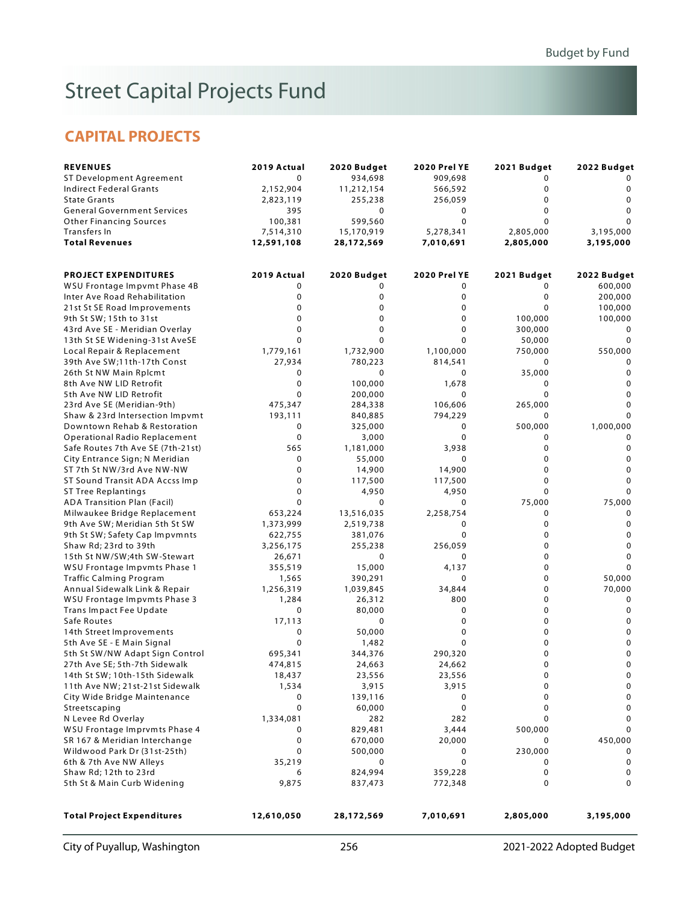# Street Capital Projects Fund

## CAPITAL PROJECTS

| REVENUES | 2019 Actual | 2020 Budget | 2020 Prel YE | 2021 Budget | 2022 Budget |
|---|---|---|---|---|---|
| ST Development Agreement | 0 | 934,698 | 909,698 | 0 | 0 |
| Indirect Federal Grants | 2,152,904 | 11,212,154 | 566,592 | 0 | 0 |
| State Grants | 2,823,119 | 255,238 | 256,059 | 0 | 0 |
| General Government Services | 395 | 0 | 0 | 0 | 0 |
| Other Financing Sources | 100,381 | 599,560 | 0 | 0 | 0 |
| Transfers In | 7,514,310 | 15,170,919 | 5,278,341 | 2,805,000 | 3,195,000 |
| **Total Revenues** | **12,591,108** | **28,172,569** | **7,010,691** | **2,805,000** | **3,195,000** |

| PROJECT EXPENDITURES | 2019 Actual | 2020 Budget | 2020 Prel YE | 2021 Budget | 2022 Budget |
|---|---|---|---|---|---|
| WSU Frontage Impvmt Phase 4B | 0 | 0 | 0 | 0 | 600,000 |
| Inter Ave Road Rehabilitation | 0 | 0 | 0 | 0 | 200,000 |
| 21st St SE Road Improvements | 0 | 0 | 0 | 0 | 100,000 |
| 9th St SW; 15th to 31st | 0 | 0 | 0 | 100,000 | 100,000 |
| 43rd Ave SE - Meridian Overlay | 0 | 0 | 0 | 300,000 | 0 |
| 13th St SE Widening-31st AveSE | 0 | 0 | 0 | 50,000 | 0 |
| Local Repair & Replacement | 1,779,161 | 1,732,900 | 1,100,000 | 750,000 | 550,000 |
| 39th Ave SW;11th-17th Const | 27,934 | 780,223 | 814,541 | 0 | 0 |
| 26th St NW Main Rplcmt | 0 | 0 | 0 | 35,000 | 0 |
| 8th Ave NW LID Retrofit | 0 | 100,000 | 1,678 | 0 | 0 |
| 5th Ave NW LID Retrofit | 0 | 200,000 | 0 | 0 | 0 |
| 23rd Ave SE (Meridian-9th) | 475,347 | 284,338 | 106,606 | 265,000 | 0 |
| Shaw & 23rd Intersection Impvmt | 193,111 | 840,885 | 794,229 | 0 | 0 |
| Downtown Rehab & Restoration | 0 | 325,000 | 0 | 500,000 | 1,000,000 |
| Operational Radio Replacement | 0 | 3,000 | 0 | 0 | 0 |
| Safe Routes 7th Ave SE (7th-21st) | 565 | 1,181,000 | 3,938 | 0 | 0 |
| City Entrance Sign; N Meridian | 0 | 55,000 | 0 | 0 | 0 |
| ST 7th St NW/3rd Ave NW-NW | 0 | 14,900 | 14,900 | 0 | 0 |
| ST Sound Transit ADA Accss Imp | 0 | 117,500 | 117,500 | 0 | 0 |
| ST Tree Replantings | 0 | 4,950 | 4,950 | 0 | 0 |
| ADA Transition Plan (Facil) | 0 | 0 | 0 | 75,000 | 75,000 |
| Milwaukee Bridge Replacement | 653,224 | 13,516,035 | 2,258,754 | 0 | 0 |
| 9th Ave SW; Meridian 5th St SW | 1,373,999 | 2,519,738 | 0 | 0 | 0 |
| 9th St SW; Safety Cap Impvmnts | 622,755 | 381,076 | 0 | 0 | 0 |
| Shaw Rd; 23rd to 39th | 3,256,175 | 255,238 | 256,059 | 0 | 0 |
| 15th St NW/SW;4th SW-Stewart | 26,671 | 0 | 0 | 0 | 0 |
| WSU Frontage Impvmts Phase 1 | 355,519 | 15,000 | 4,137 | 0 | 0 |
| Traffic Calming Program | 1,565 | 390,291 | 0 | 0 | 50,000 |
| Annual Sidewalk Link & Repair | 1,256,319 | 1,039,845 | 34,844 | 0 | 70,000 |
| WSU Frontage Impvmts Phase 3 | 1,284 | 26,312 | 800 | 0 | 0 |
| Trans Impact Fee Update | 0 | 80,000 | 0 | 0 | 0 |
| Safe Routes | 17,113 | 0 | 0 | 0 | 0 |
| 14th Street Improvements | 0 | 50,000 | 0 | 0 | 0 |
| 5th Ave SE - E Main Signal | 0 | 1,482 | 0 | 0 | 0 |
| 5th St SW/NW Adapt Sign Control | 695,341 | 344,376 | 290,320 | 0 | 0 |
| 27th Ave SE; 5th-7th Sidewalk | 474,815 | 24,663 | 24,662 | 0 | 0 |
| 14th St SW; 10th-15th Sidewalk | 18,437 | 23,556 | 23,556 | 0 | 0 |
| 11th Ave NW; 21st-21st Sidewalk | 1,534 | 3,915 | 3,915 | 0 | 0 |
| City Wide Bridge Maintenance | 0 | 139,116 | 0 | 0 | 0 |
| Streetscaping | 0 | 60,000 | 0 | 0 | 0 |
| N Levee Rd Overlay | 1,334,081 | 282 | 282 | 0 | 0 |
| WSU Frontage Imprvmts Phase 4 | 0 | 829,481 | 3,444 | 500,000 | 0 |
| SR 167 & Meridian Interchange | 0 | 670,000 | 20,000 | 0 | 450,000 |
| Wildwood Park Dr (31st-25th) | 0 | 500,000 | 0 | 230,000 | 0 |
| 6th & 7th Ave NW Alleys | 35,219 | 0 | 0 | 0 | 0 |
| Shaw Rd; 12th to 23rd | 6 | 824,994 | 359,228 | 0 | 0 |
| 5th St & Main Curb Widening | 9,875 | 837,473 | 772,348 | 0 | 0 |
| **Total Project Expenditures** | **12,610,050** | **28,172,569** | **7,010,691** | **2,805,000** | **3,195,000** |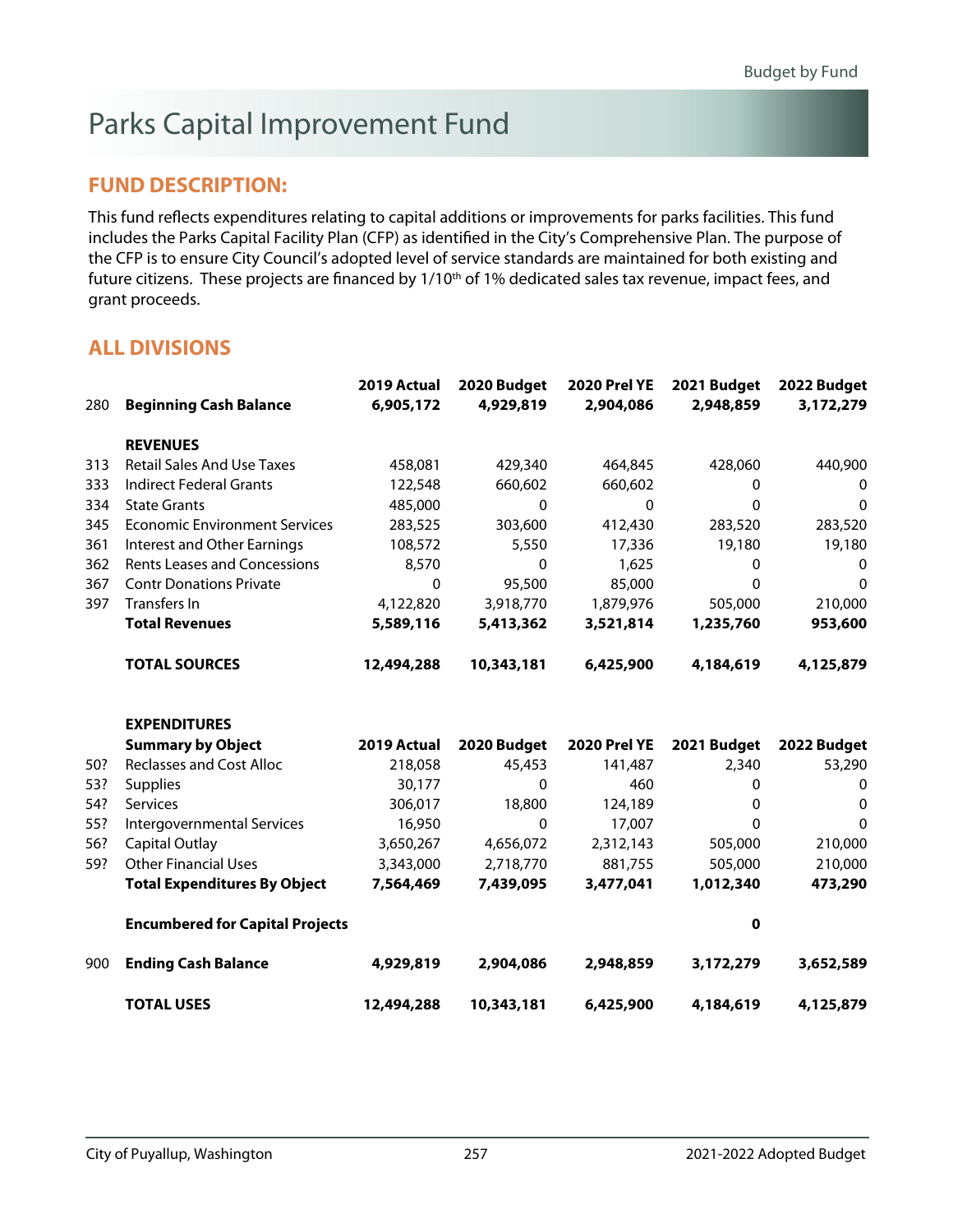# Parks Capital Improvement Fund

## FUND DESCRIPTION:

This fund reflects expenditures relating to capital additions or improvements for parks facilities. This fund includes the Parks Capital Facility Plan (CFP) as identified in the City's Comprehensive Plan. The purpose of the CFP is to ensure City Council's adopted level of service standards are maintained for both existing and future citizens. These projects are financed by 1/10th of 1% dedicated sales tax revenue, impact fees, and grant proceeds.

## ALL DIVISIONS

| | | 2019 Actual | 2020 Budget | 2020 Prel YE | 2021 Budget | 2022 Budget |
|---|---|---|---|---|---|---|
| 280 | **Beginning Cash Balance** | **6,905,172** | **4,929,819** | **2,904,086** | **2,948,859** | **3,172,279** |
| | **REVENUES** | | | | | |
| 313 | Retail Sales And Use Taxes | 458,081 | 429,340 | 464,845 | 428,060 | 440,900 |
| 333 | Indirect Federal Grants | 122,548 | 660,602 | 660,602 | 0 | 0 |
| 334 | State Grants | 485,000 | 0 | 0 | 0 | 0 |
| 345 | Economic Environment Services | 283,525 | 303,600 | 412,430 | 283,520 | 283,520 |
| 361 | Interest and Other Earnings | 108,572 | 5,550 | 17,336 | 19,180 | 19,180 |
| 362 | Rents Leases and Concessions | 8,570 | 0 | 1,625 | 0 | 0 |
| 367 | Contr Donations Private | 0 | 95,500 | 85,000 | 0 | 0 |
| 397 | Transfers In | 4,122,820 | 3,918,770 | 1,879,976 | 505,000 | 210,000 |
| | **Total Revenues** | **5,589,116** | **5,413,362** | **3,521,814** | **1,235,760** | **953,600** |
| | **TOTAL SOURCES** | **12,494,288** | **10,343,181** | **6,425,900** | **4,184,619** | **4,125,879** |
| | **EXPENDITURES** | | | | | |
| | **Summary by Object** | **2019 Actual** | **2020 Budget** | **2020 Prel YE** | **2021 Budget** | **2022 Budget** |
| 50? | Reclasses and Cost Alloc | 218,058 | 45,453 | 141,487 | 2,340 | 53,290 |
| 53? | Supplies | 30,177 | 0 | 460 | 0 | 0 |
| 54? | Services | 306,017 | 18,800 | 124,189 | 0 | 0 |
| 55? | Intergovernmental Services | 16,950 | 0 | 17,007 | 0 | 0 |
| 56? | Capital Outlay | 3,650,267 | 4,656,072 | 2,312,143 | 505,000 | 210,000 |
| 59? | Other Financial Uses | 3,343,000 | 2,718,770 | 881,755 | 505,000 | 210,000 |
| | **Total Expenditures By Object** | **7,564,469** | **7,439,095** | **3,477,041** | **1,012,340** | **473,290** |
| | **Encumbered for Capital Projects** | | | | **0** | |
| 900 | **Ending Cash Balance** | **4,929,819** | **2,904,086** | **2,948,859** | **3,172,279** | **3,652,589** |
| | **TOTAL USES** | **12,494,288** | **10,343,181** | **6,425,900** | **4,184,619** | **4,125,879** |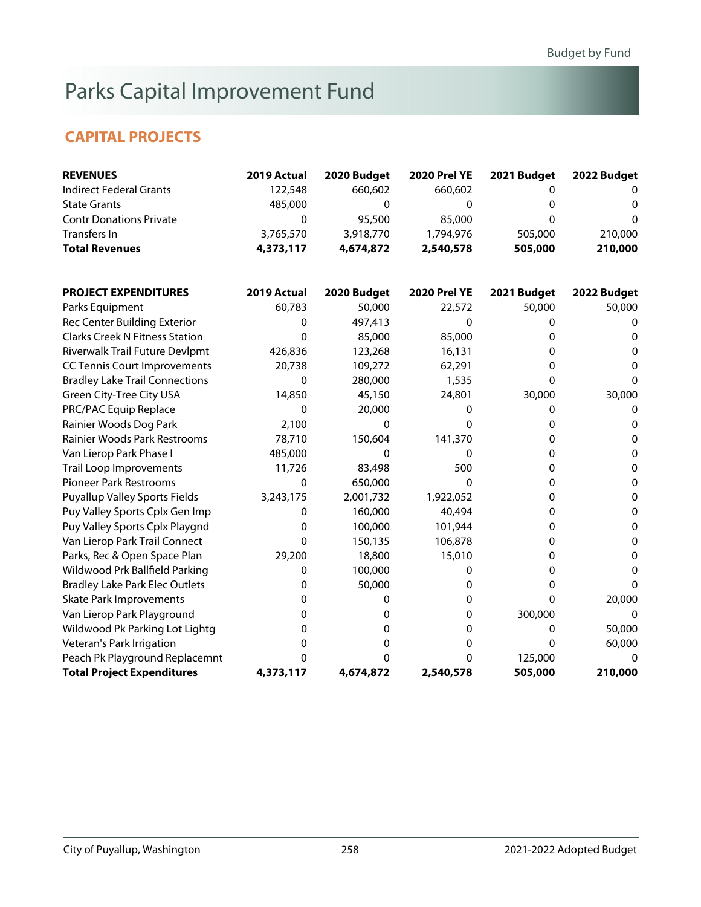# Parks Capital Improvement Fund

## CAPITAL PROJECTS

| REVENUES | 2019 Actual | 2020 Budget | 2020 Prel YE | 2021 Budget | 2022 Budget |
|---|---|---|---|---|---|
| Indirect Federal Grants | 122,548 | 660,602 | 660,602 | 0 | 0 |
| State Grants | 485,000 | 0 | 0 | 0 | 0 |
| Contr Donations Private | 0 | 95,500 | 85,000 | 0 | 0 |
| Transfers In | 3,765,570 | 3,918,770 | 1,794,976 | 505,000 | 210,000 |
| **Total Revenues** | **4,373,117** | **4,674,872** | **2,540,578** | **505,000** | **210,000** |

| PROJECT EXPENDITURES | 2019 Actual | 2020 Budget | 2020 Prel YE | 2021 Budget | 2022 Budget |
|---|---|---|---|---|---|
| Parks Equipment | 60,783 | 50,000 | 22,572 | 50,000 | 50,000 |
| Rec Center Building Exterior | 0 | 497,413 | 0 | 0 | 0 |
| Clarks Creek N Fitness Station | 0 | 85,000 | 85,000 | 0 | 0 |
| Riverwalk Trail Future Devlpmt | 426,836 | 123,268 | 16,131 | 0 | 0 |
| CC Tennis Court Improvements | 20,738 | 109,272 | 62,291 | 0 | 0 |
| Bradley Lake Trail Connections | 0 | 280,000 | 1,535 | 0 | 0 |
| Green City-Tree City USA | 14,850 | 45,150 | 24,801 | 30,000 | 30,000 |
| PRC/PAC Equip Replace | 0 | 20,000 | 0 | 0 | 0 |
| Rainier Woods Dog Park | 2,100 | 0 | 0 | 0 | 0 |
| Rainier Woods Park Restrooms | 78,710 | 150,604 | 141,370 | 0 | 0 |
| Van Lierop Park Phase I | 485,000 | 0 | 0 | 0 | 0 |
| Trail Loop Improvements | 11,726 | 83,498 | 500 | 0 | 0 |
| Pioneer Park Restrooms | 0 | 650,000 | 0 | 0 | 0 |
| Puyallup Valley Sports Fields | 3,243,175 | 2,001,732 | 1,922,052 | 0 | 0 |
| Puy Valley Sports Cplx Gen Imp | 0 | 160,000 | 40,494 | 0 | 0 |
| Puy Valley Sports Cplx Playgnd | 0 | 100,000 | 101,944 | 0 | 0 |
| Van Lierop Park Trail Connect | 0 | 150,135 | 106,878 | 0 | 0 |
| Parks, Rec & Open Space Plan | 29,200 | 18,800 | 15,010 | 0 | 0 |
| Wildwood Prk Ballfield Parking | 0 | 100,000 | 0 | 0 | 0 |
| Bradley Lake Park Elec Outlets | 0 | 50,000 | 0 | 0 | 0 |
| Skate Park Improvements | 0 | 0 | 0 | 0 | 20,000 |
| Van Lierop Park Playground | 0 | 0 | 0 | 300,000 | 0 |
| Wildwood Pk Parking Lot Lightg | 0 | 0 | 0 | 0 | 50,000 |
| Veteran's Park Irrigation | 0 | 0 | 0 | 0 | 60,000 |
| Peach Pk Playground Replacemnt | 0 | 0 | 0 | 125,000 | 0 |
| **Total Project Expenditures** | **4,373,117** | **4,674,872** | **2,540,578** | **505,000** | **210,000** |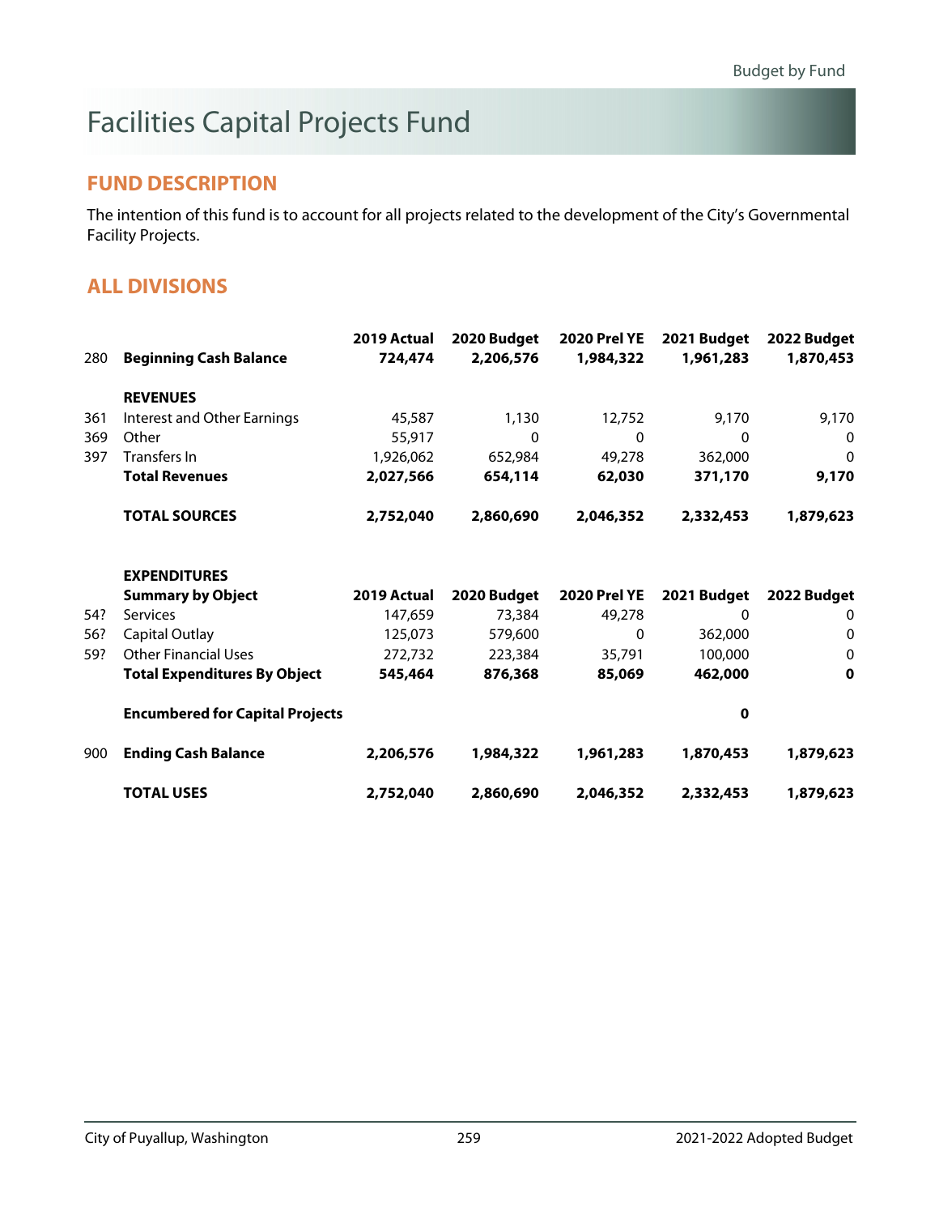# Facilities Capital Projects Fund

## FUND DESCRIPTION

The intention of this fund is to account for all projects related to the development of the City's Governmental Facility Projects.

## ALL DIVISIONS

| | | 2019 Actual | 2020 Budget | 2020 Prel YE | 2021 Budget | 2022 Budget |
|---|---|---|---|---|---|---|
| 280 | **Beginning Cash Balance** | **724,474** | **2,206,576** | **1,984,322** | **1,961,283** | **1,870,453** |
| | **REVENUES** | | | | | |
| 361 | Interest and Other Earnings | 45,587 | 1,130 | 12,752 | 9,170 | 9,170 |
| 369 | Other | 55,917 | 0 | 0 | 0 | 0 |
| 397 | Transfers In | 1,926,062 | 652,984 | 49,278 | 362,000 | 0 |
| | **Total Revenues** | **2,027,566** | **654,114** | **62,030** | **371,170** | **9,170** |
| | **TOTAL SOURCES** | **2,752,040** | **2,860,690** | **2,046,352** | **2,332,453** | **1,879,623** |
| | **EXPENDITURES** | | | | | |
| | **Summary by Object** | **2019 Actual** | **2020 Budget** | **2020 Prel YE** | **2021 Budget** | **2022 Budget** |
| 54? | Services | 147,659 | 73,384 | 49,278 | 0 | 0 |
| 56? | Capital Outlay | 125,073 | 579,600 | 0 | 362,000 | 0 |
| 59? | Other Financial Uses | 272,732 | 223,384 | 35,791 | 100,000 | 0 |
| | **Total Expenditures By Object** | **545,464** | **876,368** | **85,069** | **462,000** | **0** |
| | **Encumbered for Capital Projects** | | | | **0** | |
| 900 | **Ending Cash Balance** | **2,206,576** | **1,984,322** | **1,961,283** | **1,870,453** | **1,879,623** |
| | **TOTAL USES** | **2,752,040** | **2,860,690** | **2,046,352** | **2,332,453** | **1,879,623** |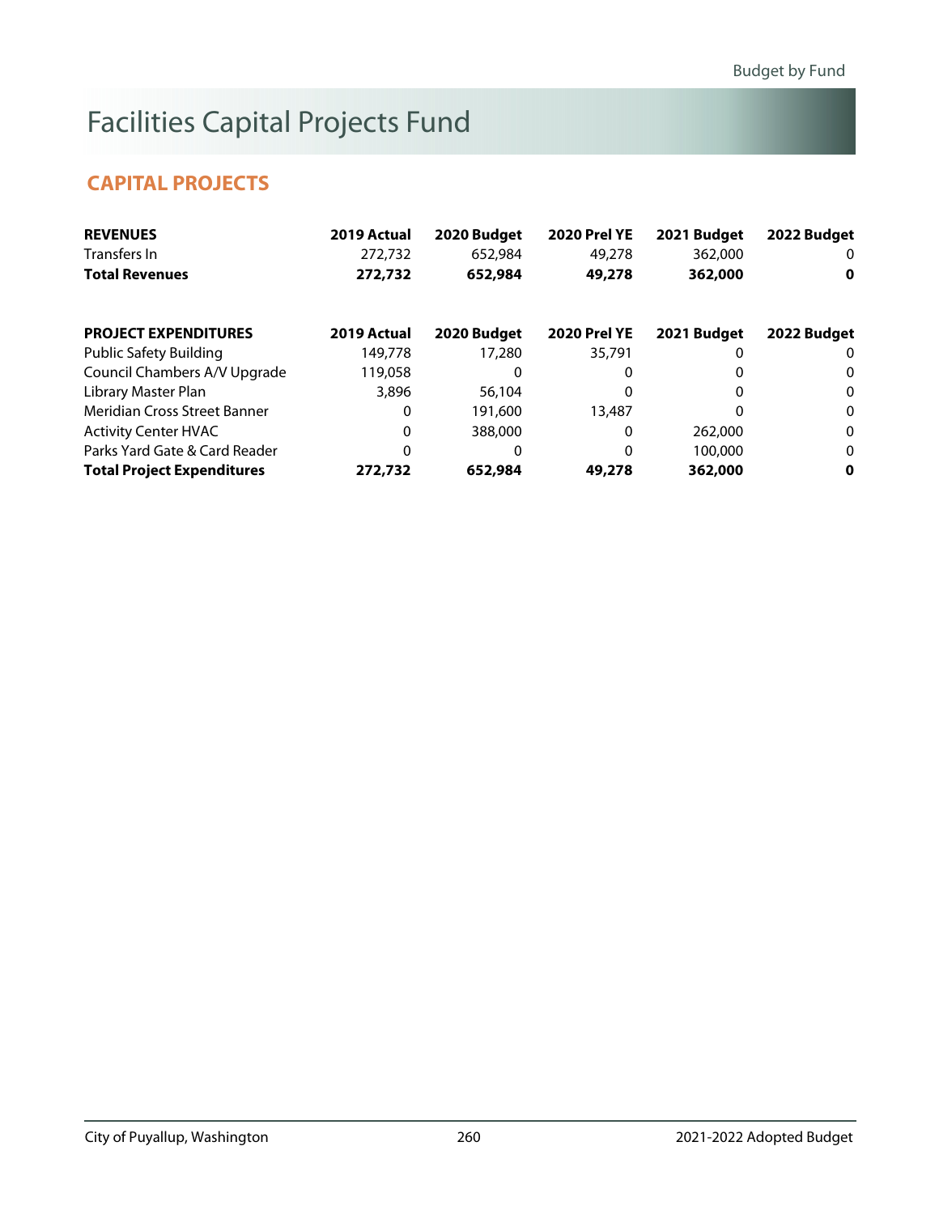# Facilities Capital Projects Fund

## CAPITAL PROJECTS

| REVENUES | 2019 Actual | 2020 Budget | 2020 Prel YE | 2021 Budget | 2022 Budget |
|---|---|---|---|---|---|
| Transfers In | 272,732 | 652,984 | 49,278 | 362,000 | 0 |
| **Total Revenues** | **272,732** | **652,984** | **49,278** | **362,000** | **0** |

| PROJECT EXPENDITURES | 2019 Actual | 2020 Budget | 2020 Prel YE | 2021 Budget | 2022 Budget |
|---|---|---|---|---|---|
| Public Safety Building | 149,778 | 17,280 | 35,791 | 0 | 0 |
| Council Chambers A/V Upgrade | 119,058 | 0 | 0 | 0 | 0 |
| Library Master Plan | 3,896 | 56,104 | 0 | 0 | 0 |
| Meridian Cross Street Banner | 0 | 191,600 | 13,487 | 0 | 0 |
| Activity Center HVAC | 0 | 388,000 | 0 | 262,000 | 0 |
| Parks Yard Gate & Card Reader | 0 | 0 | 0 | 100,000 | 0 |
| **Total Project Expenditures** | **272,732** | **652,984** | **49,278** | **362,000** | **0** |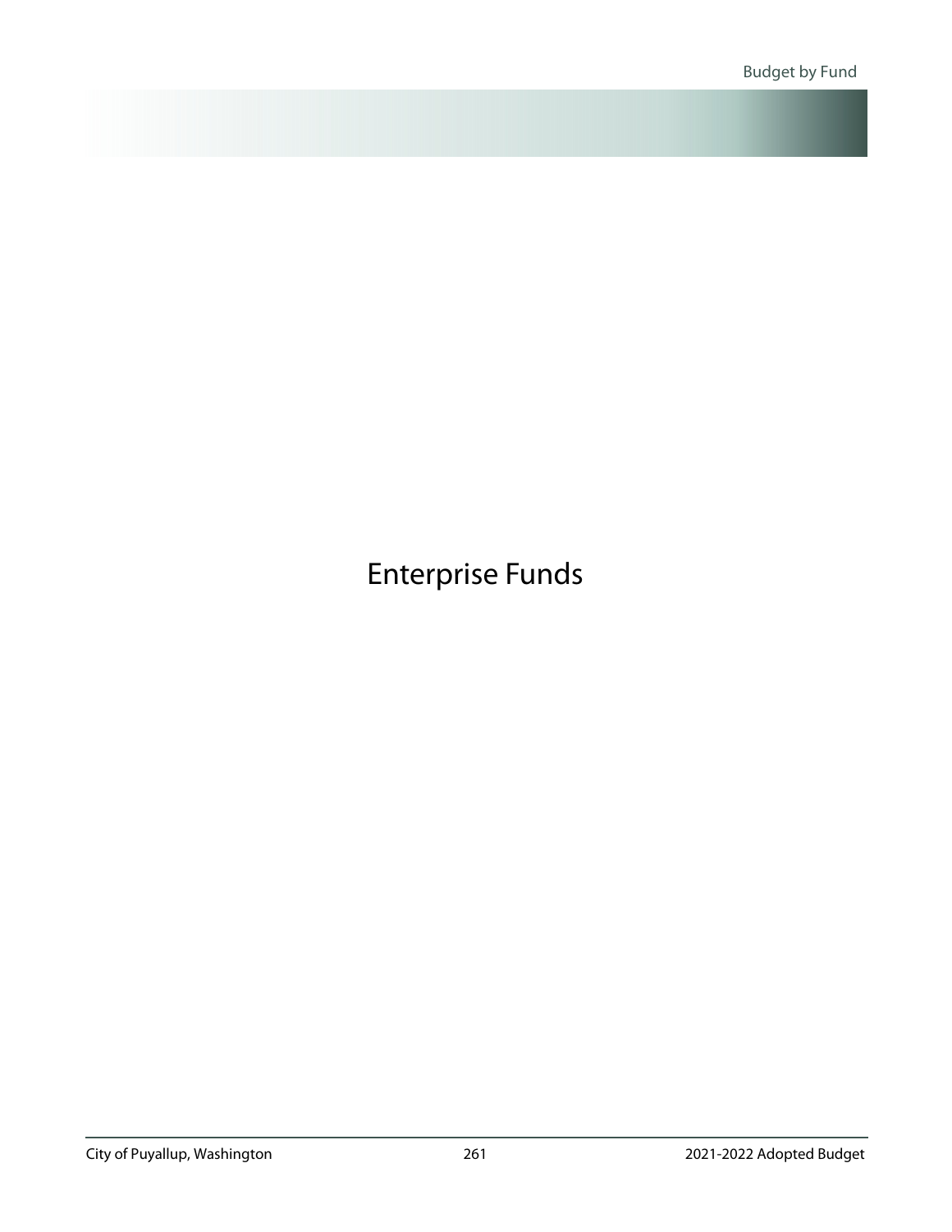# Enterprise Funds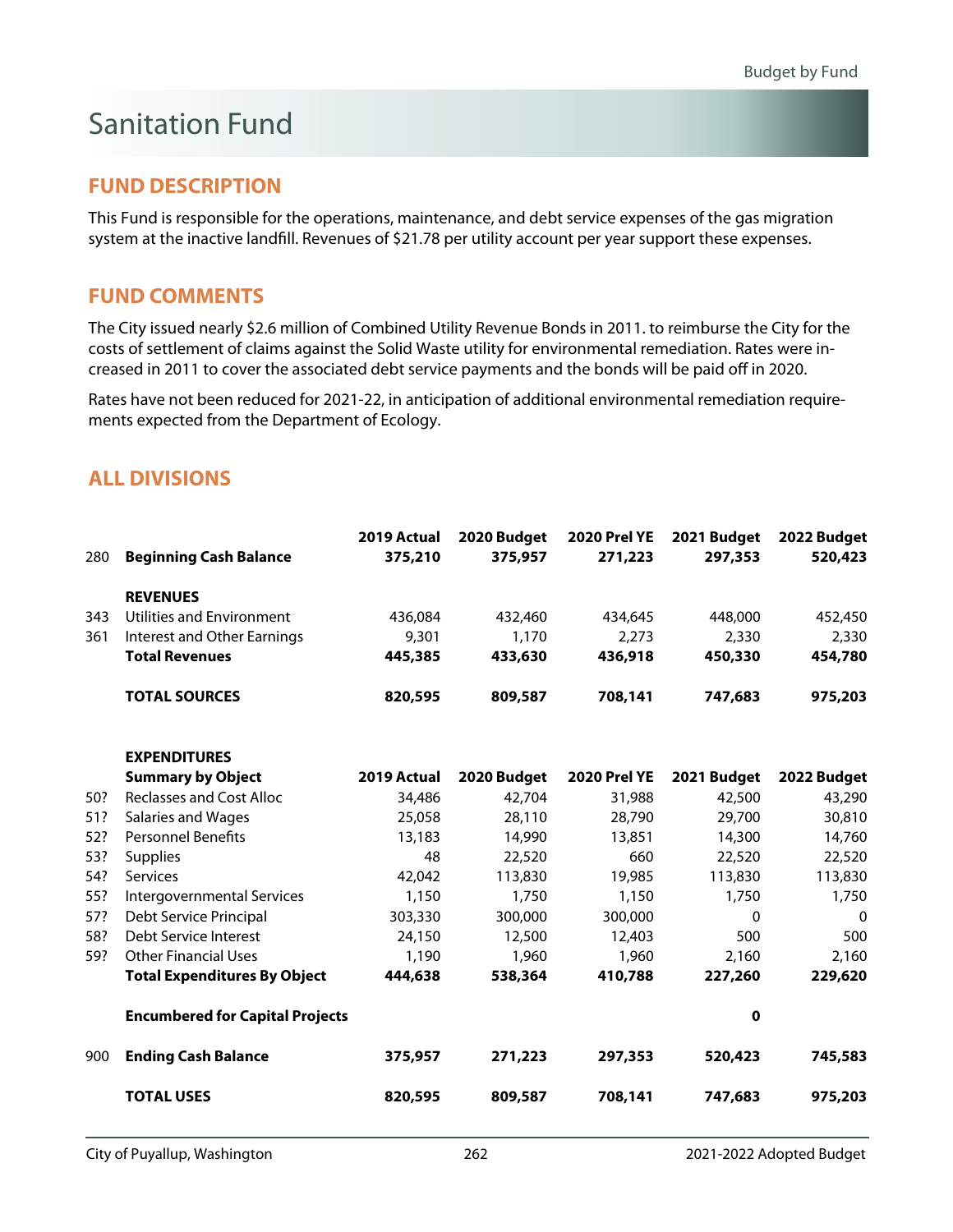# Sanitation Fund

## FUND DESCRIPTION

This Fund is responsible for the operations, maintenance, and debt service expenses of the gas migration system at the inactive landfill. Revenues of $21.78 per utility account per year support these expenses.

## FUND COMMENTS

The City issued nearly $2.6 million of Combined Utility Revenue Bonds in 2011. to reimburse the City for the costs of settlement of claims against the Solid Waste utility for environmental remediation. Rates were increased in 2011 to cover the associated debt service payments and the bonds will be paid off in 2020.

Rates have not been reduced for 2021-22, in anticipation of additional environmental remediation requirements expected from the Department of Ecology.

## ALL DIVISIONS

| | | 2019 Actual | 2020 Budget | 2020 Prel YE | 2021 Budget | 2022 Budget |
|---|---|---|---|---|---|---|
| 280 | **Beginning Cash Balance** | **375,210** | **375,957** | **271,223** | **297,353** | **520,423** |
| | **REVENUES** | | | | | |
| 343 | Utilities and Environment | 436,084 | 432,460 | 434,645 | 448,000 | 452,450 |
| 361 | Interest and Other Earnings | 9,301 | 1,170 | 2,273 | 2,330 | 2,330 |
| | **Total Revenues** | **445,385** | **433,630** | **436,918** | **450,330** | **454,780** |
| | **TOTAL SOURCES** | **820,595** | **809,587** | **708,141** | **747,683** | **975,203** |
| | **EXPENDITURES** | | | | | |
| | **Summary by Object** | **2019 Actual** | **2020 Budget** | **2020 Prel YE** | **2021 Budget** | **2022 Budget** |
| 50? | Reclasses and Cost Alloc | 34,486 | 42,704 | 31,988 | 42,500 | 43,290 |
| 51? | Salaries and Wages | 25,058 | 28,110 | 28,790 | 29,700 | 30,810 |
| 52? | Personnel Benefits | 13,183 | 14,990 | 13,851 | 14,300 | 14,760 |
| 53? | Supplies | 48 | 22,520 | 660 | 22,520 | 22,520 |
| 54? | Services | 42,042 | 113,830 | 19,985 | 113,830 | 113,830 |
| 55? | Intergovernmental Services | 1,150 | 1,750 | 1,150 | 1,750 | 1,750 |
| 57? | Debt Service Principal | 303,330 | 300,000 | 300,000 | 0 | 0 |
| 58? | Debt Service Interest | 24,150 | 12,500 | 12,403 | 500 | 500 |
| 59? | Other Financial Uses | 1,190 | 1,960 | 1,960 | 2,160 | 2,160 |
| | **Total Expenditures By Object** | **444,638** | **538,364** | **410,788** | **227,260** | **229,620** |
| | **Encumbered for Capital Projects** | | | | **0** | |
| 900 | **Ending Cash Balance** | **375,957** | **271,223** | **297,353** | **520,423** | **745,583** |
| | **TOTAL USES** | **820,595** | **809,587** | **708,141** | **747,683** | **975,203** |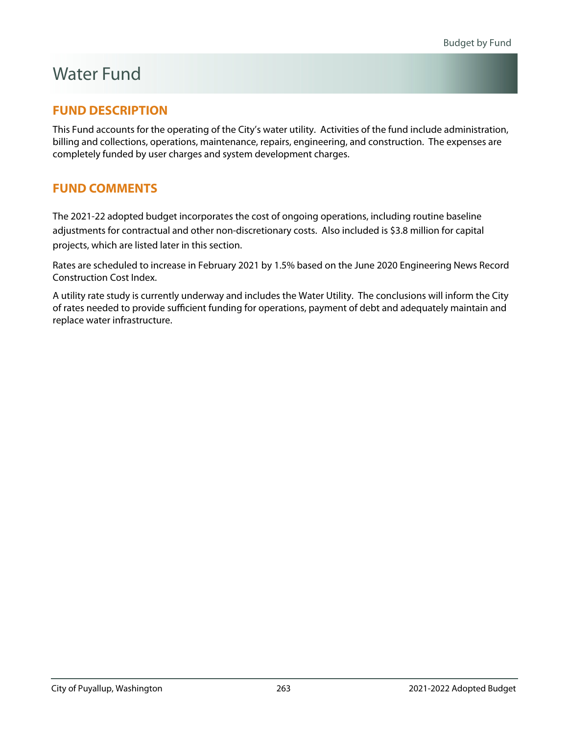# Water Fund

## FUND DESCRIPTION

This Fund accounts for the operating of the City's water utility. Activities of the fund include administration, billing and collections, operations, maintenance, repairs, engineering, and construction. The expenses are completely funded by user charges and system development charges.

## FUND COMMENTS

The 2021-22 adopted budget incorporates the cost of ongoing operations, including routine baseline adjustments for contractual and other non-discretionary costs. Also included is $3.8 million for capital projects, which are listed later in this section.

Rates are scheduled to increase in February 2021 by 1.5% based on the June 2020 Engineering News Record Construction Cost Index.

A utility rate study is currently underway and includes the Water Utility. The conclusions will inform the City of rates needed to provide sufficient funding for operations, payment of debt and adequately maintain and replace water infrastructure.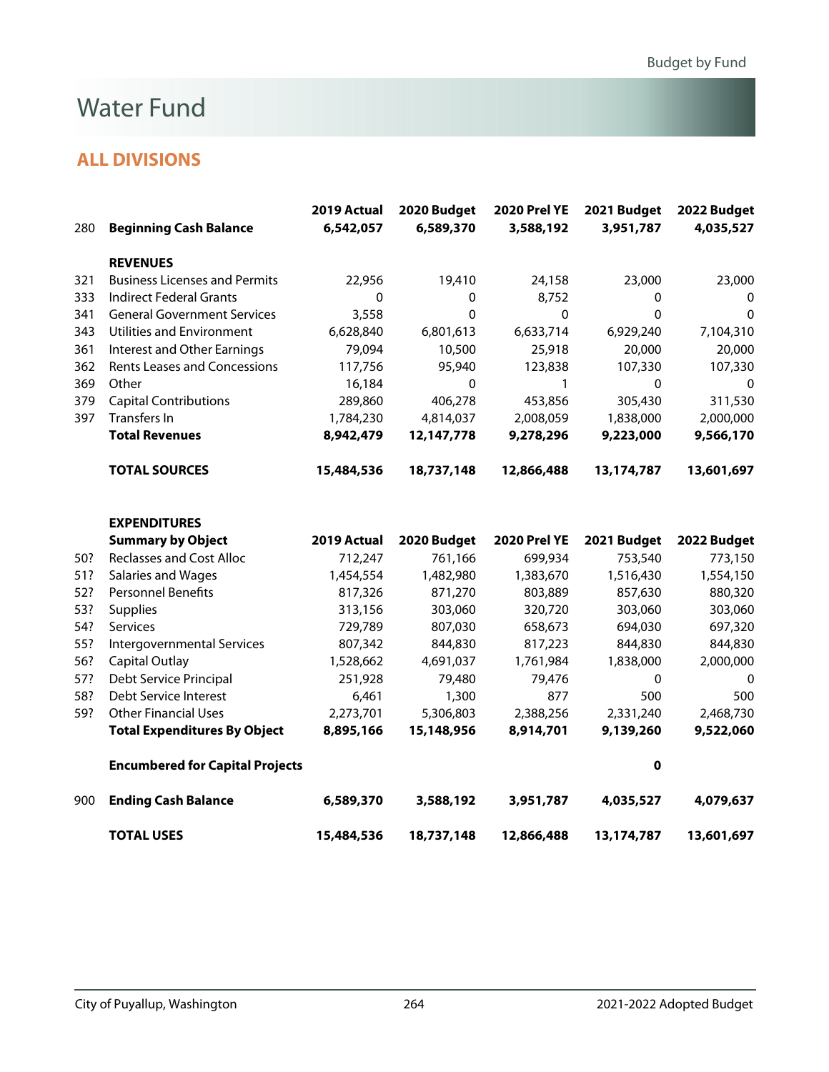# Water Fund

## ALL DIVISIONS

| | | 2019 Actual | 2020 Budget | 2020 Prel YE | 2021 Budget | 2022 Budget |
|---|---|---|---|---|---|---|
| 280 | **Beginning Cash Balance** | **6,542,057** | **6,589,370** | **3,588,192** | **3,951,787** | **4,035,527** |
| | **REVENUES** | | | | | |
| 321 | Business Licenses and Permits | 22,956 | 19,410 | 24,158 | 23,000 | 23,000 |
| 333 | Indirect Federal Grants | 0 | 0 | 8,752 | 0 | 0 |
| 341 | General Government Services | 3,558 | 0 | 0 | 0 | 0 |
| 343 | Utilities and Environment | 6,628,840 | 6,801,613 | 6,633,714 | 6,929,240 | 7,104,310 |
| 361 | Interest and Other Earnings | 79,094 | 10,500 | 25,918 | 20,000 | 20,000 |
| 362 | Rents Leases and Concessions | 117,756 | 95,940 | 123,838 | 107,330 | 107,330 |
| 369 | Other | 16,184 | 0 | 1 | 0 | 0 |
| 379 | Capital Contributions | 289,860 | 406,278 | 453,856 | 305,430 | 311,530 |
| 397 | Transfers In | 1,784,230 | 4,814,037 | 2,008,059 | 1,838,000 | 2,000,000 |
| | **Total Revenues** | **8,942,479** | **12,147,778** | **9,278,296** | **9,223,000** | **9,566,170** |
| | **TOTAL SOURCES** | **15,484,536** | **18,737,148** | **12,866,488** | **13,174,787** | **13,601,697** |
| | **EXPENDITURES** | | | | | |
| | **Summary by Object** | **2019 Actual** | **2020 Budget** | **2020 Prel YE** | **2021 Budget** | **2022 Budget** |
| 50? | Reclasses and Cost Alloc | 712,247 | 761,166 | 699,934 | 753,540 | 773,150 |
| 51? | Salaries and Wages | 1,454,554 | 1,482,980 | 1,383,670 | 1,516,430 | 1,554,150 |
| 52? | Personnel Benefits | 817,326 | 871,270 | 803,889 | 857,630 | 880,320 |
| 53? | Supplies | 313,156 | 303,060 | 320,720 | 303,060 | 303,060 |
| 54? | Services | 729,789 | 807,030 | 658,673 | 694,030 | 697,320 |
| 55? | Intergovernmental Services | 807,342 | 844,830 | 817,223 | 844,830 | 844,830 |
| 56? | Capital Outlay | 1,528,662 | 4,691,037 | 1,761,984 | 1,838,000 | 2,000,000 |
| 57? | Debt Service Principal | 251,928 | 79,480 | 79,476 | 0 | 0 |
| 58? | Debt Service Interest | 6,461 | 1,300 | 877 | 500 | 500 |
| 59? | Other Financial Uses | 2,273,701 | 5,306,803 | 2,388,256 | 2,331,240 | 2,468,730 |
| | **Total Expenditures By Object** | **8,895,166** | **15,148,956** | **8,914,701** | **9,139,260** | **9,522,060** |
| | **Encumbered for Capital Projects** | | | | **0** | |
| 900 | **Ending Cash Balance** | **6,589,370** | **3,588,192** | **3,951,787** | **4,035,527** | **4,079,637** |
| | **TOTAL USES** | **15,484,536** | **18,737,148** | **12,866,488** | **13,174,787** | **13,601,697** |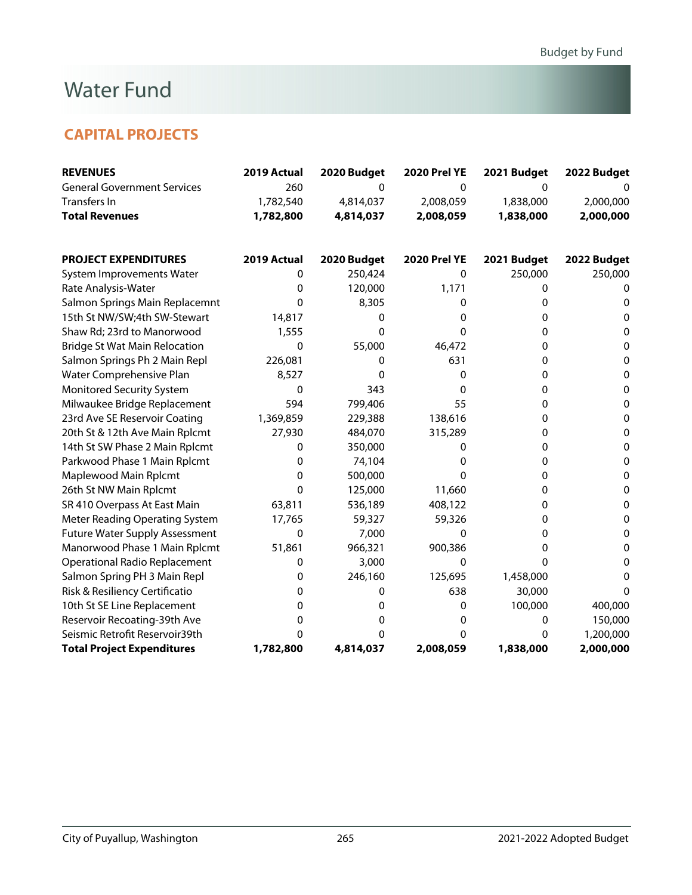# Water Fund

## CAPITAL PROJECTS

| REVENUES | 2019 Actual | 2020 Budget | 2020 Prel YE | 2021 Budget | 2022 Budget |
|---|---|---|---|---|---|
| General Government Services | 260 | 0 | 0 | 0 | 0 |
| Transfers In | 1,782,540 | 4,814,037 | 2,008,059 | 1,838,000 | 2,000,000 |
| **Total Revenues** | **1,782,800** | **4,814,037** | **2,008,059** | **1,838,000** | **2,000,000** |

| PROJECT EXPENDITURES | 2019 Actual | 2020 Budget | 2020 Prel YE | 2021 Budget | 2022 Budget |
|---|---|---|---|---|---|
| System Improvements Water | 0 | 250,424 | 0 | 250,000 | 250,000 |
| Rate Analysis-Water | 0 | 120,000 | 1,171 | 0 | 0 |
| Salmon Springs Main Replacemnt | 0 | 8,305 | 0 | 0 | 0 |
| 15th St NW/SW;4th SW-Stewart | 14,817 | 0 | 0 | 0 | 0 |
| Shaw Rd; 23rd to Manorwood | 1,555 | 0 | 0 | 0 | 0 |
| Bridge St Wat Main Relocation | 0 | 55,000 | 46,472 | 0 | 0 |
| Salmon Springs Ph 2 Main Repl | 226,081 | 0 | 631 | 0 | 0 |
| Water Comprehensive Plan | 8,527 | 0 | 0 | 0 | 0 |
| Monitored Security System | 0 | 343 | 0 | 0 | 0 |
| Milwaukee Bridge Replacement | 594 | 799,406 | 55 | 0 | 0 |
| 23rd Ave SE Reservoir Coating | 1,369,859 | 229,388 | 138,616 | 0 | 0 |
| 20th St & 12th Ave Main Rplcmt | 27,930 | 484,070 | 315,289 | 0 | 0 |
| 14th St SW Phase 2 Main Rplcmt | 0 | 350,000 | 0 | 0 | 0 |
| Parkwood Phase 1 Main Rplcmt | 0 | 74,104 | 0 | 0 | 0 |
| Maplewood Main Rplcmt | 0 | 500,000 | 0 | 0 | 0 |
| 26th St NW Main Rplcmt | 0 | 125,000 | 11,660 | 0 | 0 |
| SR 410 Overpass At East Main | 63,811 | 536,189 | 408,122 | 0 | 0 |
| Meter Reading Operating System | 17,765 | 59,327 | 59,326 | 0 | 0 |
| Future Water Supply Assessment | 0 | 7,000 | 0 | 0 | 0 |
| Manorwood Phase 1 Main Rplcmt | 51,861 | 966,321 | 900,386 | 0 | 0 |
| Operational Radio Replacement | 0 | 3,000 | 0 | 0 | 0 |
| Salmon Spring PH 3 Main Repl | 0 | 246,160 | 125,695 | 1,458,000 | 0 |
| Risk & Resiliency Certificatio | 0 | 0 | 638 | 30,000 | 0 |
| 10th St SE Line Replacement | 0 | 0 | 0 | 100,000 | 400,000 |
| Reservoir Recoating-39th Ave | 0 | 0 | 0 | 0 | 150,000 |
| Seismic Retrofit Reservoir39th | 0 | 0 | 0 | 0 | 1,200,000 |
| **Total Project Expenditures** | **1,782,800** | **4,814,037** | **2,008,059** | **1,838,000** | **2,000,000** |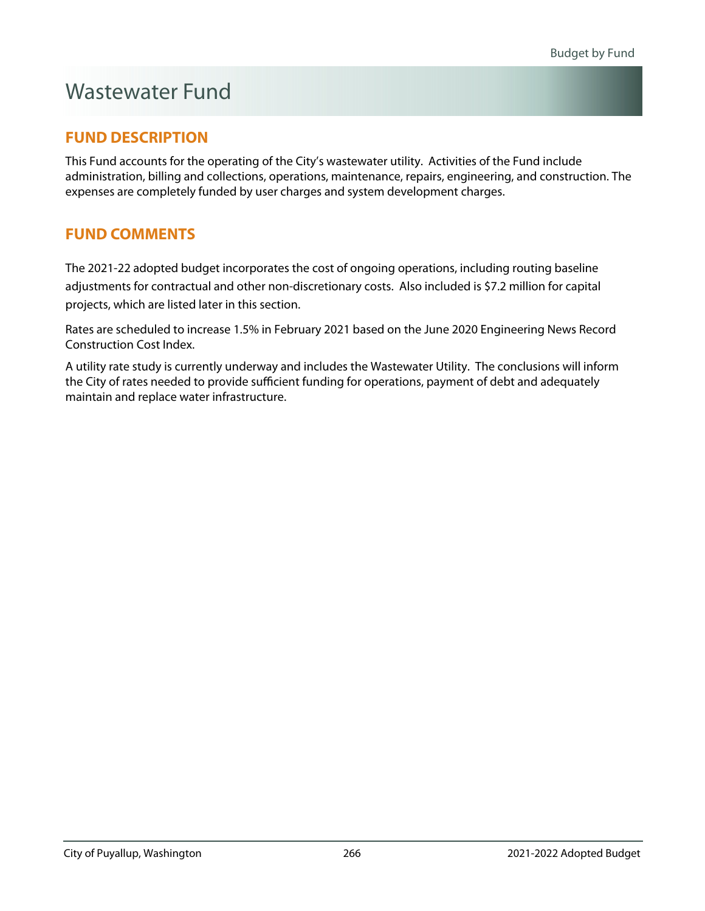# Wastewater Fund

## FUND DESCRIPTION

This Fund accounts for the operating of the City's wastewater utility. Activities of the Fund include administration, billing and collections, operations, maintenance, repairs, engineering, and construction. The expenses are completely funded by user charges and system development charges.

## FUND COMMENTS

The 2021-22 adopted budget incorporates the cost of ongoing operations, including routing baseline adjustments for contractual and other non-discretionary costs. Also included is $7.2 million for capital projects, which are listed later in this section.

Rates are scheduled to increase 1.5% in February 2021 based on the June 2020 Engineering News Record Construction Cost Index.

A utility rate study is currently underway and includes the Wastewater Utility. The conclusions will inform the City of rates needed to provide sufficient funding for operations, payment of debt and adequately maintain and replace water infrastructure.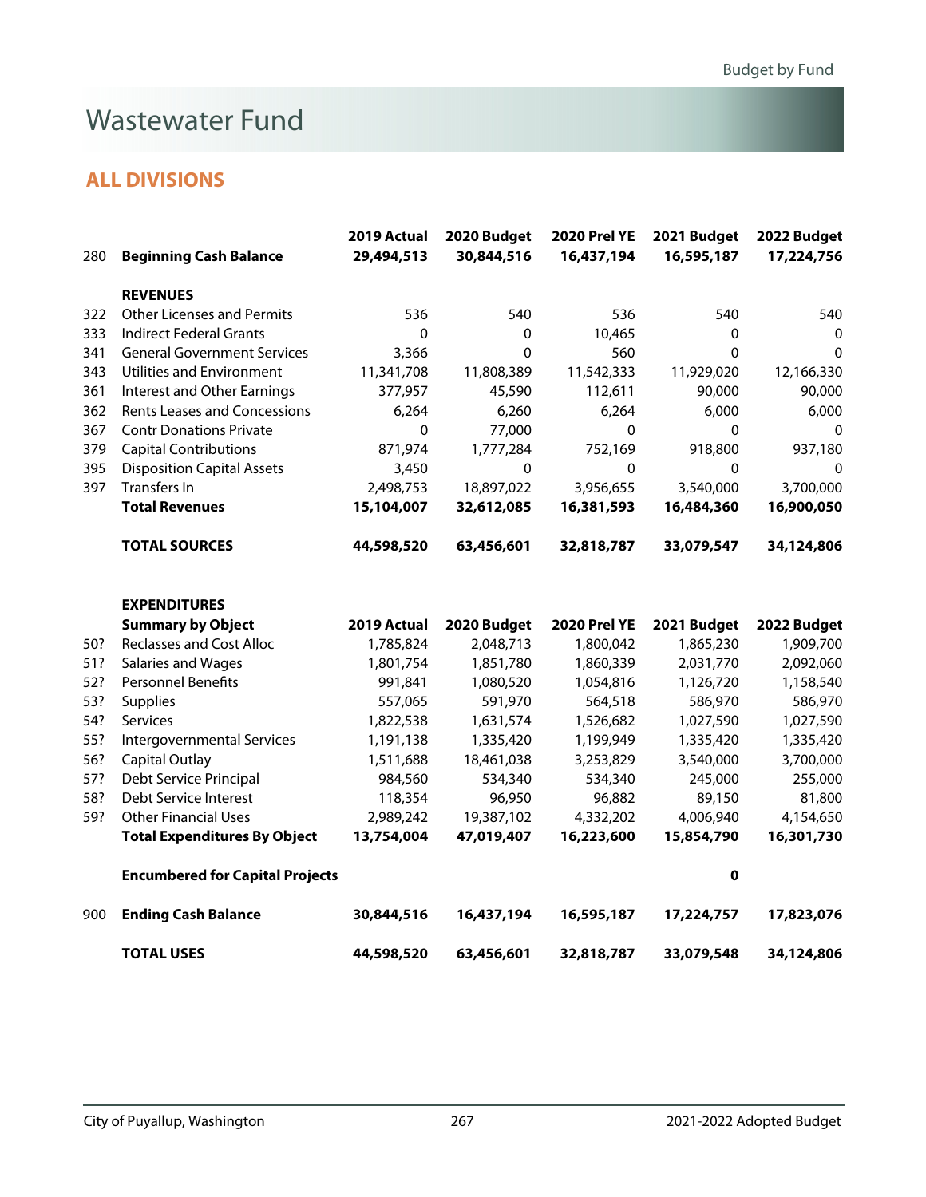# Wastewater Fund

## ALL DIVISIONS

| | | 2019 Actual | 2020 Budget | 2020 Prel YE | 2021 Budget | 2022 Budget |
|---|---|---|---|---|---|---|
| 280 | **Beginning Cash Balance** | **29,494,513** | **30,844,516** | **16,437,194** | **16,595,187** | **17,224,756** |
| | **REVENUES** | | | | | |
| 322 | Other Licenses and Permits | 536 | 540 | 536 | 540 | 540 |
| 333 | Indirect Federal Grants | 0 | 0 | 10,465 | 0 | 0 |
| 341 | General Government Services | 3,366 | 0 | 560 | 0 | 0 |
| 343 | Utilities and Environment | 11,341,708 | 11,808,389 | 11,542,333 | 11,929,020 | 12,166,330 |
| 361 | Interest and Other Earnings | 377,957 | 45,590 | 112,611 | 90,000 | 90,000 |
| 362 | Rents Leases and Concessions | 6,264 | 6,260 | 6,264 | 6,000 | 6,000 |
| 367 | Contr Donations Private | 0 | 77,000 | 0 | 0 | 0 |
| 379 | Capital Contributions | 871,974 | 1,777,284 | 752,169 | 918,800 | 937,180 |
| 395 | Disposition Capital Assets | 3,450 | 0 | 0 | 0 | 0 |
| 397 | Transfers In | 2,498,753 | 18,897,022 | 3,956,655 | 3,540,000 | 3,700,000 |
| | **Total Revenues** | **15,104,007** | **32,612,085** | **16,381,593** | **16,484,360** | **16,900,050** |
| | **TOTAL SOURCES** | **44,598,520** | **63,456,601** | **32,818,787** | **33,079,547** | **34,124,806** |
| | **EXPENDITURES** | | | | | |
| | **Summary by Object** | **2019 Actual** | **2020 Budget** | **2020 Prel YE** | **2021 Budget** | **2022 Budget** |
| 50? | Reclasses and Cost Alloc | 1,785,824 | 2,048,713 | 1,800,042 | 1,865,230 | 1,909,700 |
| 51? | Salaries and Wages | 1,801,754 | 1,851,780 | 1,860,339 | 2,031,770 | 2,092,060 |
| 52? | Personnel Benefits | 991,841 | 1,080,520 | 1,054,816 | 1,126,720 | 1,158,540 |
| 53? | Supplies | 557,065 | 591,970 | 564,518 | 586,970 | 586,970 |
| 54? | Services | 1,822,538 | 1,631,574 | 1,526,682 | 1,027,590 | 1,027,590 |
| 55? | Intergovernmental Services | 1,191,138 | 1,335,420 | 1,199,949 | 1,335,420 | 1,335,420 |
| 56? | Capital Outlay | 1,511,688 | 18,461,038 | 3,253,829 | 3,540,000 | 3,700,000 |
| 57? | Debt Service Principal | 984,560 | 534,340 | 534,340 | 245,000 | 255,000 |
| 58? | Debt Service Interest | 118,354 | 96,950 | 96,882 | 89,150 | 81,800 |
| 59? | Other Financial Uses | 2,989,242 | 19,387,102 | 4,332,202 | 4,006,940 | 4,154,650 |
| | **Total Expenditures By Object** | **13,754,004** | **47,019,407** | **16,223,600** | **15,854,790** | **16,301,730** |
| | **Encumbered for Capital Projects** | | | | **0** | |
| 900 | **Ending Cash Balance** | **30,844,516** | **16,437,194** | **16,595,187** | **17,224,757** | **17,823,076** |
| | **TOTAL USES** | **44,598,520** | **63,456,601** | **32,818,787** | **33,079,548** | **34,124,806** |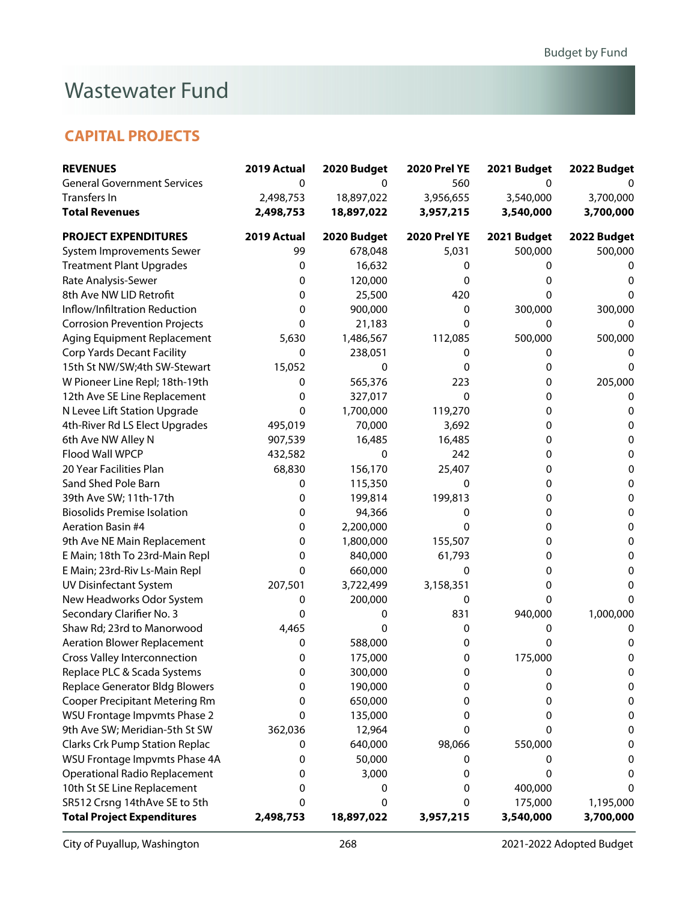# Wastewater Fund

## CAPITAL PROJECTS

| REVENUES | 2019 Actual | 2020 Budget | 2020 Prel YE | 2021 Budget | 2022 Budget |
|---|---|---|---|---|---|
| General Government Services | 0 | 0 | 560 | 0 | 0 |
| Transfers In | 2,498,753 | 18,897,022 | 3,956,655 | 3,540,000 | 3,700,000 |
| **Total Revenues** | **2,498,753** | **18,897,022** | **3,957,215** | **3,540,000** | **3,700,000** |

| PROJECT EXPENDITURES | 2019 Actual | 2020 Budget | 2020 Prel YE | 2021 Budget | 2022 Budget |
|---|---|---|---|---|---|
| System Improvements Sewer | 99 | 678,048 | 5,031 | 500,000 | 500,000 |
| Treatment Plant Upgrades | 0 | 16,632 | 0 | 0 | 0 |
| Rate Analysis-Sewer | 0 | 120,000 | 0 | 0 | 0 |
| 8th Ave NW LID Retrofit | 0 | 25,500 | 420 | 0 | 0 |
| Inflow/Infiltration Reduction | 0 | 900,000 | 0 | 300,000 | 300,000 |
| Corrosion Prevention Projects | 0 | 21,183 | 0 | 0 | 0 |
| Aging Equipment Replacement | 5,630 | 1,486,567 | 112,085 | 500,000 | 500,000 |
| Corp Yards Decant Facility | 0 | 238,051 | 0 | 0 | 0 |
| 15th St NW/SW;4th SW-Stewart | 15,052 | 0 | 0 | 0 | 0 |
| W Pioneer Line Repl; 18th-19th | 0 | 565,376 | 223 | 0 | 205,000 |
| 12th Ave SE Line Replacement | 0 | 327,017 | 0 | 0 | 0 |
| N Levee Lift Station Upgrade | 0 | 1,700,000 | 119,270 | 0 | 0 |
| 4th-River Rd LS Elect Upgrades | 495,019 | 70,000 | 3,692 | 0 | 0 |
| 6th Ave NW Alley N | 907,539 | 16,485 | 16,485 | 0 | 0 |
| Flood Wall WPCP | 432,582 | 0 | 242 | 0 | 0 |
| 20 Year Facilities Plan | 68,830 | 156,170 | 25,407 | 0 | 0 |
| Sand Shed Pole Barn | 0 | 115,350 | 0 | 0 | 0 |
| 39th Ave SW; 11th-17th | 0 | 199,814 | 199,813 | 0 | 0 |
| Biosolids Premise Isolation | 0 | 94,366 | 0 | 0 | 0 |
| Aeration Basin #4 | 0 | 2,200,000 | 0 | 0 | 0 |
| 9th Ave NE Main Replacement | 0 | 1,800,000 | 155,507 | 0 | 0 |
| E Main; 18th To 23rd-Main Repl | 0 | 840,000 | 61,793 | 0 | 0 |
| E Main; 23rd-Riv Ls-Main Repl | 0 | 660,000 | 0 | 0 | 0 |
| UV Disinfectant System | 207,501 | 3,722,499 | 3,158,351 | 0 | 0 |
| New Headworks Odor System | 0 | 200,000 | 0 | 0 | 0 |
| Secondary Clarifier No. 3 | 0 | 0 | 831 | 940,000 | 1,000,000 |
| Shaw Rd; 23rd to Manorwood | 4,465 | 0 | 0 | 0 | 0 |
| Aeration Blower Replacement | 0 | 588,000 | 0 | 0 | 0 |
| Cross Valley Interconnection | 0 | 175,000 | 0 | 175,000 | 0 |
| Replace PLC & Scada Systems | 0 | 300,000 | 0 | 0 | 0 |
| Replace Generator Bldg Blowers | 0 | 190,000 | 0 | 0 | 0 |
| Cooper Precipitant Metering Rm | 0 | 650,000 | 0 | 0 | 0 |
| WSU Frontage Impvmts Phase 2 | 0 | 135,000 | 0 | 0 | 0 |
| 9th Ave SW; Meridian-5th St SW | 362,036 | 12,964 | 0 | 0 | 0 |
| Clarks Crk Pump Station Replac | 0 | 640,000 | 98,066 | 550,000 | 0 |
| WSU Frontage Impvmts Phase 4A | 0 | 50,000 | 0 | 0 | 0 |
| Operational Radio Replacement | 0 | 3,000 | 0 | 0 | 0 |
| 10th St SE Line Replacement | 0 | 0 | 0 | 400,000 | 0 |
| SR512 Crsng 14thAve SE to 5th | 0 | 0 | 0 | 175,000 | 1,195,000 |
| **Total Project Expenditures** | **2,498,753** | **18,897,022** | **3,957,215** | **3,540,000** | **3,700,000** |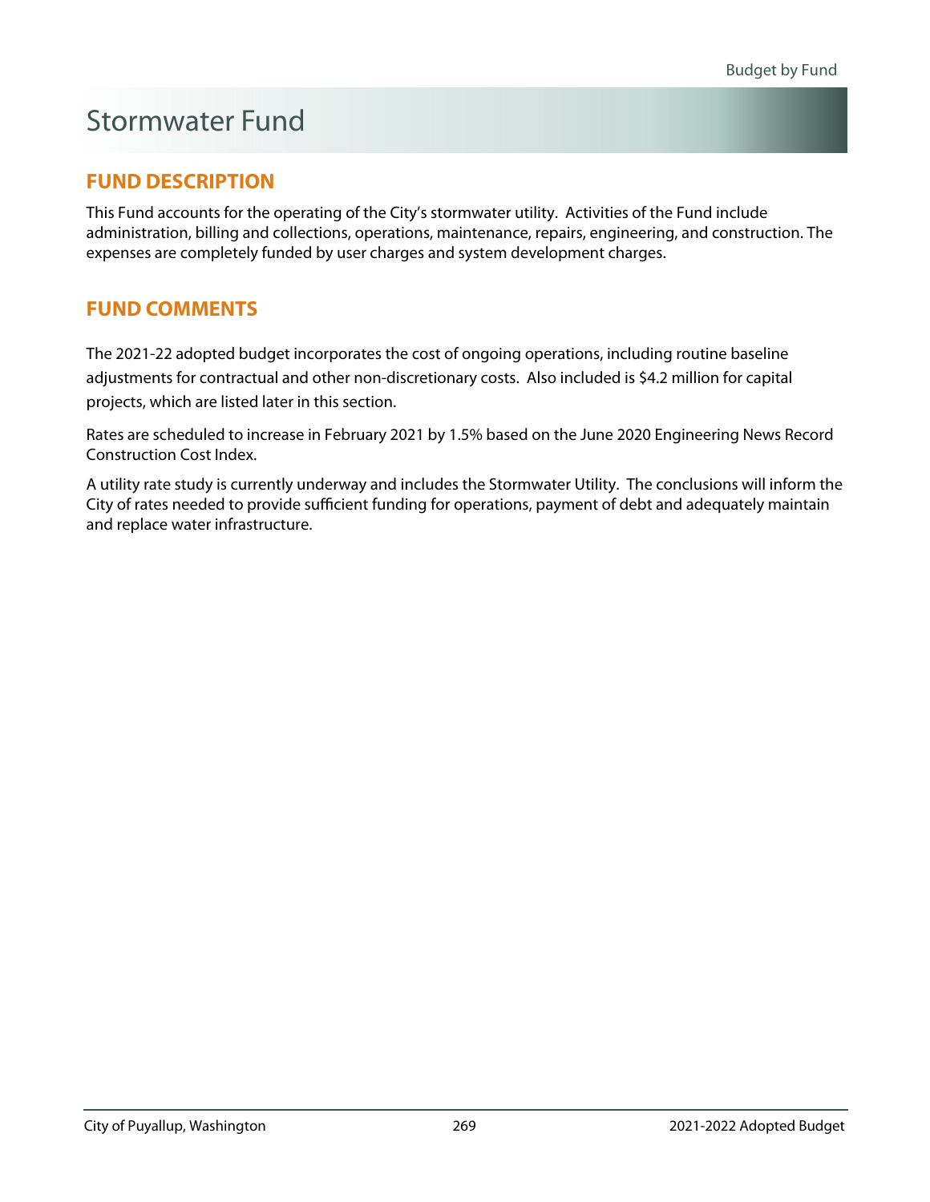# Stormwater Fund

## FUND DESCRIPTION

This Fund accounts for the operating of the City's stormwater utility. Activities of the Fund include administration, billing and collections, operations, maintenance, repairs, engineering, and construction. The expenses are completely funded by user charges and system development charges.

## FUND COMMENTS

The 2021-22 adopted budget incorporates the cost of ongoing operations, including routine baseline adjustments for contractual and other non-discretionary costs. Also included is $4.2 million for capital projects, which are listed later in this section.

Rates are scheduled to increase in February 2021 by 1.5% based on the June 2020 Engineering News Record Construction Cost Index.

A utility rate study is currently underway and includes the Stormwater Utility. The conclusions will inform the City of rates needed to provide sufficient funding for operations, payment of debt and adequately maintain and replace water infrastructure.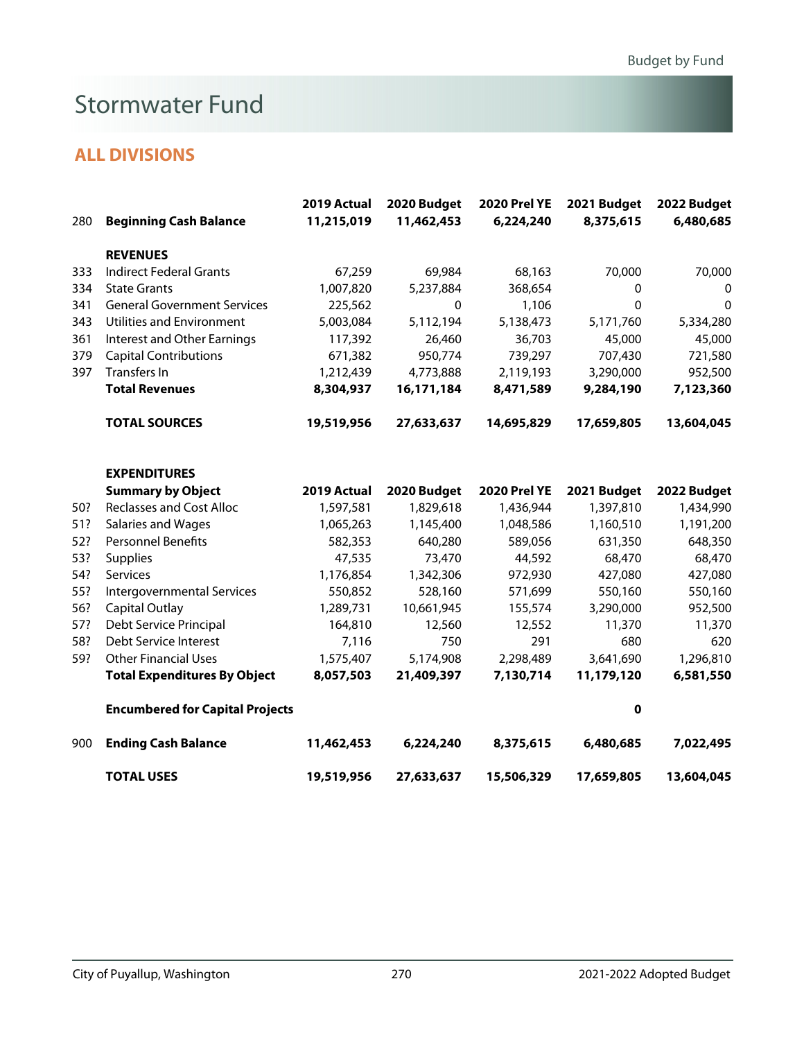# Stormwater Fund

## ALL DIVISIONS

| | | 2019 Actual | 2020 Budget | 2020 Prel YE | 2021 Budget | 2022 Budget |
|---|---|---|---|---|---|---|
| 280 | **Beginning Cash Balance** | **11,215,019** | **11,462,453** | **6,224,240** | **8,375,615** | **6,480,685** |
| | **REVENUES** | | | | | |
| 333 | Indirect Federal Grants | 67,259 | 69,984 | 68,163 | 70,000 | 70,000 |
| 334 | State Grants | 1,007,820 | 5,237,884 | 368,654 | 0 | 0 |
| 341 | General Government Services | 225,562 | 0 | 1,106 | 0 | 0 |
| 343 | Utilities and Environment | 5,003,084 | 5,112,194 | 5,138,473 | 5,171,760 | 5,334,280 |
| 361 | Interest and Other Earnings | 117,392 | 26,460 | 36,703 | 45,000 | 45,000 |
| 379 | Capital Contributions | 671,382 | 950,774 | 739,297 | 707,430 | 721,580 |
| 397 | Transfers In | 1,212,439 | 4,773,888 | 2,119,193 | 3,290,000 | 952,500 |
| | **Total Revenues** | **8,304,937** | **16,171,184** | **8,471,589** | **9,284,190** | **7,123,360** |
| | **TOTAL SOURCES** | **19,519,956** | **27,633,637** | **14,695,829** | **17,659,805** | **13,604,045** |
| | **EXPENDITURES** | | | | | |
| | **Summary by Object** | **2019 Actual** | **2020 Budget** | **2020 Prel YE** | **2021 Budget** | **2022 Budget** |
| 50? | Reclasses and Cost Alloc | 1,597,581 | 1,829,618 | 1,436,944 | 1,397,810 | 1,434,990 |
| 51? | Salaries and Wages | 1,065,263 | 1,145,400 | 1,048,586 | 1,160,510 | 1,191,200 |
| 52? | Personnel Benefits | 582,353 | 640,280 | 589,056 | 631,350 | 648,350 |
| 53? | Supplies | 47,535 | 73,470 | 44,592 | 68,470 | 68,470 |
| 54? | Services | 1,176,854 | 1,342,306 | 972,930 | 427,080 | 427,080 |
| 55? | Intergovernmental Services | 550,852 | 528,160 | 571,699 | 550,160 | 550,160 |
| 56? | Capital Outlay | 1,289,731 | 10,661,945 | 155,574 | 3,290,000 | 952,500 |
| 57? | Debt Service Principal | 164,810 | 12,560 | 12,552 | 11,370 | 11,370 |
| 58? | Debt Service Interest | 7,116 | 750 | 291 | 680 | 620 |
| 59? | Other Financial Uses | 1,575,407 | 5,174,908 | 2,298,489 | 3,641,690 | 1,296,810 |
| | **Total Expenditures By Object** | **8,057,503** | **21,409,397** | **7,130,714** | **11,179,120** | **6,581,550** |
| | **Encumbered for Capital Projects** | | | | **0** | |
| 900 | **Ending Cash Balance** | **11,462,453** | **6,224,240** | **8,375,615** | **6,480,685** | **7,022,495** |
| | **TOTAL USES** | **19,519,956** | **27,633,637** | **15,506,329** | **17,659,805** | **13,604,045** |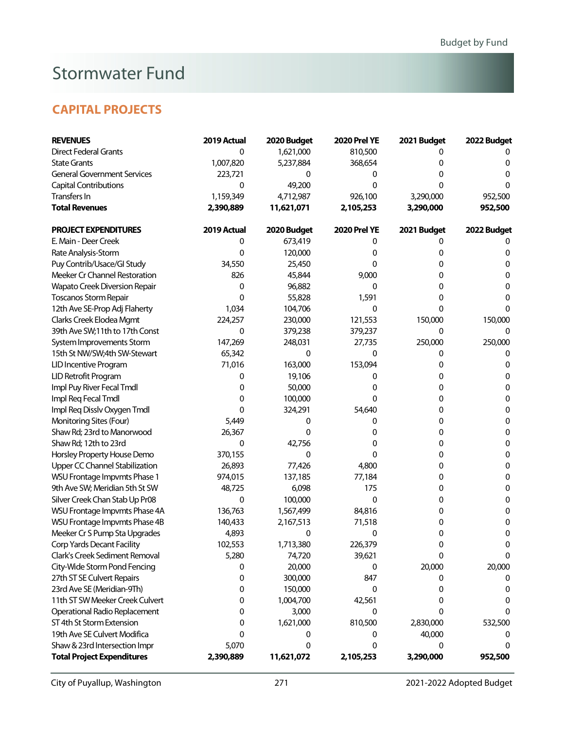# Stormwater Fund

## CAPITAL PROJECTS

| REVENUES | 2019 Actual | 2020 Budget | 2020 Prel YE | 2021 Budget | 2022 Budget |
|---|---|---|---|---|---|
| Direct Federal Grants | 0 | 1,621,000 | 810,500 | 0 | 0 |
| State Grants | 1,007,820 | 5,237,884 | 368,654 | 0 | 0 |
| General Government Services | 223,721 | 0 | 0 | 0 | 0 |
| Capital Contributions | 0 | 49,200 | 0 | 0 | 0 |
| Transfers In | 1,159,349 | 4,712,987 | 926,100 | 3,290,000 | 952,500 |
| **Total Revenues** | **2,390,889** | **11,621,071** | **2,105,253** | **3,290,000** | **952,500** |

| PROJECT EXPENDITURES | 2019 Actual | 2020 Budget | 2020 Prel YE | 2021 Budget | 2022 Budget |
|---|---|---|---|---|---|
| E. Main - Deer Creek | 0 | 673,419 | 0 | 0 | 0 |
| Rate Analysis-Storm | 0 | 120,000 | 0 | 0 | 0 |
| Puy Contrib/Usace/GI Study | 34,550 | 25,450 | 0 | 0 | 0 |
| Meeker Cr Channel Restoration | 826 | 45,844 | 9,000 | 0 | 0 |
| Wapato Creek Diversion Repair | 0 | 96,882 | 0 | 0 | 0 |
| Toscanos Storm Repair | 0 | 55,828 | 1,591 | 0 | 0 |
| 12th Ave SE-Prop Adj Flaherty | 1,034 | 104,706 | 0 | 0 | 0 |
| Clarks Creek Elodea Mgmt | 224,257 | 230,000 | 121,553 | 150,000 | 150,000 |
| 39th Ave SW;11th to 17th Const | 0 | 379,238 | 379,237 | 0 | 0 |
| System Improvements Storm | 147,269 | 248,031 | 27,735 | 250,000 | 250,000 |
| 15th St NW/SW;4th SW-Stewart | 65,342 | 0 | 0 | 0 | 0 |
| LID Incentive Program | 71,016 | 163,000 | 153,094 | 0 | 0 |
| LID Retrofit Program | 0 | 19,106 | 0 | 0 | 0 |
| Impl Puy River Fecal Tmdl | 0 | 50,000 | 0 | 0 | 0 |
| Impl Req Fecal Tmdl | 0 | 100,000 | 0 | 0 | 0 |
| Impl Req Disslv Oxygen Tmdl | 0 | 324,291 | 54,640 | 0 | 0 |
| Monitoring Sites (Four) | 5,449 | 0 | 0 | 0 | 0 |
| Shaw Rd; 23rd to Manorwood | 26,367 | 0 | 0 | 0 | 0 |
| Shaw Rd; 12th to 23rd | 0 | 42,756 | 0 | 0 | 0 |
| Horsley Property House Demo | 370,155 | 0 | 0 | 0 | 0 |
| Upper CC Channel Stabilization | 26,893 | 77,426 | 4,800 | 0 | 0 |
| WSU Frontage Impvmts Phase 1 | 974,015 | 137,185 | 77,184 | 0 | 0 |
| 9th Ave SW; Meridian 5th St SW | 48,725 | 6,098 | 175 | 0 | 0 |
| Silver Creek Chan Stab Up Pr08 | 0 | 100,000 | 0 | 0 | 0 |
| WSU Frontage Impvmts Phase 4A | 136,763 | 1,567,499 | 84,816 | 0 | 0 |
| WSU Frontage Impvmts Phase 4B | 140,433 | 2,167,513 | 71,518 | 0 | 0 |
| Meeker Cr S Pump Sta Upgrades | 4,893 | 0 | 0 | 0 | 0 |
| Corp Yards Decant Facility | 102,553 | 1,713,380 | 226,379 | 0 | 0 |
| Clark's Creek Sediment Removal | 5,280 | 74,720 | 39,621 | 0 | 0 |
| City-Wide Storm Pond Fencing | 0 | 20,000 | 0 | 20,000 | 20,000 |
| 27th ST SE Culvert Repairs | 0 | 300,000 | 847 | 0 | 0 |
| 23rd Ave SE (Meridian-9Th) | 0 | 150,000 | 0 | 0 | 0 |
| 11th ST SW Meeker Creek Culvert | 0 | 1,004,700 | 42,561 | 0 | 0 |
| Operational Radio Replacement | 0 | 3,000 | 0 | 0 | 0 |
| ST 4th St Storm Extension | 0 | 1,621,000 | 810,500 | 2,830,000 | 532,500 |
| 19th Ave SE Culvert Modifica | 0 | 0 | 0 | 40,000 | 0 |
| Shaw & 23rd Intersection Impr | 5,070 | 0 | 0 | 0 | 0 |
| **Total Project Expenditures** | **2,390,889** | **11,621,072** | **2,105,253** | **3,290,000** | **952,500** |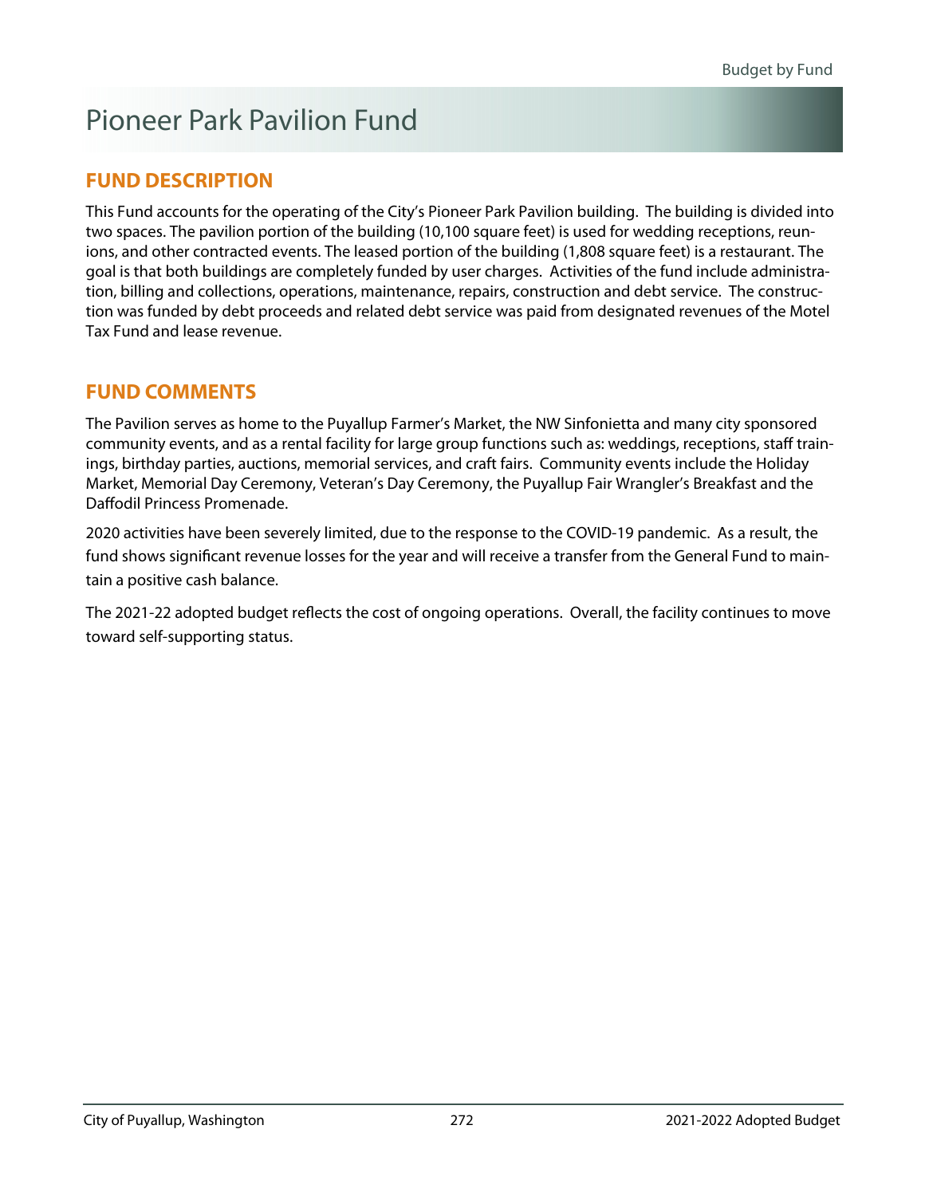# Pioneer Park Pavilion Fund

## FUND DESCRIPTION

This Fund accounts for the operating of the City's Pioneer Park Pavilion building. The building is divided into two spaces. The pavilion portion of the building (10,100 square feet) is used for wedding receptions, reunions, and other contracted events. The leased portion of the building (1,808 square feet) is a restaurant. The goal is that both buildings are completely funded by user charges. Activities of the fund include administration, billing and collections, operations, maintenance, repairs, construction and debt service. The construction was funded by debt proceeds and related debt service was paid from designated revenues of the Motel Tax Fund and lease revenue.

## FUND COMMENTS

The Pavilion serves as home to the Puyallup Farmer's Market, the NW Sinfonietta and many city sponsored community events, and as a rental facility for large group functions such as: weddings, receptions, staff trainings, birthday parties, auctions, memorial services, and craft fairs. Community events include the Holiday Market, Memorial Day Ceremony, Veteran's Day Ceremony, the Puyallup Fair Wrangler's Breakfast and the Daffodil Princess Promenade.

2020 activities have been severely limited, due to the response to the COVID-19 pandemic. As a result, the fund shows significant revenue losses for the year and will receive a transfer from the General Fund to maintain a positive cash balance.

The 2021-22 adopted budget reflects the cost of ongoing operations. Overall, the facility continues to move toward self-supporting status.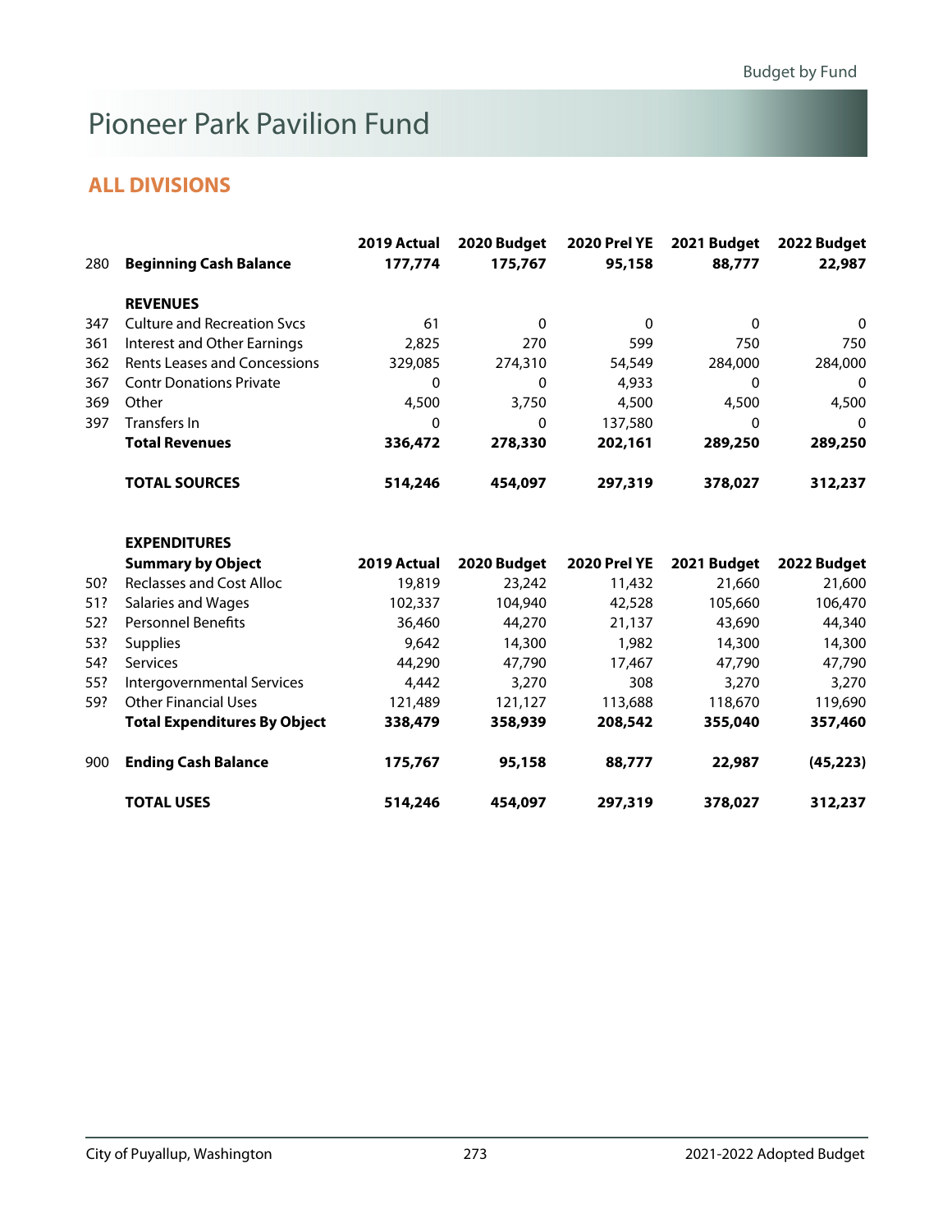# Pioneer Park Pavilion Fund

## ALL DIVISIONS

| | | 2019 Actual | 2020 Budget | 2020 Prel YE | 2021 Budget | 2022 Budget |
|---|---|---|---|---|---|---|
| 280 | **Beginning Cash Balance** | **177,774** | **175,767** | **95,158** | **88,777** | **22,987** |
| | **REVENUES** | | | | | |
| 347 | Culture and Recreation Svcs | 61 | 0 | 0 | 0 | 0 |
| 361 | Interest and Other Earnings | 2,825 | 270 | 599 | 750 | 750 |
| 362 | Rents Leases and Concessions | 329,085 | 274,310 | 54,549 | 284,000 | 284,000 |
| 367 | Contr Donations Private | 0 | 0 | 4,933 | 0 | 0 |
| 369 | Other | 4,500 | 3,750 | 4,500 | 4,500 | 4,500 |
| 397 | Transfers In | 0 | 0 | 137,580 | 0 | 0 |
| | **Total Revenues** | **336,472** | **278,330** | **202,161** | **289,250** | **289,250** |
| | **TOTAL SOURCES** | **514,246** | **454,097** | **297,319** | **378,027** | **312,237** |

| | **EXPENDITURES** | | | | | |
|---|---|---|---|---|---|---|
| | **Summary by Object** | **2019 Actual** | **2020 Budget** | **2020 Prel YE** | **2021 Budget** | **2022 Budget** |
| 50? | Reclasses and Cost Alloc | 19,819 | 23,242 | 11,432 | 21,660 | 21,600 |
| 51? | Salaries and Wages | 102,337 | 104,940 | 42,528 | 105,660 | 106,470 |
| 52? | Personnel Benefits | 36,460 | 44,270 | 21,137 | 43,690 | 44,340 |
| 53? | Supplies | 9,642 | 14,300 | 1,982 | 14,300 | 14,300 |
| 54? | Services | 44,290 | 47,790 | 17,467 | 47,790 | 47,790 |
| 55? | Intergovernmental Services | 4,442 | 3,270 | 308 | 3,270 | 3,270 |
| 59? | Other Financial Uses | 121,489 | 121,127 | 113,688 | 118,670 | 119,690 |
| | **Total Expenditures By Object** | **338,479** | **358,939** | **208,542** | **355,040** | **357,460** |
| 900 | **Ending Cash Balance** | **175,767** | **95,158** | **88,777** | **22,987** | **(45,223)** |
| | **TOTAL USES** | **514,246** | **454,097** | **297,319** | **378,027** | **312,237** |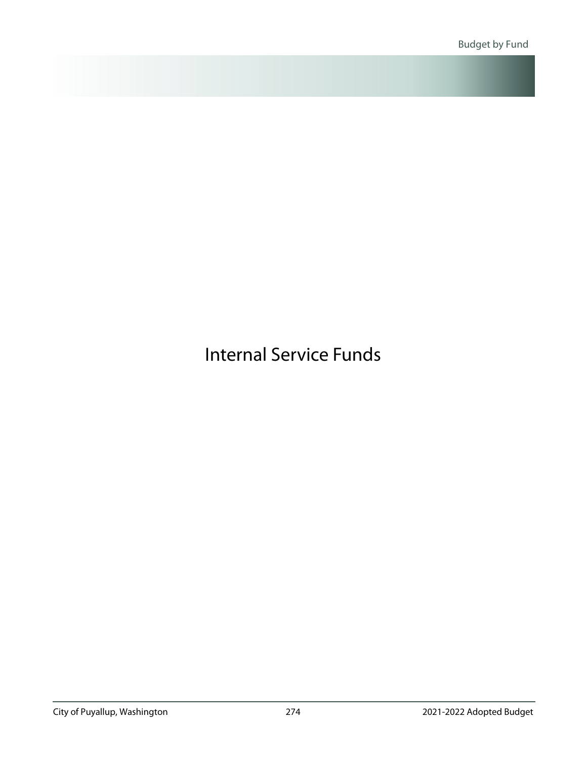# Internal Service Funds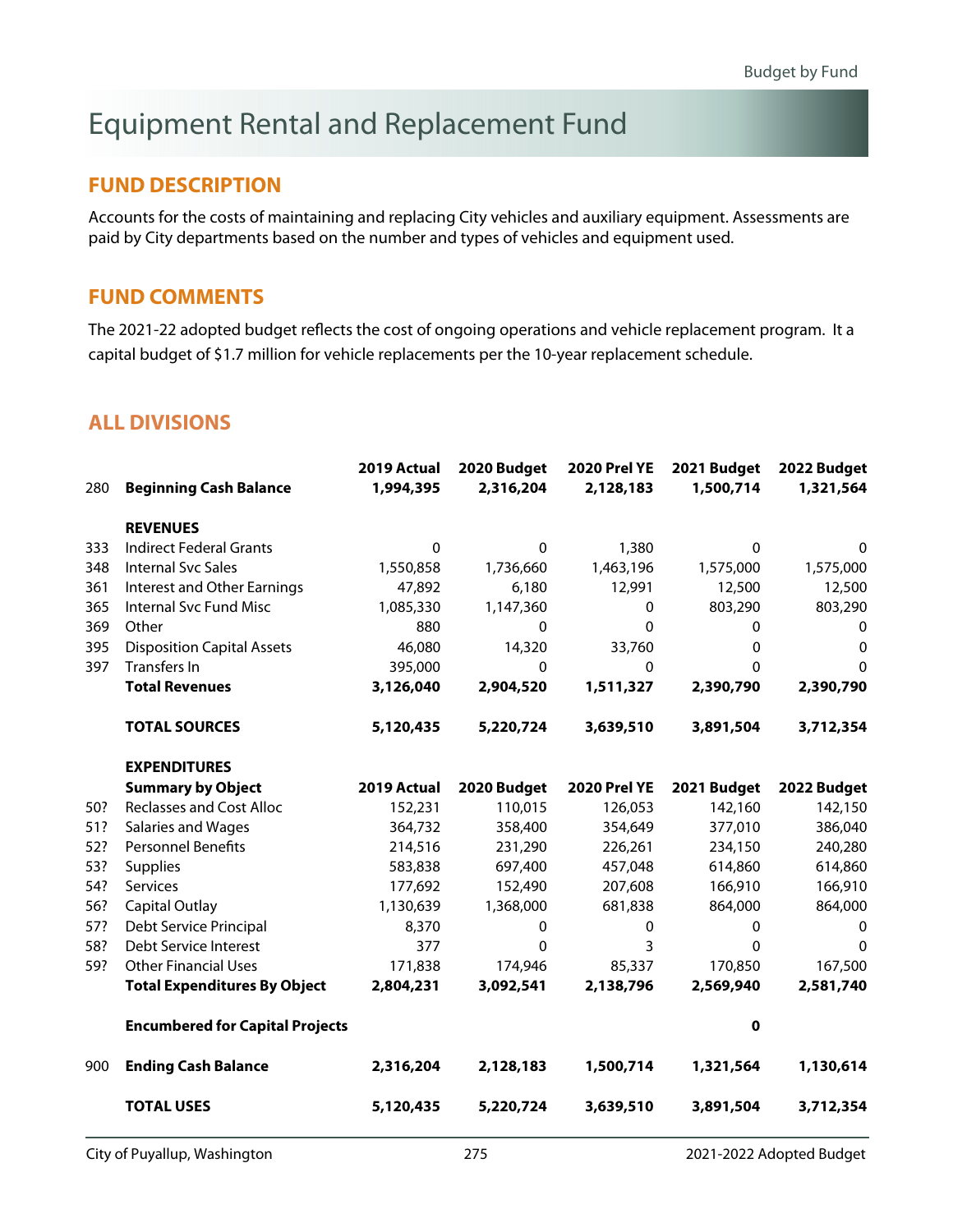# Equipment Rental and Replacement Fund

## FUND DESCRIPTION

Accounts for the costs of maintaining and replacing City vehicles and auxiliary equipment. Assessments are paid by City departments based on the number and types of vehicles and equipment used.

## FUND COMMENTS

The 2021-22 adopted budget reflects the cost of ongoing operations and vehicle replacement program. It a capital budget of $1.7 million for vehicle replacements per the 10-year replacement schedule.

## ALL DIVISIONS

| | | 2019 Actual | 2020 Budget | 2020 Prel YE | 2021 Budget | 2022 Budget |
|---|---|---|---|---|---|---|
| 280 | **Beginning Cash Balance** | **1,994,395** | **2,316,204** | **2,128,183** | **1,500,714** | **1,321,564** |
| | **REVENUES** | | | | | |
| 333 | Indirect Federal Grants | 0 | 0 | 1,380 | 0 | 0 |
| 348 | Internal Svc Sales | 1,550,858 | 1,736,660 | 1,463,196 | 1,575,000 | 1,575,000 |
| 361 | Interest and Other Earnings | 47,892 | 6,180 | 12,991 | 12,500 | 12,500 |
| 365 | Internal Svc Fund Misc | 1,085,330 | 1,147,360 | 0 | 803,290 | 803,290 |
| 369 | Other | 880 | 0 | 0 | 0 | 0 |
| 395 | Disposition Capital Assets | 46,080 | 14,320 | 33,760 | 0 | 0 |
| 397 | Transfers In | 395,000 | 0 | 0 | 0 | 0 |
| | **Total Revenues** | **3,126,040** | **2,904,520** | **1,511,327** | **2,390,790** | **2,390,790** |
| | **TOTAL SOURCES** | **5,120,435** | **5,220,724** | **3,639,510** | **3,891,504** | **3,712,354** |
| | **EXPENDITURES** | | | | | |
| | **Summary by Object** | **2019 Actual** | **2020 Budget** | **2020 Prel YE** | **2021 Budget** | **2022 Budget** |
| 50? | Reclasses and Cost Alloc | 152,231 | 110,015 | 126,053 | 142,160 | 142,150 |
| 51? | Salaries and Wages | 364,732 | 358,400 | 354,649 | 377,010 | 386,040 |
| 52? | Personnel Benefits | 214,516 | 231,290 | 226,261 | 234,150 | 240,280 |
| 53? | Supplies | 583,838 | 697,400 | 457,048 | 614,860 | 614,860 |
| 54? | Services | 177,692 | 152,490 | 207,608 | 166,910 | 166,910 |
| 56? | Capital Outlay | 1,130,639 | 1,368,000 | 681,838 | 864,000 | 864,000 |
| 57? | Debt Service Principal | 8,370 | 0 | 0 | 0 | 0 |
| 58? | Debt Service Interest | 377 | 0 | 3 | 0 | 0 |
| 59? | Other Financial Uses | 171,838 | 174,946 | 85,337 | 170,850 | 167,500 |
| | **Total Expenditures By Object** | **2,804,231** | **3,092,541** | **2,138,796** | **2,569,940** | **2,581,740** |
| | **Encumbered for Capital Projects** | | | | **0** | |
| 900 | **Ending Cash Balance** | **2,316,204** | **2,128,183** | **1,500,714** | **1,321,564** | **1,130,614** |
| | **TOTAL USES** | **5,120,435** | **5,220,724** | **3,639,510** | **3,891,504** | **3,712,354** |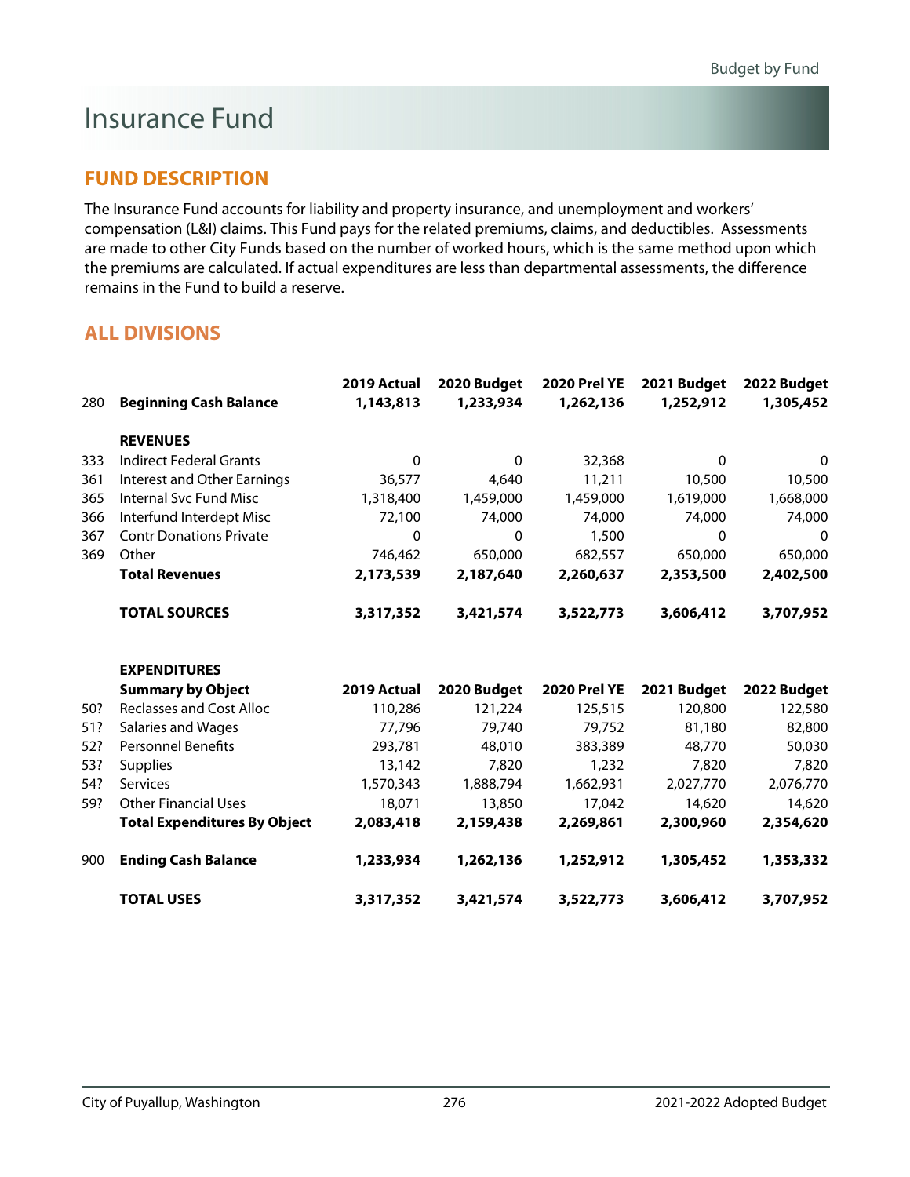# Insurance Fund

## FUND DESCRIPTION

The Insurance Fund accounts for liability and property insurance, and unemployment and workers' compensation (L&I) claims. This Fund pays for the related premiums, claims, and deductibles. Assessments are made to other City Funds based on the number of worked hours, which is the same method upon which the premiums are calculated. If actual expenditures are less than departmental assessments, the difference remains in the Fund to build a reserve.

## ALL DIVISIONS

| | | 2019 Actual | 2020 Budget | 2020 Prel YE | 2021 Budget | 2022 Budget |
|---|---|---|---|---|---|---|
| 280 | **Beginning Cash Balance** | **1,143,813** | **1,233,934** | **1,262,136** | **1,252,912** | **1,305,452** |
| | **REVENUES** | | | | | |
| 333 | Indirect Federal Grants | 0 | 0 | 32,368 | 0 | 0 |
| 361 | Interest and Other Earnings | 36,577 | 4,640 | 11,211 | 10,500 | 10,500 |
| 365 | Internal Svc Fund Misc | 1,318,400 | 1,459,000 | 1,459,000 | 1,619,000 | 1,668,000 |
| 366 | Interfund Interdept Misc | 72,100 | 74,000 | 74,000 | 74,000 | 74,000 |
| 367 | Contr Donations Private | 0 | 0 | 1,500 | 0 | 0 |
| 369 | Other | 746,462 | 650,000 | 682,557 | 650,000 | 650,000 |
| | **Total Revenues** | **2,173,539** | **2,187,640** | **2,260,637** | **2,353,500** | **2,402,500** |
| | **TOTAL SOURCES** | **3,317,352** | **3,421,574** | **3,522,773** | **3,606,412** | **3,707,952** |

| | **EXPENDITURES** | | | | | |
|---|---|---|---|---|---|---|
| | **Summary by Object** | **2019 Actual** | **2020 Budget** | **2020 Prel YE** | **2021 Budget** | **2022 Budget** |
| 50? | Reclasses and Cost Alloc | 110,286 | 121,224 | 125,515 | 120,800 | 122,580 |
| 51? | Salaries and Wages | 77,796 | 79,740 | 79,752 | 81,180 | 82,800 |
| 52? | Personnel Benefits | 293,781 | 48,010 | 383,389 | 48,770 | 50,030 |
| 53? | Supplies | 13,142 | 7,820 | 1,232 | 7,820 | 7,820 |
| 54? | Services | 1,570,343 | 1,888,794 | 1,662,931 | 2,027,770 | 2,076,770 |
| 59? | Other Financial Uses | 18,071 | 13,850 | 17,042 | 14,620 | 14,620 |
| | **Total Expenditures By Object** | **2,083,418** | **2,159,438** | **2,269,861** | **2,300,960** | **2,354,620** |
| 900 | **Ending Cash Balance** | **1,233,934** | **1,262,136** | **1,252,912** | **1,305,452** | **1,353,332** |
| | **TOTAL USES** | **3,317,352** | **3,421,574** | **3,522,773** | **3,606,412** | **3,707,952** |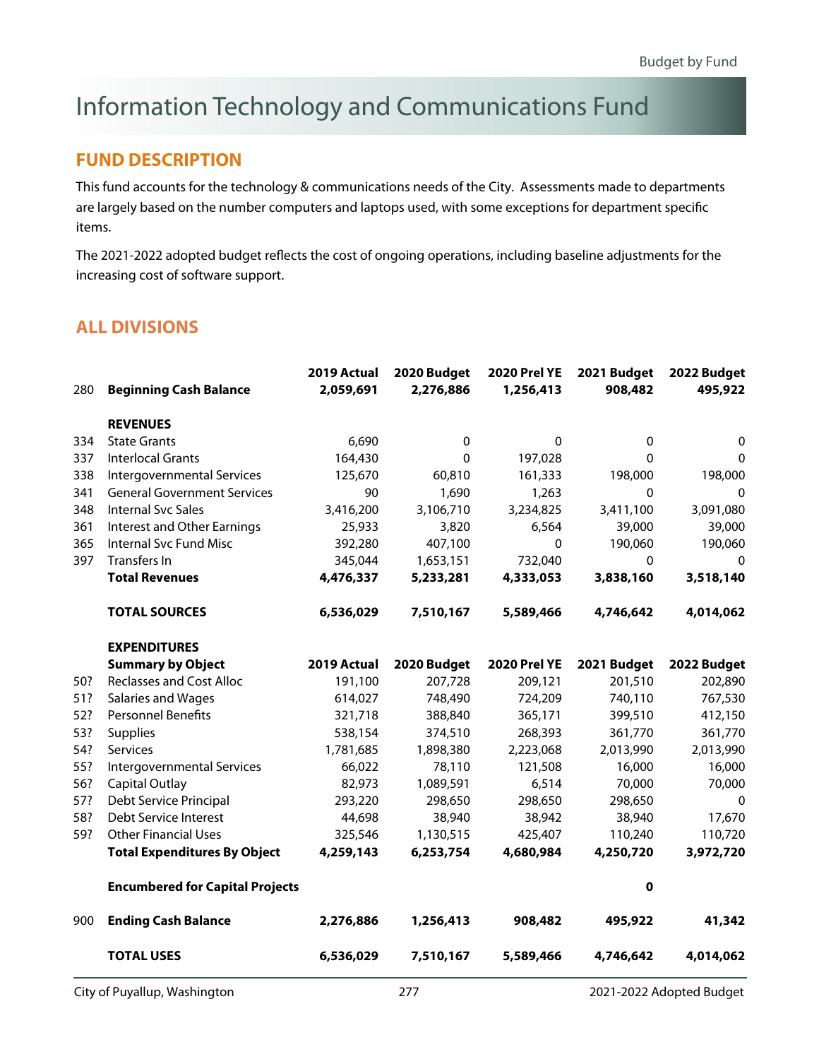# Information Technology and Communications Fund

## FUND DESCRIPTION

This fund accounts for the technology & communications needs of the City. Assessments made to departments are largely based on the number computers and laptops used, with some exceptions for department specific items.

The 2021-2022 adopted budget reflects the cost of ongoing operations, including baseline adjustments for the increasing cost of software support.

## ALL DIVISIONS

| | | 2019 Actual | 2020 Budget | 2020 Prel YE | 2021 Budget | 2022 Budget |
|---|---|---|---|---|---|---|
| 280 | **Beginning Cash Balance** | **2,059,691** | **2,276,886** | **1,256,413** | **908,482** | **495,922** |
| | **REVENUES** | | | | | |
| 334 | State Grants | 6,690 | 0 | 0 | 0 | 0 |
| 337 | Interlocal Grants | 164,430 | 0 | 197,028 | 0 | 0 |
| 338 | Intergovernmental Services | 125,670 | 60,810 | 161,333 | 198,000 | 198,000 |
| 341 | General Government Services | 90 | 1,690 | 1,263 | 0 | 0 |
| 348 | Internal Svc Sales | 3,416,200 | 3,106,710 | 3,234,825 | 3,411,100 | 3,091,080 |
| 361 | Interest and Other Earnings | 25,933 | 3,820 | 6,564 | 39,000 | 39,000 |
| 365 | Internal Svc Fund Misc | 392,280 | 407,100 | 0 | 190,060 | 190,060 |
| 397 | Transfers In | 345,044 | 1,653,151 | 732,040 | 0 | 0 |
| | **Total Revenues** | **4,476,337** | **5,233,281** | **4,333,053** | **3,838,160** | **3,518,140** |
| | **TOTAL SOURCES** | **6,536,029** | **7,510,167** | **5,589,466** | **4,746,642** | **4,014,062** |
| | **EXPENDITURES** | | | | | |
| | **Summary by Object** | **2019 Actual** | **2020 Budget** | **2020 Prel YE** | **2021 Budget** | **2022 Budget** |
| 50? | Reclasses and Cost Alloc | 191,100 | 207,728 | 209,121 | 201,510 | 202,890 |
| 51? | Salaries and Wages | 614,027 | 748,490 | 724,209 | 740,110 | 767,530 |
| 52? | Personnel Benefits | 321,718 | 388,840 | 365,171 | 399,510 | 412,150 |
| 53? | Supplies | 538,154 | 374,510 | 268,393 | 361,770 | 361,770 |
| 54? | Services | 1,781,685 | 1,898,380 | 2,223,068 | 2,013,990 | 2,013,990 |
| 55? | Intergovernmental Services | 66,022 | 78,110 | 121,508 | 16,000 | 16,000 |
| 56? | Capital Outlay | 82,973 | 1,089,591 | 6,514 | 70,000 | 70,000 |
| 57? | Debt Service Principal | 293,220 | 298,650 | 298,650 | 298,650 | 0 |
| 58? | Debt Service Interest | 44,698 | 38,940 | 38,942 | 38,940 | 17,670 |
| 59? | Other Financial Uses | 325,546 | 1,130,515 | 425,407 | 110,240 | 110,720 |
| | **Total Expenditures By Object** | **4,259,143** | **6,253,754** | **4,680,984** | **4,250,720** | **3,972,720** |
| | **Encumbered for Capital Projects** | | | | **0** | |
| 900 | **Ending Cash Balance** | **2,276,886** | **1,256,413** | **908,482** | **495,922** | **41,342** |
| | **TOTAL USES** | **6,536,029** | **7,510,167** | **5,589,466** | **4,746,642** | **4,014,062** |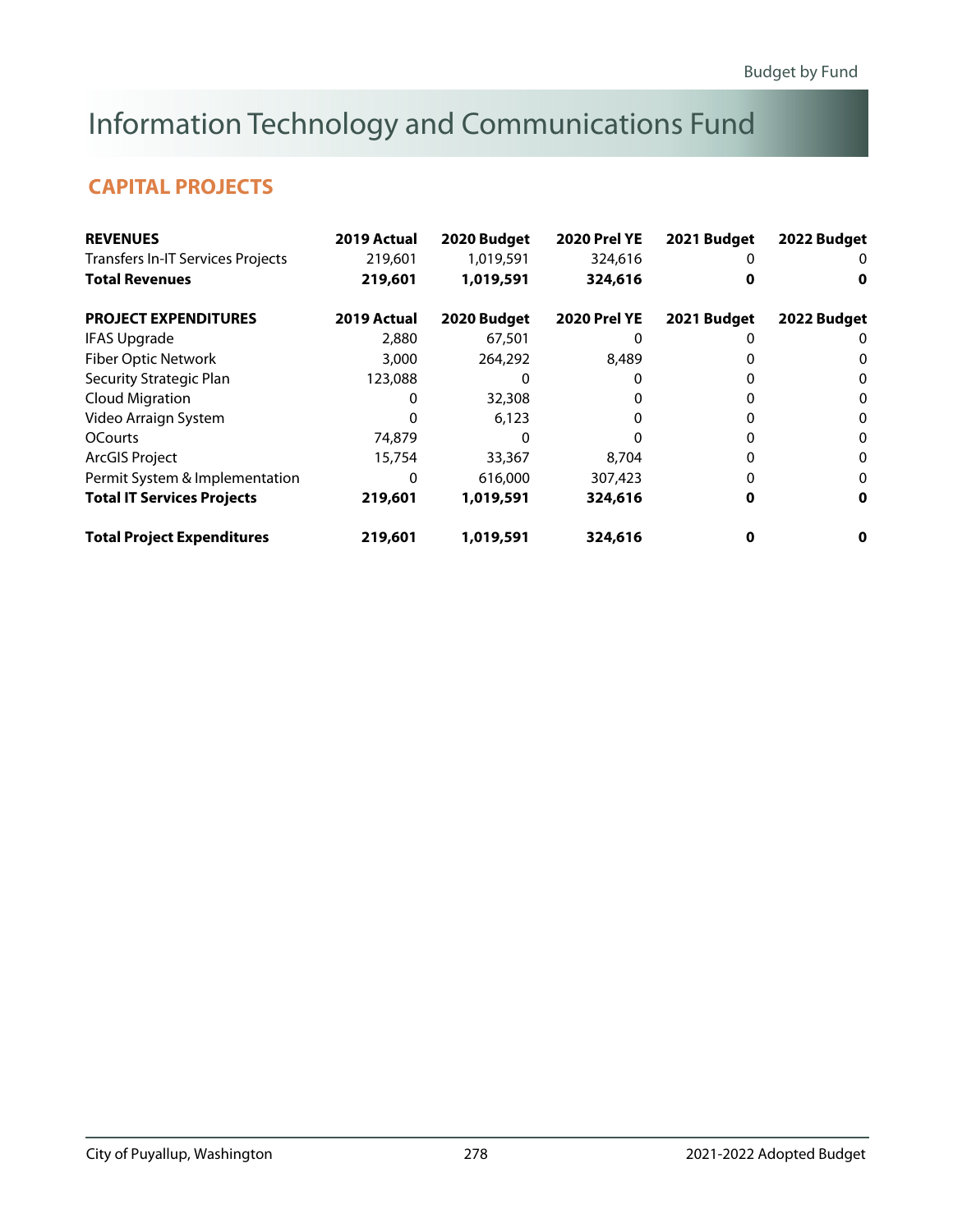# Information Technology and Communications Fund

## CAPITAL PROJECTS

| REVENUES | 2019 Actual | 2020 Budget | 2020 Prel YE | 2021 Budget | 2022 Budget |
|---|---|---|---|---|---|
| Transfers In-IT Services Projects | 219,601 | 1,019,591 | 324,616 | 0 | 0 |
| **Total Revenues** | **219,601** | **1,019,591** | **324,616** | **0** | **0** |

| PROJECT EXPENDITURES | 2019 Actual | 2020 Budget | 2020 Prel YE | 2021 Budget | 2022 Budget |
|---|---|---|---|---|---|
| IFAS Upgrade | 2,880 | 67,501 | 0 | 0 | 0 |
| Fiber Optic Network | 3,000 | 264,292 | 8,489 | 0 | 0 |
| Security Strategic Plan | 123,088 | 0 | 0 | 0 | 0 |
| Cloud Migration | 0 | 32,308 | 0 | 0 | 0 |
| Video Arraign System | 0 | 6,123 | 0 | 0 | 0 |
| OCourts | 74,879 | 0 | 0 | 0 | 0 |
| ArcGIS Project | 15,754 | 33,367 | 8,704 | 0 | 0 |
| Permit System & Implementation | 0 | 616,000 | 307,423 | 0 | 0 |
| **Total IT Services Projects** | **219,601** | **1,019,591** | **324,616** | **0** | **0** |
| | | | | | |
| **Total Project Expenditures** | **219,601** | **1,019,591** | **324,616** | **0** | **0** |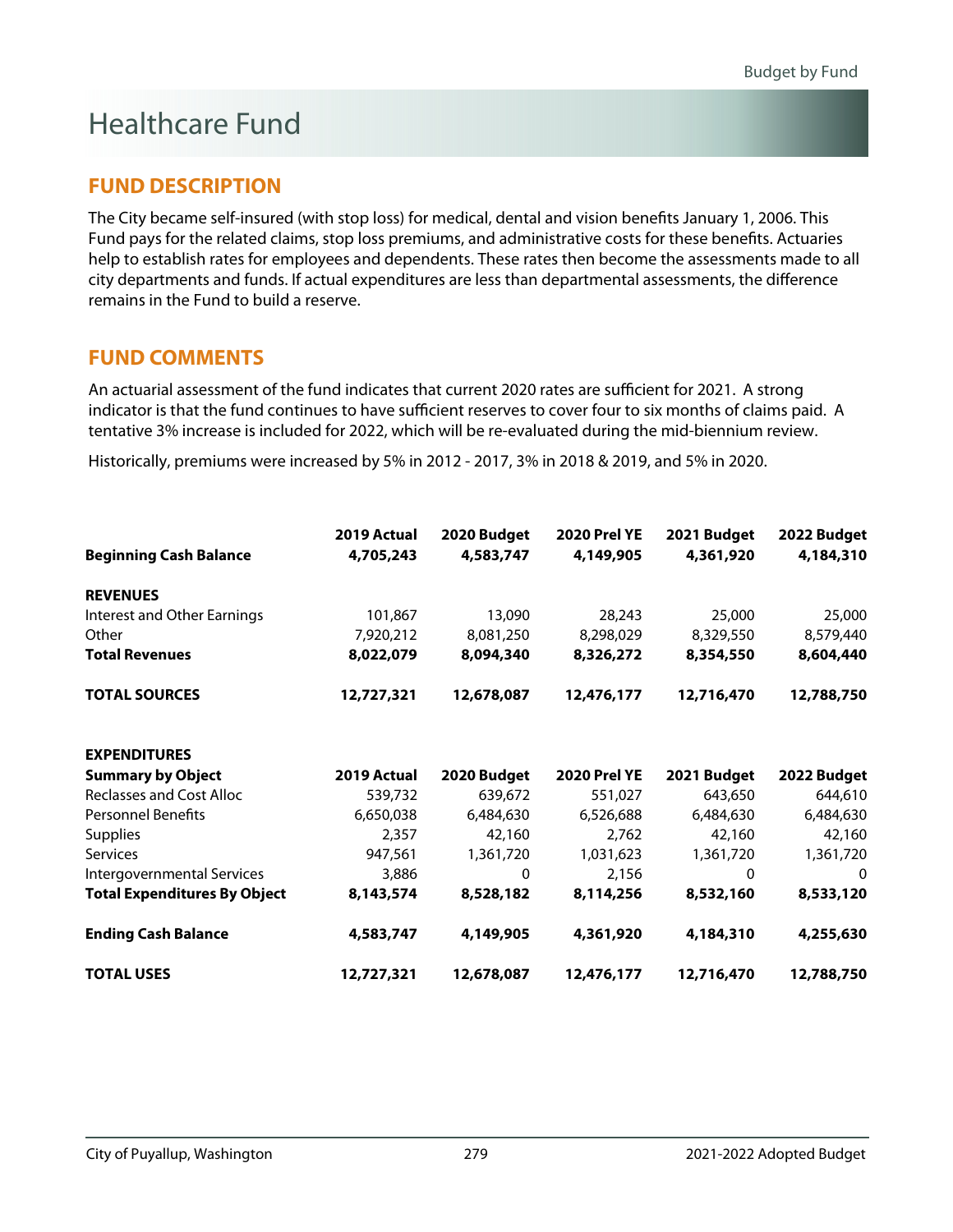# Healthcare Fund

## FUND DESCRIPTION

The City became self-insured (with stop loss) for medical, dental and vision benefits January 1, 2006. This Fund pays for the related claims, stop loss premiums, and administrative costs for these benefits. Actuaries help to establish rates for employees and dependents. These rates then become the assessments made to all city departments and funds. If actual expenditures are less than departmental assessments, the difference remains in the Fund to build a reserve.

## FUND COMMENTS

An actuarial assessment of the fund indicates that current 2020 rates are sufficient for 2021. A strong indicator is that the fund continues to have sufficient reserves to cover four to six months of claims paid. A tentative 3% increase is included for 2022, which will be re-evaluated during the mid-biennium review.

Historically, premiums were increased by 5% in 2012 - 2017, 3% in 2018 & 2019, and 5% in 2020.

| | 2019 Actual | 2020 Budget | 2020 Prel YE | 2021 Budget | 2022 Budget |
|---|---|---|---|---|---|
| **Beginning Cash Balance** | **4,705,243** | **4,583,747** | **4,149,905** | **4,361,920** | **4,184,310** |
| | | | | | |
| **REVENUES** | | | | | |
| Interest and Other Earnings | 101,867 | 13,090 | 28,243 | 25,000 | 25,000 |
| Other | 7,920,212 | 8,081,250 | 8,298,029 | 8,329,550 | 8,579,440 |
| **Total Revenues** | **8,022,079** | **8,094,340** | **8,326,272** | **8,354,550** | **8,604,440** |
| | | | | | |
| **TOTAL SOURCES** | **12,727,321** | **12,678,087** | **12,476,177** | **12,716,470** | **12,788,750** |
| | | | | | |
| **EXPENDITURES** | | | | | |
| **Summary by Object** | **2019 Actual** | **2020 Budget** | **2020 Prel YE** | **2021 Budget** | **2022 Budget** |
| Reclasses and Cost Alloc | 539,732 | 639,672 | 551,027 | 643,650 | 644,610 |
| Personnel Benefits | 6,650,038 | 6,484,630 | 6,526,688 | 6,484,630 | 6,484,630 |
| Supplies | 2,357 | 42,160 | 2,762 | 42,160 | 42,160 |
| Services | 947,561 | 1,361,720 | 1,031,623 | 1,361,720 | 1,361,720 |
| Intergovernmental Services | 3,886 | 0 | 2,156 | 0 | 0 |
| **Total Expenditures By Object** | **8,143,574** | **8,528,182** | **8,114,256** | **8,532,160** | **8,533,120** |
| | | | | | |
| **Ending Cash Balance** | **4,583,747** | **4,149,905** | **4,361,920** | **4,184,310** | **4,255,630** |
| | | | | | |
| **TOTAL USES** | **12,727,321** | **12,678,087** | **12,476,177** | **12,716,470** | **12,788,750** |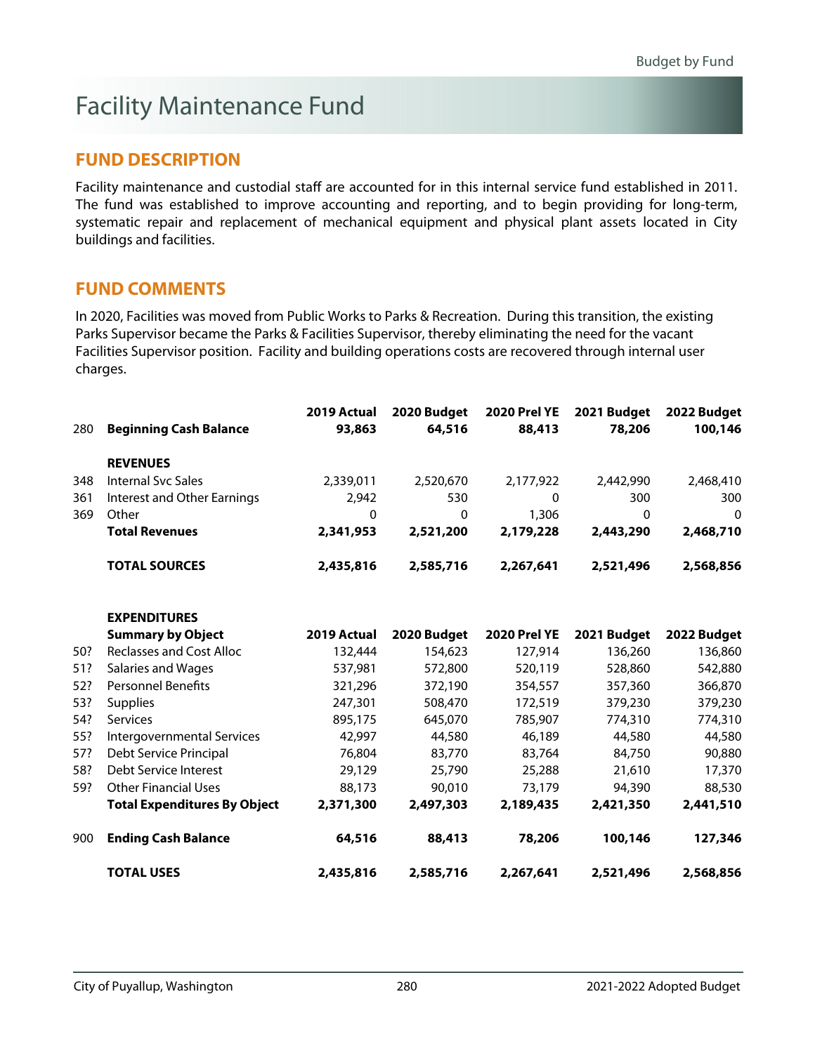# Facility Maintenance Fund

## FUND DESCRIPTION

Facility maintenance and custodial staff are accounted for in this internal service fund established in 2011. The fund was established to improve accounting and reporting, and to begin providing for long-term, systematic repair and replacement of mechanical equipment and physical plant assets located in City buildings and facilities.

## FUND COMMENTS

In 2020, Facilities was moved from Public Works to Parks & Recreation. During this transition, the existing Parks Supervisor became the Parks & Facilities Supervisor, thereby eliminating the need for the vacant Facilities Supervisor position. Facility and building operations costs are recovered through internal user charges.

| | | 2019 Actual | 2020 Budget | 2020 Prel YE | 2021 Budget | 2022 Budget |
|---|---|---|---|---|---|---|
| 280 | **Beginning Cash Balance** | **93,863** | **64,516** | **88,413** | **78,206** | **100,146** |
| | **REVENUES** | | | | | |
| 348 | Internal Svc Sales | 2,339,011 | 2,520,670 | 2,177,922 | 2,442,990 | 2,468,410 |
| 361 | Interest and Other Earnings | 2,942 | 530 | 0 | 300 | 300 |
| 369 | Other | 0 | 0 | 1,306 | 0 | 0 |
| | **Total Revenues** | **2,341,953** | **2,521,200** | **2,179,228** | **2,443,290** | **2,468,710** |
| | **TOTAL SOURCES** | **2,435,816** | **2,585,716** | **2,267,641** | **2,521,496** | **2,568,856** |
| | **EXPENDITURES** | | | | | |
| | **Summary by Object** | **2019 Actual** | **2020 Budget** | **2020 Prel YE** | **2021 Budget** | **2022 Budget** |
| 50? | Reclasses and Cost Alloc | 132,444 | 154,623 | 127,914 | 136,260 | 136,860 |
| 51? | Salaries and Wages | 537,981 | 572,800 | 520,119 | 528,860 | 542,880 |
| 52? | Personnel Benefits | 321,296 | 372,190 | 354,557 | 357,360 | 366,870 |
| 53? | Supplies | 247,301 | 508,470 | 172,519 | 379,230 | 379,230 |
| 54? | Services | 895,175 | 645,070 | 785,907 | 774,310 | 774,310 |
| 55? | Intergovernmental Services | 42,997 | 44,580 | 46,189 | 44,580 | 44,580 |
| 57? | Debt Service Principal | 76,804 | 83,770 | 83,764 | 84,750 | 90,880 |
| 58? | Debt Service Interest | 29,129 | 25,790 | 25,288 | 21,610 | 17,370 |
| 59? | Other Financial Uses | 88,173 | 90,010 | 73,179 | 94,390 | 88,530 |
| | **Total Expenditures By Object** | **2,371,300** | **2,497,303** | **2,189,435** | **2,421,350** | **2,441,510** |
| 900 | **Ending Cash Balance** | **64,516** | **88,413** | **78,206** | **100,146** | **127,346** |
| | **TOTAL USES** | **2,435,816** | **2,585,716** | **2,267,641** | **2,521,496** | **2,568,856** |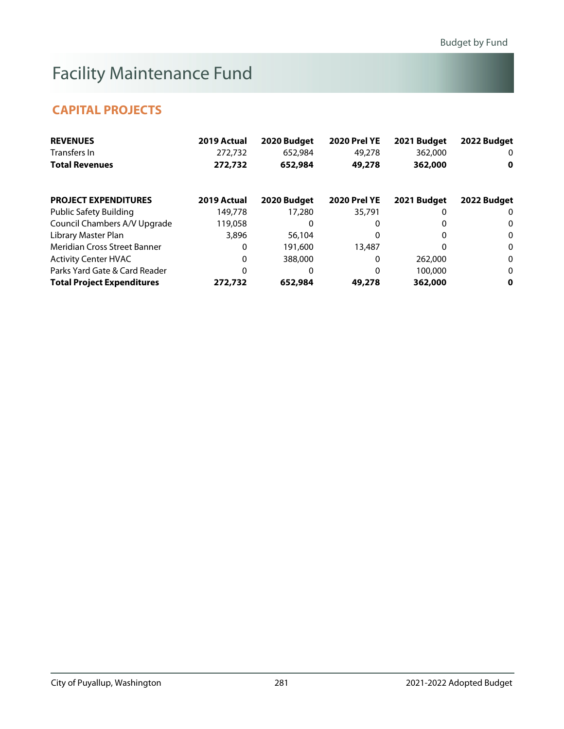# Facility Maintenance Fund

## CAPITAL PROJECTS

| REVENUES | 2019 Actual | 2020 Budget | 2020 Prel YE | 2021 Budget | 2022 Budget |
|---|---|---|---|---|---|
| Transfers In | 272,732 | 652,984 | 49,278 | 362,000 | 0 |
| **Total Revenues** | **272,732** | **652,984** | **49,278** | **362,000** | **0** |

| PROJECT EXPENDITURES | 2019 Actual | 2020 Budget | 2020 Prel YE | 2021 Budget | 2022 Budget |
|---|---|---|---|---|---|
| Public Safety Building | 149,778 | 17,280 | 35,791 | 0 | 0 |
| Council Chambers A/V Upgrade | 119,058 | 0 | 0 | 0 | 0 |
| Library Master Plan | 3,896 | 56,104 | 0 | 0 | 0 |
| Meridian Cross Street Banner | 0 | 191,600 | 13,487 | 0 | 0 |
| Activity Center HVAC | 0 | 388,000 | 0 | 262,000 | 0 |
| Parks Yard Gate & Card Reader | 0 | 0 | 0 | 100,000 | 0 |
| **Total Project Expenditures** | **272,732** | **652,984** | **49,278** | **362,000** | **0** |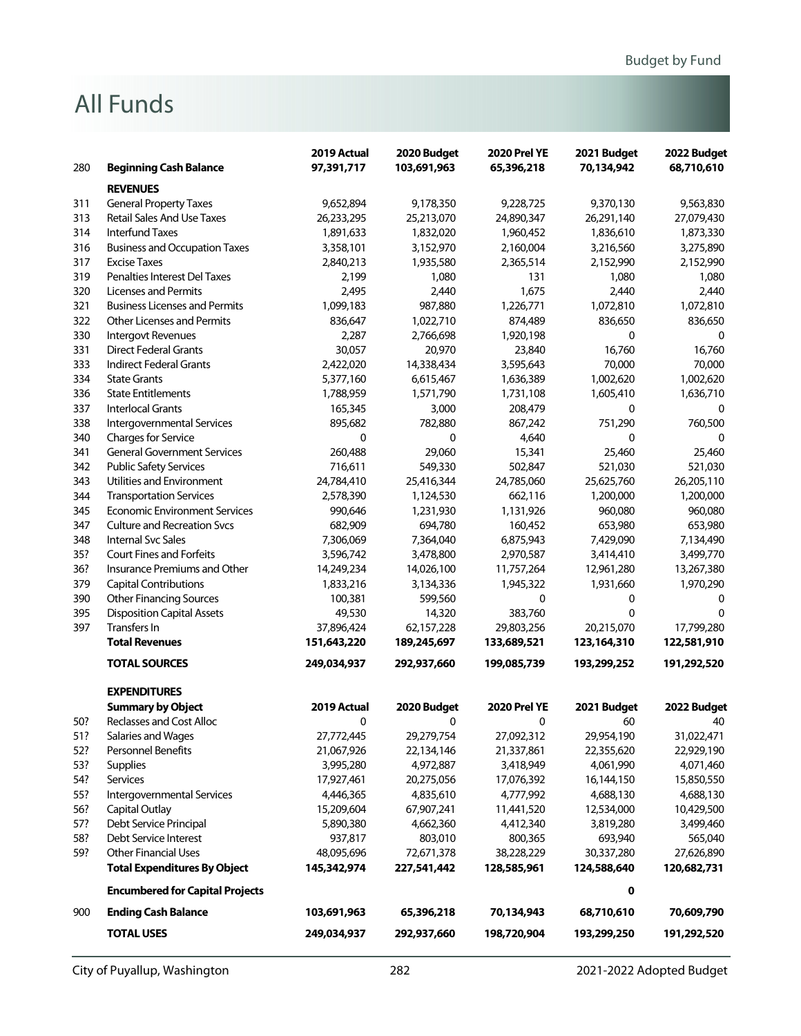# All Funds

| | | 2019 Actual | 2020 Budget | 2020 Prel YE | 2021 Budget | 2022 Budget |
|---|---|---|---|---|---|---|
| 280 | **Beginning Cash Balance** | **97,391,717** | **103,691,963** | **65,396,218** | **70,134,942** | **68,710,610** |
| | **REVENUES** | | | | | |
| 311 | General Property Taxes | 9,652,894 | 9,178,350 | 9,228,725 | 9,370,130 | 9,563,830 |
| 313 | Retail Sales And Use Taxes | 26,233,295 | 25,213,070 | 24,890,347 | 26,291,140 | 27,079,430 |
| 314 | Interfund Taxes | 1,891,633 | 1,832,020 | 1,960,452 | 1,836,610 | 1,873,330 |
| 316 | Business and Occupation Taxes | 3,358,101 | 3,152,970 | 2,160,004 | 3,216,560 | 3,275,890 |
| 317 | Excise Taxes | 2,840,213 | 1,935,580 | 2,365,514 | 2,152,990 | 2,152,990 |
| 319 | Penalties Interest Del Taxes | 2,199 | 1,080 | 131 | 1,080 | 1,080 |
| 320 | Licenses and Permits | 2,495 | 2,440 | 1,675 | 2,440 | 2,440 |
| 321 | Business Licenses and Permits | 1,099,183 | 987,880 | 1,226,771 | 1,072,810 | 1,072,810 |
| 322 | Other Licenses and Permits | 836,647 | 1,022,710 | 874,489 | 836,650 | 836,650 |
| 330 | Intergovt Revenues | 2,287 | 2,766,698 | 1,920,198 | 0 | 0 |
| 331 | Direct Federal Grants | 30,057 | 20,970 | 23,840 | 16,760 | 16,760 |
| 333 | Indirect Federal Grants | 2,422,020 | 14,338,434 | 3,595,643 | 70,000 | 70,000 |
| 334 | State Grants | 5,377,160 | 6,615,467 | 1,636,389 | 1,002,620 | 1,002,620 |
| 336 | State Entitlements | 1,788,959 | 1,571,790 | 1,731,108 | 1,605,410 | 1,636,710 |
| 337 | Interlocal Grants | 165,345 | 3,000 | 208,479 | 0 | 0 |
| 338 | Intergovernmental Services | 895,682 | 782,880 | 867,242 | 751,290 | 760,500 |
| 340 | Charges for Service | 0 | 0 | 4,640 | 0 | 0 |
| 341 | General Government Services | 260,488 | 29,060 | 15,341 | 25,460 | 25,460 |
| 342 | Public Safety Services | 716,611 | 549,330 | 502,847 | 521,030 | 521,030 |
| 343 | Utilities and Environment | 24,784,410 | 25,416,344 | 24,785,060 | 25,625,760 | 26,205,110 |
| 344 | Transportation Services | 2,578,390 | 1,124,530 | 662,116 | 1,200,000 | 1,200,000 |
| 345 | Economic Environment Services | 990,646 | 1,231,930 | 1,131,926 | 960,080 | 960,080 |
| 347 | Culture and Recreation Svcs | 682,909 | 694,780 | 160,452 | 653,980 | 653,980 |
| 348 | Internal Svc Sales | 7,306,069 | 7,364,040 | 6,875,943 | 7,429,090 | 7,134,490 |
| 35? | Court Fines and Forfeits | 3,596,742 | 3,478,800 | 2,970,587 | 3,414,410 | 3,499,770 |
| 36? | Insurance Premiums and Other | 14,249,234 | 14,026,100 | 11,757,264 | 12,961,280 | 13,267,380 |
| 379 | Capital Contributions | 1,833,216 | 3,134,336 | 1,945,322 | 1,931,660 | 1,970,290 |
| 390 | Other Financing Sources | 100,381 | 599,560 | 0 | 0 | 0 |
| 395 | Disposition Capital Assets | 49,530 | 14,320 | 383,760 | 0 | 0 |
| 397 | Transfers In | 37,896,424 | 62,157,228 | 29,803,256 | 20,215,070 | 17,799,280 |
| | **Total Revenues** | **151,643,220** | **189,245,697** | **133,689,521** | **123,164,310** | **122,581,910** |
| | **TOTAL SOURCES** | **249,034,937** | **292,937,660** | **199,085,739** | **193,299,252** | **191,292,520** |
| | **EXPENDITURES** | | | | | |
| | **Summary by Object** | **2019 Actual** | **2020 Budget** | **2020 Prel YE** | **2021 Budget** | **2022 Budget** |
| 50? | Reclasses and Cost Alloc | 0 | 0 | 0 | 60 | 40 |
| 51? | Salaries and Wages | 27,772,445 | 29,279,754 | 27,092,312 | 29,954,190 | 31,022,471 |
| 52? | Personnel Benefits | 21,067,926 | 22,134,146 | 21,337,861 | 22,355,620 | 22,929,190 |
| 53? | Supplies | 3,995,280 | 4,972,887 | 3,418,949 | 4,061,990 | 4,071,460 |
| 54? | Services | 17,927,461 | 20,275,056 | 17,076,392 | 16,144,150 | 15,850,550 |
| 55? | Intergovernmental Services | 4,446,365 | 4,835,610 | 4,777,992 | 4,688,130 | 4,688,130 |
| 56? | Capital Outlay | 15,209,604 | 67,907,241 | 11,441,520 | 12,534,000 | 10,429,500 |
| 57? | Debt Service Principal | 5,890,380 | 4,662,360 | 4,412,340 | 3,819,280 | 3,499,460 |
| 58? | Debt Service Interest | 937,817 | 803,010 | 800,365 | 693,940 | 565,040 |
| 59? | Other Financial Uses | 48,095,696 | 72,671,378 | 38,228,229 | 30,337,280 | 27,626,890 |
| | **Total Expenditures By Object** | **145,342,974** | **227,541,442** | **128,585,961** | **124,588,640** | **120,682,731** |
| | **Encumbered for Capital Projects** | | | | **0** | |
| 900 | **Ending Cash Balance** | **103,691,963** | **65,396,218** | **70,134,943** | **68,710,610** | **70,609,790** |
| | **TOTAL USES** | **249,034,937** | **292,937,660** | **198,720,904** | **193,299,250** | **191,292,520** |